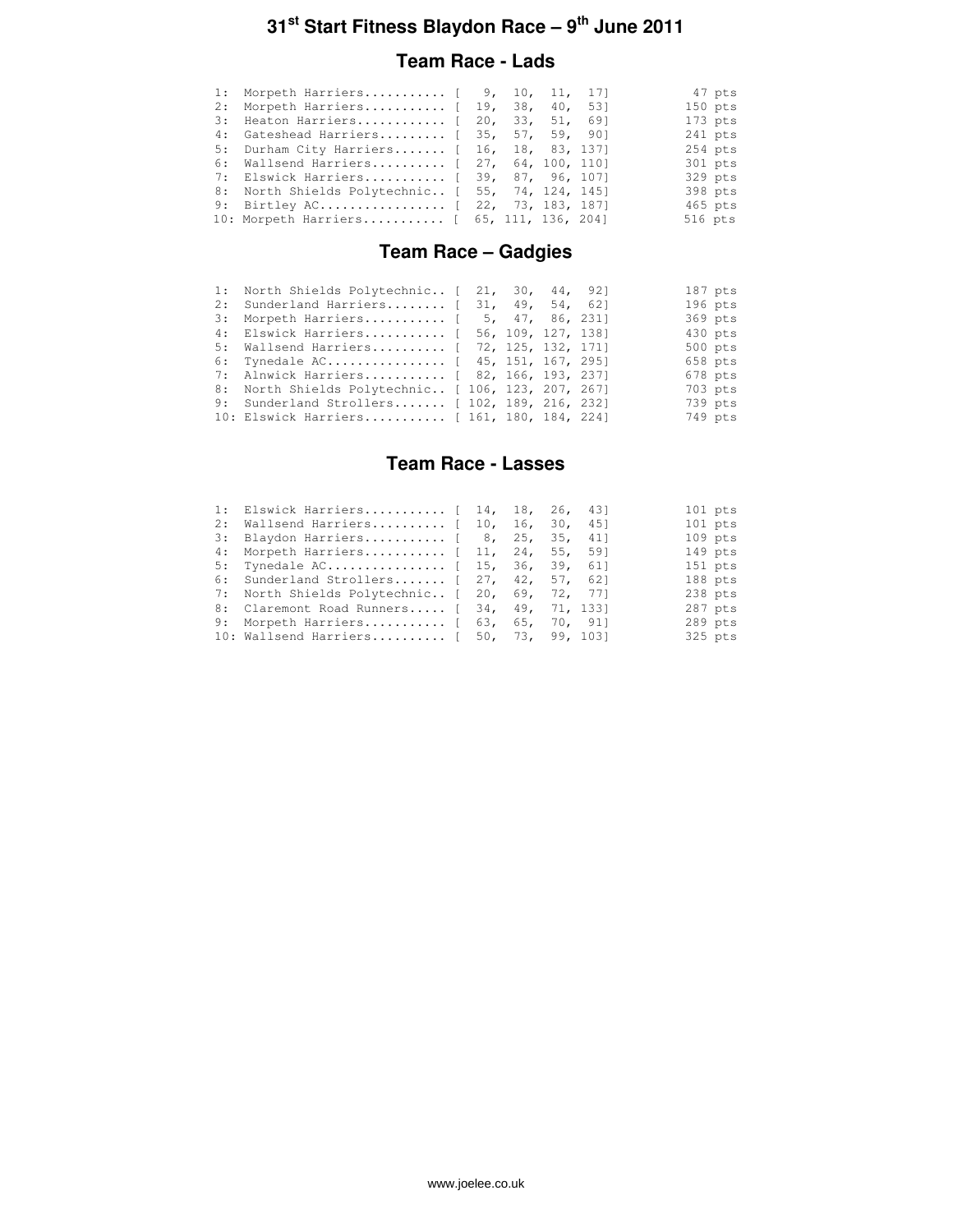# 31st Start Fitness Blaydon Race – 9th June 2011

## Team Race - Lads

```
1:  Morpeth Harriers........... [   9,  10,  11,  17]          47 pts
2:  Morpeth Harriers........... [  19,  38,  40,  53]         150 pts
3:  Heaton Harriers............ [  20,  33,  51,  69]         173 pts
4:  Gateshead Harriers......... [  35,  57,  59,  90]         241 pts
5:  Durham City Harriers....... [  16,  18,  83, 137]         254 pts
6:  Wallsend Harriers.......... [  27,  64, 100, 110]         301 pts
7:  Elswick Harriers........... [  39,  87,  96, 107]         329 pts
8:  North Shields Polytechnic.. [  55,  74, 124, 145]         398 pts
9:  Birtley AC................. [  22,  73, 183, 187]         465 pts
10: Morpeth Harriers........... [  65, 111, 136, 204]         516 pts
```

## Team Race – Gadgies

```
1:  North Shields Polytechnic.. [  21,  30,  44,  92]         187 pts
2:  Sunderland Harriers........ [  31,  49,  54,  62]         196 pts
3:  Morpeth Harriers........... [   5,  47,  86, 231]         369 pts
4:  Elswick Harriers........... [  56, 109, 127, 138]         430 pts
5:  Wallsend Harriers.......... [  72, 125, 132, 171]         500 pts
6:  Tynedale AC................ [  45, 151, 167, 295]         658 pts
7:  Alnwick Harriers........... [  82, 166, 193, 237]         678 pts
8:  North Shields Polytechnic.. [ 106, 123, 207, 267]         703 pts
9:  Sunderland Strollers....... [ 102, 189, 216, 232]         739 pts
10: Elswick Harriers........... [ 161, 180, 184, 224]         749 pts
```

## Team Race - Lasses

```
1:  Elswick Harriers........... [  14,  18,  26,  43]         101 pts
2:  Wallsend Harriers.......... [  10,  16,  30,  45]         101 pts
3:  Blaydon Harriers........... [   8,  25,  35,  41]         109 pts
4:  Morpeth Harriers........... [  11,  24,  55,  59]         149 pts
5:  Tynedale AC................ [  15,  36,  39,  61]         151 pts
6:  Sunderland Strollers....... [  27,  42,  57,  62]         188 pts
7:  North Shields Polytechnic.. [  20,  69,  72,  77]         238 pts
8:  Claremont Road Runners..... [  34,  49,  71, 133]         287 pts
9:  Morpeth Harriers........... [  63,  65,  70,  91]         289 pts
10: Wallsend Harriers.......... [  50,  73,  99, 103]         325 pts
```

www.joelee.co.uk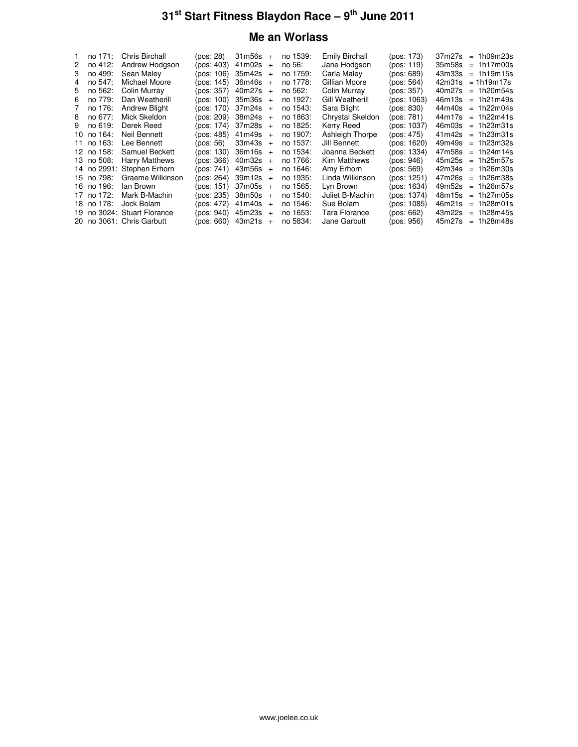# 31st Start Fitness Blaydon Race – 9th June 2011

## Me an Worlass

| | | | | | | | | | | | |
|---|---|---|---|---|---|---|---|---|---|---|---|
| 1 | no 171: | Chris Birchall | (pos: 28) | 31m56s | + | no 1539: | Emily Birchall | (pos: 173) | 37m27s | = | 1h09m23s |
| 2 | no 412: | Andrew Hodgson | (pos: 403) | 41m02s | + | no 56: | Jane Hodgson | (pos: 119) | 35m58s | = | 1h17m00s |
| 3 | no 499: | Sean Maley | (pos: 106) | 35m42s | + | no 1759: | Carla Maley | (pos: 689) | 43m33s | = | 1h19m15s |
| 4 | no 547: | Michael Moore | (pos: 145) | 36m46s | + | no 1778: | Gillian Moore | (pos: 564) | 42m31s | = | 1h19m17s |
| 5 | no 562: | Colin Murray | (pos: 357) | 40m27s | + | no 562: | Colin Murray | (pos: 357) | 40m27s | = | 1h20m54s |
| 6 | no 779: | Dan Weatherill | (pos: 100) | 35m36s | + | no 1927: | Gill Weatherill | (pos: 1063) | 46m13s | = | 1h21m49s |
| 7 | no 176: | Andrew Blight | (pos: 170) | 37m24s | + | no 1543: | Sara Blight | (pos: 830) | 44m40s | = | 1h22m04s |
| 8 | no 677: | Mick Skeldon | (pos: 209) | 38m24s | + | no 1863: | Chrystal Skeldon | (pos: 781) | 44m17s | = | 1h22m41s |
| 9 | no 619: | Derek Reed | (pos: 174) | 37m28s | + | no 1825: | Kerry Reed | (pos: 1037) | 46m03s | = | 1h23m31s |
| 10 | no 164: | Neil Bennett | (pos: 485) | 41m49s | + | no 1907: | Ashleigh Thorpe | (pos: 475) | 41m42s | = | 1h23m31s |
| 11 | no 163: | Lee Bennett | (pos: 56) | 33m43s | + | no 1537: | Jill Bennett | (pos: 1620) | 49m49s | = | 1h23m32s |
| 12 | no 158: | Samuel Beckett | (pos: 130) | 36m16s | + | no 1534: | Joanna Beckett | (pos: 1334) | 47m58s | = | 1h24m14s |
| 13 | no 508: | Harry Matthews | (pos: 366) | 40m32s | + | no 1766: | Kim Matthews | (pos: 946) | 45m25s | = | 1h25m57s |
| 14 | no 2991: | Stephen Erhorn | (pos: 741) | 43m56s | + | no 1646: | Amy Erhorn | (pos: 569) | 42m34s | = | 1h26m30s |
| 15 | no 798: | Graeme Wilkinson | (pos: 264) | 39m12s | + | no 1935: | Linda Wilkinson | (pos: 1251) | 47m26s | = | 1h26m38s |
| 16 | no 196: | Ian Brown | (pos: 151) | 37m05s | + | no 1565: | Lyn Brown | (pos: 1634) | 49m52s | = | 1h26m57s |
| 17 | no 172: | Mark B-Machin | (pos: 235) | 38m50s | + | no 1540: | Juliet B-Machin | (pos: 1374) | 48m15s | = | 1h27m05s |
| 18 | no 178: | Jock Bolam | (pos: 472) | 41m40s | + | no 1546: | Sue Bolam | (pos: 1085) | 46m21s | = | 1h28m01s |
| 19 | no 3024: | Stuart Florance | (pos: 940) | 45m23s | + | no 1653: | Tara Florance | (pos: 662) | 43m22s | = | 1h28m45s |
| 20 | no 3061: | Chris Garbutt | (pos: 660) | 43m21s | + | no 5834: | Jane Garbutt | (pos: 956) | 45m27s | = | 1h28m48s |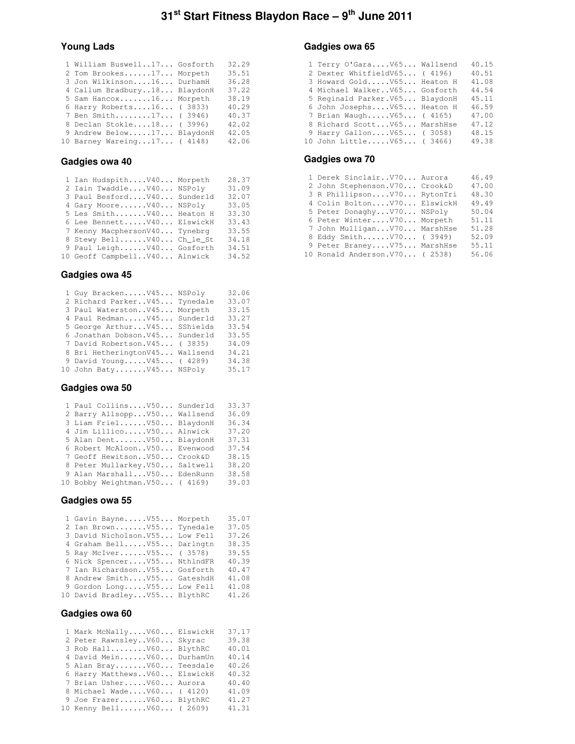# 31[st] Start Fitness Blaydon Race – 9[th] June 2011

### Young Lads

```
 1 William Buswell..17... Gosforth   32.29
 2 Tom Brookes......17... Morpeth    35.51
 3 Jon Wilkinson....16... DurhamH    36.28
 4 Callum Bradbury..18... BlaydonH   37.22
 5 Sam Hancox.......16... Morpeth    38.19
 6 Harry Roberts....16... ( 3833)    40.29
 7 Ben Smith........17... ( 3946)    40.37
 8 Declan Stokle....18... ( 3996)    42.02
 9 Andrew Below.....17... BlaydonH   42.05
10 Barney Wareing...17... ( 4148)    42.06
```

### Gadgies owa 40

```
 1 Ian Hudspith....V40... Morpeth    28.37
 2 Iain Twaddle....V40... NSPoly     31.09
 3 Paul Besford....V40... Sunderld   32.07
 4 Gary Moore......V40... NSPoly     33.05
 5 Les Smith.......V40... Heaton H   33.30
 6 Lee Bennett.....V40... ElswickH   33.43
 7 Kenny MacphersonV40... Tynebrg    33.55
 8 Stewy Bell......V40... Ch_le_St   34.18
 9 Paul Leigh......V40... Gosforth   34.51
10 Geoff Campbell..V40... Alnwick    34.52
```

### Gadgies owa 45

```
 1 Guy Bracken.....V45... NSPoly     32.06
 2 Richard Parker..V45... Tynedale   33.07
 3 Paul Waterston..V45... Morpeth    33.15
 4 Paul Redman.....V45... Sunderld   33.27
 5 George Arthur...V45... SShields   33.54
 6 Jonathan Dobson.V45... Sunderld   33.55
 7 David Robertson.V45... ( 3835)    34.09
 8 Bri HetheringtonV45... Wallsend   34.21
 9 David Young.....V45... ( 4289)    34.38
10 John Baty.......V45... NSPoly     35.17
```

### Gadgies owa 50

```
 1 Paul Collins....V50... Sunderld   33.37
 2 Barry Allsopp...V50... Wallsend   36.09
 3 Liam Friel......V50... BlaydonH   36.34
 4 Jim Lillico.....V50... Alnwick    37.20
 5 Alan Dent.......V50... BlaydonH   37.31
 6 Robert McAloon..V50... Evenwood   37.54
 7 Geoff Hewitson..V50... Crook&D    38.15
 8 Peter Mullarkey.V50... Saltwell   38.20
 9 Alan Marshall...V50... EdenRunn   38.58
10 Bobby Weightman.V50... ( 4169)    39.03
```

### Gadgies owa 55

```
 1 Gavin Bayne.....V55... Morpeth    35.07
 2 Ian Brown.......V55... Tynedale   37.05
 3 David Nicholson.V55... Low Fell   37.26
 4 Graham Bell.....V55... Darlngtn   38.35
 5 Ray McIver......V55... ( 3578)    39.55
 6 Nick Spencer....V55... NthlndFR   40.39
 7 Ian Richardson..V55... Gosforth   40.47
 8 Andrew Smith....V55... GateshdH   41.08
 9 Gordon Long.....V55... Low Fell   41.08
10 David Bradley...V55... BlythRC    41.26
```

### Gadgies owa 60

```
 1 Mark McNally....V60... ElswickH   37.17
 2 Peter Rawnsley..V60... Skyrac     39.38
 3 Rob Hall........V60... BlythRC    40.01
 4 David Mein......V60... DurhamUn   40.14
 5 Alan Bray.......V60... Teesdale   40.26
 6 Harry Matthews..V60... ElswickH   40.32
 7 Brian Usher.....V60... Aurora     40.40
 8 Michael Wade....V60... ( 4120)    41.09
 9 Joe Frazer......V60... BlythRC    41.27
10 Kenny Bell......V60... ( 2609)    41.31
```

### Gadgies owa 65

```
 1 Terry O'Gara....V65... Wallsend   40.15
 2 Dexter WhitfieldV65... ( 4196)    40.51
 3 Howard Gold.....V65... Heaton H   41.08
 4 Michael Walker..V65... Gosforth   44.54
 5 Reginald Parker.V65... BlaydonH   45.11
 6 John Josephs....V65... Heaton H   46.59
 7 Brian Waugh.....V65... ( 4165)    47.00
 8 Richard Scott...V65... MarshHse   47.12
 9 Harry Gallon....V65... ( 3058)    48.15
10 John Little.....V65... ( 3466)    49.38
```

### Gadgies owa 70

```
 1 Derek Sinclair..V70... Aurora     46.49
 2 John Stephenson.V70... Crook&D    47.00
 3 R Phillipson....V70... RytonTri   48.30
 4 Colin Bolton....V70... ElswickH   49.49
 5 Peter Donaghy...V70... NSPoly     50.04
 6 Peter Winter....V70... Morpeth    51.11
 7 John Mulligan...V70... MarshHse   51.28
 8 Eddy Smith......V70... ( 3949)    52.09
 9 Peter Braney....V75... MarshHse   55.11
10 Ronald Anderson.V70... ( 2538)    56.06
```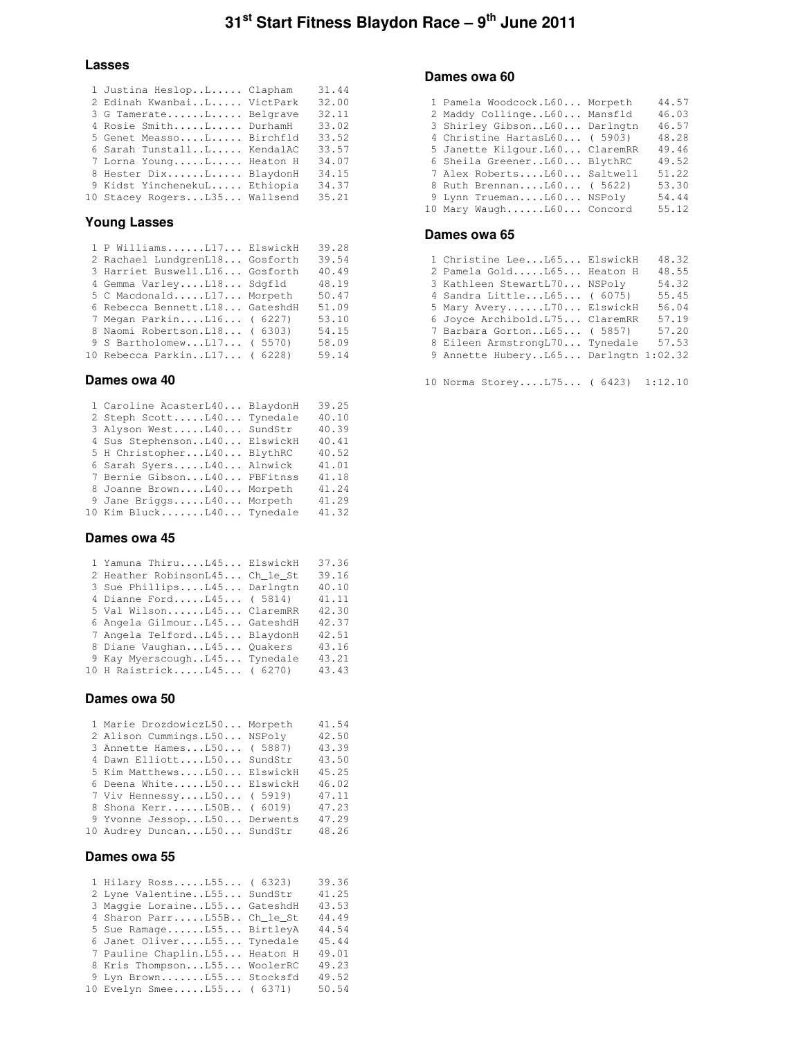# 31[st] Start Fitness Blaydon Race – 9[th] June 2011

### Lasses

```
 1 Justina Heslop..L..... Clapham    31.44
 2 Edinah Kwanbai..L..... VictPark   32.00
 3 G Tamerate......L..... Belgrave   32.11
 4 Rosie Smith.....L..... DurhamH    33.02
 5 Genet Measso....L..... Birchfld   33.52
 6 Sarah Tunstall..L..... KendalAC   33.57
 7 Lorna Young.....L..... Heaton H   34.07
 8 Hester Dix......L..... BlaydonH   34.15
 9 Kidst YinchenekuL..... Ethiopia   34.37
10 Stacey Rogers...L35... Wallsend   35.21
```

### Young Lasses

```
 1 P Williams......L17... ElswickH   39.28
 2 Rachael LundgrenL18... Gosforth   39.54
 3 Harriet Buswell.L16... Gosforth   40.49
 4 Gemma Varley....L18... Sdgfld     48.19
 5 C Macdonald.....L17... Morpeth    50.47
 6 Rebecca Bennett.L18... GateshdH   51.09
 7 Megan Parkin....L16... ( 6227)    53.10
 8 Naomi Robertson.L18... ( 6303)    54.15
 9 S Bartholomew...L17... ( 5570)    58.09
10 Rebecca Parkin..L17... ( 6228)    59.14
```

### Dames owa 40

```
 1 Caroline AcasterL40... BlaydonH   39.25
 2 Steph Scott.....L40... Tynedale   40.10
 3 Alyson West.....L40... SundStr    40.39
 4 Sus Stephenson..L40... ElswickH   40.41
 5 H Christopher...L40... BlythRC    40.52
 6 Sarah Syers.....L40... Alnwick    41.01
 7 Bernie Gibson...L40... PBFitnss   41.18
 8 Joanne Brown....L40... Morpeth    41.24
 9 Jane Briggs.....L40... Morpeth    41.29
10 Kim Bluck.......L40... Tynedale   41.32
```

### Dames owa 45

```
 1 Yamuna Thiru....L45... ElswickH   37.36
 2 Heather RobinsonL45... Ch_le_St   39.16
 3 Sue Phillips....L45... Darlngtn   40.10
 4 Dianne Ford.....L45... ( 5814)    41.11
 5 Val Wilson......L45... ClaremRR   42.30
 6 Angela Gilmour..L45... GateshdH   42.37
 7 Angela Telford..L45... BlaydonH   42.51
 8 Diane Vaughan...L45... Quakers    43.16
 9 Kay Myerscough..L45... Tynedale   43.21
10 H Raistrick.....L45... ( 6270)    43.43
```

### Dames owa 50

```
 1 Marie DrozdowiczL50... Morpeth    41.54
 2 Alison Cummings.L50... NSPoly     42.50
 3 Annette Hames...L50... ( 5887)    43.39
 4 Dawn Elliott....L50... SundStr    43.50
 5 Kim Matthews....L50... ElswickH   45.25
 6 Deena White.....L50... ElswickH   46.02
 7 Viv Hennessy....L50... ( 5919)    47.11
 8 Shona Kerr......L50B.. ( 6019)    47.23
 9 Yvonne Jessop...L50... Derwents   47.29
10 Audrey Duncan...L50... SundStr    48.26
```

### Dames owa 55

```
 1 Hilary Ross.....L55... ( 6323)    39.36
 2 Lyne Valentine..L55... SundStr    41.25
 3 Maggie Loraine..L55... GateshdH   43.53
 4 Sharon Parr.....L55B.. Ch_le_St   44.49
 5 Sue Ramage......L55... BirtleyA   44.54
 6 Janet Oliver....L55... Tynedale   45.44
 7 Pauline Chaplin.L55... Heaton H   49.01
 8 Kris Thompson...L55... WoolerRC   49.23
 9 Lyn Brown.......L55... Stocksfd   49.52
10 Evelyn Smee.....L55... ( 6371)    50.54
```

### Dames owa 60

```
 1 Pamela Woodcock.L60... Morpeth    44.57
 2 Maddy Collinge..L60... Mansfld    46.03
 3 Shirley Gibson..L60... Darlngtn   46.57
 4 Christine HartasL60... ( 5903)    48.28
 5 Janette Kilgour.L60... ClaremRR   49.46
 6 Sheila Greener..L60... BlythRC    49.52
 7 Alex Roberts....L60... Saltwell   51.22
 8 Ruth Brennan....L60... ( 5622)    53.30
 9 Lynn Trueman....L60... NSPoly     54.44
10 Mary Waugh......L60... Concord    55.12
```

### Dames owa 65

```
 1 Christine Lee...L65... ElswickH   48.32
 2 Pamela Gold.....L65... Heaton H   48.55
 3 Kathleen StewartL70... NSPoly     54.32
 4 Sandra Little...L65... ( 6075)    55.45
 5 Mary Avery......L70... ElswickH   56.04
 6 Joyce Archibold.L75... ClaremRR   57.19
 7 Barbara Gorton..L65... ( 5857)    57.20
 8 Eileen ArmstrongL70... Tynedale   57.53
 9 Annette Hubery..L65... Darlngtn 1:02.32

10 Norma Storey....L75... ( 6423)  1:12.10
```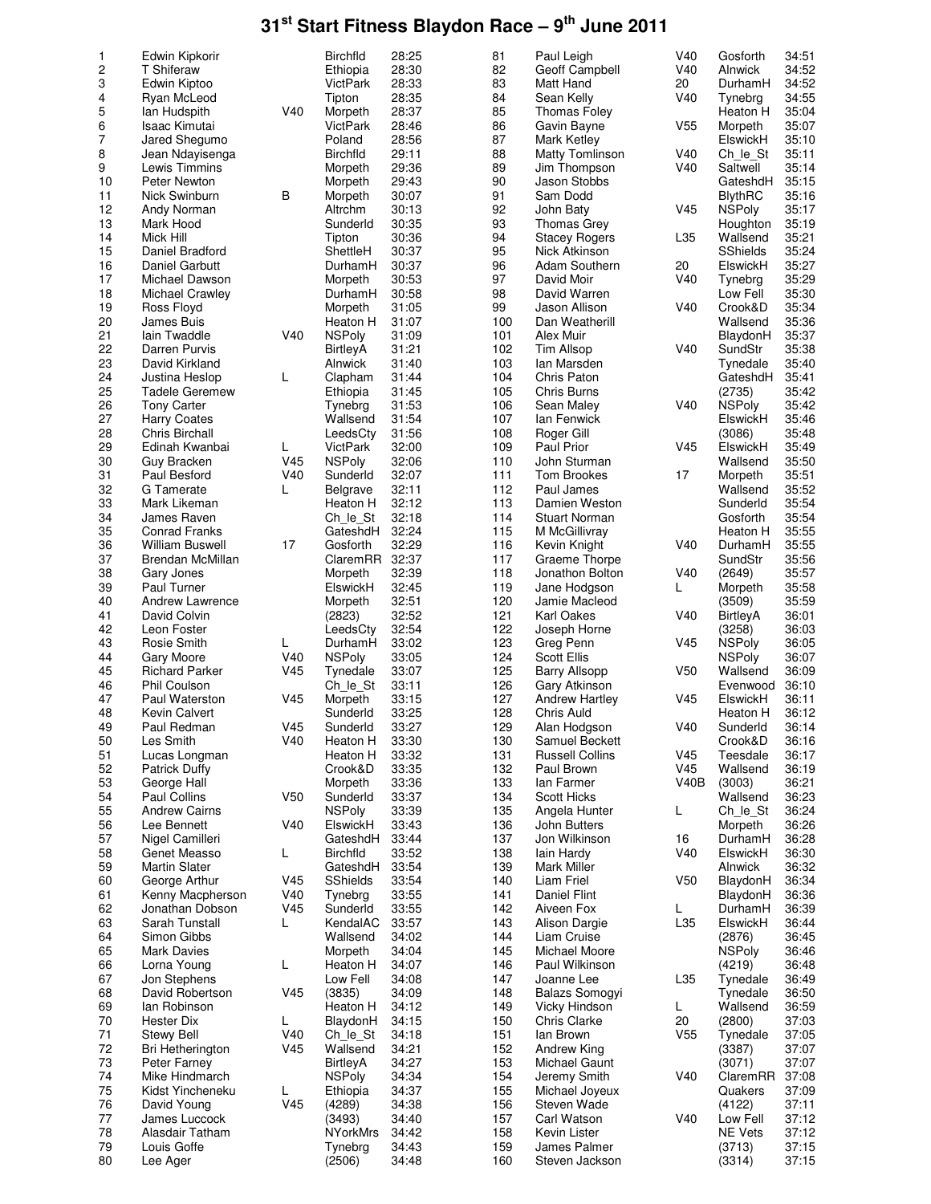# 31st Start Fitness Blaydon Race – 9th June 2011

| Pos | Name | Cat | Club | Time |
|---|---|---|---|---|
| 1 | Edwin Kipkorir | | Birchfld | 28:25 |
| 2 | T Shiferaw | | Ethiopia | 28:30 |
| 3 | Edwin Kiptoo | | VictPark | 28:33 |
| 4 | Ryan McLeod | | Tipton | 28:35 |
| 5 | Ian Hudspith | V40 | Morpeth | 28:37 |
| 6 | Isaac Kimutai | | VictPark | 28:46 |
| 7 | Jared Shegumo | | Poland | 28:56 |
| 8 | Jean Ndayisenga | | Birchfld | 29:11 |
| 9 | Lewis Timmins | | Morpeth | 29:36 |
| 10 | Peter Newton | | Morpeth | 29:43 |
| 11 | Nick Swinburn | B | Morpeth | 30:07 |
| 12 | Andy Norman | | Altrchm | 30:13 |
| 13 | Mark Hood | | Sunderld | 30:35 |
| 14 | Mick Hill | | Tipton | 30:36 |
| 15 | Daniel Bradford | | ShettleH | 30:37 |
| 16 | Daniel Garbutt | | DurhamH | 30:37 |
| 17 | Michael Dawson | | Morpeth | 30:53 |
| 18 | Michael Crawley | | DurhamH | 30:58 |
| 19 | Ross Floyd | | Morpeth | 31:05 |
| 20 | James Buis | | Heaton H | 31:07 |
| 21 | Iain Twaddle | V40 | NSPoly | 31:09 |
| 22 | Darren Purvis | | BirtleyA | 31:21 |
| 23 | David Kirkland | | Alnwick | 31:40 |
| 24 | Justina Heslop | L | Clapham | 31:44 |
| 25 | Tadele Geremew | | Ethiopia | 31:45 |
| 26 | Tony Carter | | Tynebrg | 31:53 |
| 27 | Harry Coates | | Wallsend | 31:54 |
| 28 | Chris Birchall | | LeedsCty | 31:56 |
| 29 | Edinah Kwanbai | L | VictPark | 32:00 |
| 30 | Guy Bracken | V45 | NSPoly | 32:06 |
| 31 | Paul Besford | V40 | Sunderld | 32:07 |
| 32 | G Tamerate | L | Belgrave | 32:11 |
| 33 | Mark Likeman | | Heaton H | 32:12 |
| 34 | James Raven | | Ch_le_St | 32:18 |
| 35 | Conrad Franks | | GateshdH | 32:24 |
| 36 | William Buswell | 17 | Gosforth | 32:29 |
| 37 | Brendan McMillan | | ClaremRR | 32:37 |
| 38 | Gary Jones | | Morpeth | 32:39 |
| 39 | Paul Turner | | ElswickH | 32:45 |
| 40 | Andrew Lawrence | | Morpeth | 32:51 |
| 41 | David Colvin | | (2823) | 32:52 |
| 42 | Leon Foster | | LeedsCty | 32:54 |
| 43 | Rosie Smith | L | DurhamH | 33:02 |
| 44 | Gary Moore | V40 | NSPoly | 33:05 |
| 45 | Richard Parker | V45 | Tynedale | 33:07 |
| 46 | Phil Coulson | | Ch_le_St | 33:11 |
| 47 | Paul Waterston | V45 | Morpeth | 33:15 |
| 48 | Kevin Calvert | | Sunderld | 33:25 |
| 49 | Paul Redman | V45 | Sunderld | 33:27 |
| 50 | Les Smith | V40 | Heaton H | 33:30 |
| 51 | Lucas Longman | | Heaton H | 33:32 |
| 52 | Patrick Duffy | | Crook&D | 33:35 |
| 53 | George Hall | | Morpeth | 33:36 |
| 54 | Paul Collins | V50 | Sunderld | 33:37 |
| 55 | Andrew Cairns | | NSPoly | 33:39 |
| 56 | Lee Bennett | V40 | ElswickH | 33:43 |
| 57 | Nigel Camilleri | | GateshdH | 33:44 |
| 58 | Genet Measso | L | Birchfld | 33:52 |
| 59 | Martin Slater | | GateshdH | 33:54 |
| 60 | George Arthur | V45 | SShields | 33:54 |
| 61 | Kenny Macpherson | V40 | Tynebrg | 33:55 |
| 62 | Jonathan Dobson | V45 | Sunderld | 33:55 |
| 63 | Sarah Tunstall | L | KendalAC | 33:57 |
| 64 | Simon Gibbs | | Wallsend | 34:02 |
| 65 | Mark Davies | | Morpeth | 34:04 |
| 66 | Lorna Young | L | Heaton H | 34:07 |
| 67 | Jon Stephens | | Low Fell | 34:08 |
| 68 | David Robertson | V45 | (3835) | 34:09 |
| 69 | Ian Robinson | | Heaton H | 34:12 |
| 70 | Hester Dix | L | BlaydonH | 34:15 |
| 71 | Stewy Bell | V40 | Ch_le_St | 34:18 |
| 72 | Bri Hetherington | V45 | Wallsend | 34:21 |
| 73 | Peter Farney | | BirtleyA | 34:27 |
| 74 | Mike Hindmarch | | NSPoly | 34:34 |
| 75 | Kidst Yincheneku | L | Ethiopia | 34:37 |
| 76 | David Young | V45 | (4289) | 34:38 |
| 77 | James Luccock | | (3493) | 34:40 |
| 78 | Alasdair Tatham | | NYorkMrs | 34:42 |
| 79 | Louis Goffe | | Tynebrg | 34:43 |
| 80 | Lee Ager | | (2506) | 34:48 |
| 81 | Paul Leigh | V40 | Gosforth | 34:51 |
| 82 | Geoff Campbell | V40 | Alnwick | 34:52 |
| 83 | Matt Hand | 20 | DurhamH | 34:52 |
| 84 | Sean Kelly | V40 | Tynebrg | 34:55 |
| 85 | Thomas Foley | | Heaton H | 35:04 |
| 86 | Gavin Bayne | V55 | Morpeth | 35:07 |
| 87 | Mark Ketley | | ElswickH | 35:10 |
| 88 | Matty Tomlinson | V40 | Ch_le_St | 35:11 |
| 89 | Jim Thompson | V40 | Saltwell | 35:14 |
| 90 | Jason Stobbs | | GateshdH | 35:15 |
| 91 | Sam Dodd | | BlythRC | 35:16 |
| 92 | John Baty | V45 | NSPoly | 35:17 |
| 93 | Thomas Grey | | Houghton | 35:19 |
| 94 | Stacey Rogers | L35 | Wallsend | 35:21 |
| 95 | Nick Atkinson | | SShields | 35:24 |
| 96 | Adam Southern | 20 | ElswickH | 35:27 |
| 97 | David Moir | V40 | Tynebrg | 35:29 |
| 98 | David Warren | | Low Fell | 35:30 |
| 99 | Jason Allison | V40 | Crook&D | 35:34 |
| 100 | Dan Weatherill | | Wallsend | 35:36 |
| 101 | Alex Muir | | BlaydonH | 35:37 |
| 102 | Tim Allsop | V40 | SundStr | 35:38 |
| 103 | Ian Marsden | | Tynedale | 35:40 |
| 104 | Chris Paton | | GateshdH | 35:41 |
| 105 | Chris Burns | | (2735) | 35:42 |
| 106 | Sean Maley | V40 | NSPoly | 35:42 |
| 107 | Ian Fenwick | | ElswickH | 35:46 |
| 108 | Roger Gill | | (3086) | 35:48 |
| 109 | Paul Prior | V45 | ElswickH | 35:49 |
| 110 | John Sturman | | Wallsend | 35:50 |
| 111 | Tom Brookes | 17 | Morpeth | 35:51 |
| 112 | Paul James | | Wallsend | 35:52 |
| 113 | Damien Weston | | Sunderld | 35:54 |
| 114 | Stuart Norman | | Gosforth | 35:54 |
| 115 | M McGillivray | | Heaton H | 35:55 |
| 116 | Kevin Knight | V40 | DurhamH | 35:55 |
| 117 | Graeme Thorpe | | SundStr | 35:56 |
| 118 | Jonathon Bolton | V40 | (2649) | 35:57 |
| 119 | Jane Hodgson | L | Morpeth | 35:58 |
| 120 | Jamie Macleod | | (3509) | 35:59 |
| 121 | Karl Oakes | V40 | BirtleyA | 36:01 |
| 122 | Joseph Horne | | (3258) | 36:03 |
| 123 | Greg Penn | V45 | NSPoly | 36:05 |
| 124 | Scott Ellis | | NSPoly | 36:07 |
| 125 | Barry Allsopp | V50 | Wallsend | 36:09 |
| 126 | Gary Atkinson | | Evenwood | 36:10 |
| 127 | Andrew Hartley | V45 | ElswickH | 36:11 |
| 128 | Chris Auld | | Heaton H | 36:12 |
| 129 | Alan Hodgson | V40 | Sunderld | 36:14 |
| 130 | Samuel Beckett | | Crook&D | 36:16 |
| 131 | Russell Collins | V45 | Teesdale | 36:17 |
| 132 | Paul Brown | V45 | Wallsend | 36:19 |
| 133 | Ian Farmer | V40B | (3003) | 36:21 |
| 134 | Scott Hicks | | Wallsend | 36:23 |
| 135 | Angela Hunter | L | Ch_le_St | 36:24 |
| 136 | John Butters | | Morpeth | 36:26 |
| 137 | Jon Wilkinson | 16 | DurhamH | 36:28 |
| 138 | Iain Hardy | V40 | ElswickH | 36:30 |
| 139 | Mark Miller | | Alnwick | 36:32 |
| 140 | Liam Friel | V50 | BlaydonH | 36:34 |
| 141 | Daniel Flint | | BlaydonH | 36:36 |
| 142 | Aiveen Fox | L | DurhamH | 36:39 |
| 143 | Alison Dargie | L35 | ElswickH | 36:44 |
| 144 | Liam Cruise | | (2876) | 36:45 |
| 145 | Michael Moore | | NSPoly | 36:46 |
| 146 | Paul Wilkinson | | (4219) | 36:48 |
| 147 | Joanne Lee | L35 | Tynedale | 36:49 |
| 148 | Balazs Somogyi | | Tynedale | 36:50 |
| 149 | Vicky Hindson | L | Wallsend | 36:59 |
| 150 | Chris Clarke | 20 | (2800) | 37:03 |
| 151 | Ian Brown | V55 | Tynedale | 37:05 |
| 152 | Andrew King | | (3387) | 37:07 |
| 153 | Michael Gaunt | | (3071) | 37:07 |
| 154 | Jeremy Smith | V40 | ClaremRR | 37:08 |
| 155 | Michael Joyeux | | Quakers | 37:09 |
| 156 | Steven Wade | | (4122) | 37:11 |
| 157 | Carl Watson | V40 | Low Fell | 37:12 |
| 158 | Kevin Lister | | NE Vets | 37:12 |
| 159 | James Palmer | | (3713) | 37:15 |
| 160 | Steven Jackson | | (3314) | 37:15 |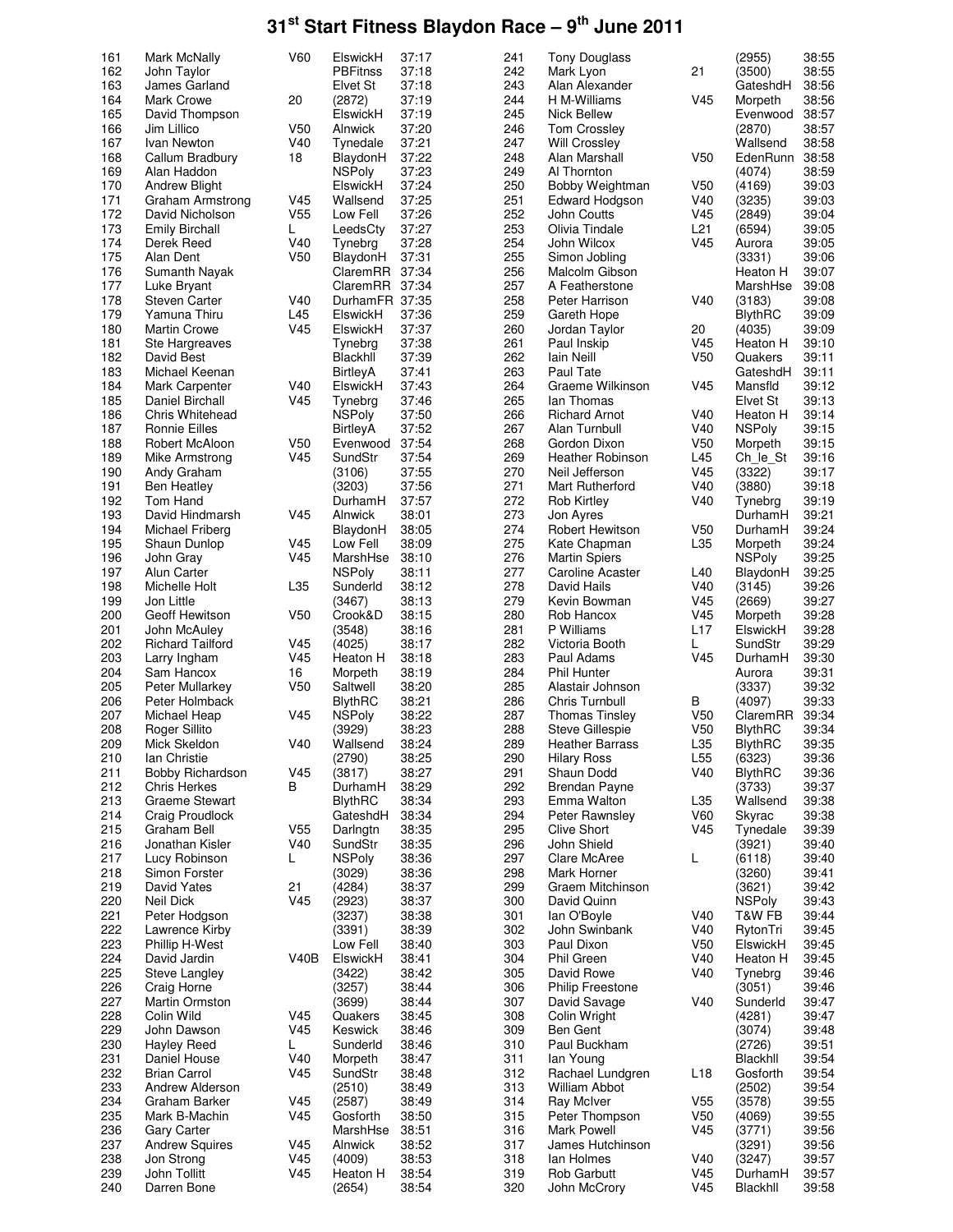# 31[st] Start Fitness Blaydon Race – 9[th] June 2011

| Pos | Name | Cat | Club | Time |
|---|---|---|---|---|
| 161 | Mark McNally | V60 | ElswickH | 37:17 |
| 162 | John Taylor | | PBFitnss | 37:18 |
| 163 | James Garland | | Elvet St | 37:18 |
| 164 | Mark Crowe | 20 | (2872) | 37:19 |
| 165 | David Thompson | | ElswickH | 37:19 |
| 166 | Jim Lillico | V50 | Alnwick | 37:20 |
| 167 | Ivan Newton | V40 | Tynedale | 37:21 |
| 168 | Callum Bradbury | 18 | BlaydonH | 37:22 |
| 169 | Alan Haddon | | NSPoly | 37:23 |
| 170 | Andrew Blight | | ElswickH | 37:24 |
| 171 | Graham Armstrong | V45 | Wallsend | 37:25 |
| 172 | David Nicholson | V55 | Low Fell | 37:26 |
| 173 | Emily Birchall | L | LeedsCty | 37:27 |
| 174 | Derek Reed | V40 | Tynebrg | 37:28 |
| 175 | Alan Dent | V50 | BlaydonH | 37:31 |
| 176 | Sumanth Nayak | | ClaremRR | 37:34 |
| 177 | Luke Bryant | | ClaremRR | 37:34 |
| 178 | Steven Carter | V40 | DurhamFR | 37:35 |
| 179 | Yamuna Thiru | L45 | ElswickH | 37:36 |
| 180 | Martin Crowe | V45 | ElswickH | 37:37 |
| 181 | Ste Hargreaves | | Tynebrg | 37:38 |
| 182 | David Best | | Blackhll | 37:39 |
| 183 | Michael Keenan | | BirtleyA | 37:41 |
| 184 | Mark Carpenter | V40 | ElswickH | 37:43 |
| 185 | Daniel Birchall | V45 | Tynebrg | 37:46 |
| 186 | Chris Whitehead | | NSPoly | 37:50 |
| 187 | Ronnie Eilles | | BirtleyA | 37:52 |
| 188 | Robert McAloon | V50 | Evenwood | 37:54 |
| 189 | Mike Armstrong | V45 | SundStr | 37:54 |
| 190 | Andy Graham | | (3106) | 37:55 |
| 191 | Ben Heatley | | (3203) | 37:56 |
| 192 | Tom Hand | | DurhamH | 37:57 |
| 193 | David Hindmarsh | V45 | Alnwick | 38:01 |
| 194 | Michael Friberg | | BlaydonH | 38:05 |
| 195 | Shaun Dunlop | V45 | Low Fell | 38:09 |
| 196 | John Gray | V45 | MarshHse | 38:10 |
| 197 | Alun Carter | | NSPoly | 38:11 |
| 198 | Michelle Holt | L35 | Sunderld | 38:12 |
| 199 | Jon Little | | (3467) | 38:13 |
| 200 | Geoff Hewitson | V50 | Crook&D | 38:15 |
| 201 | John McAuley | | (3548) | 38:16 |
| 202 | Richard Tailford | V45 | (4025) | 38:17 |
| 203 | Larry Ingham | V45 | Heaton H | 38:18 |
| 204 | Sam Hancox | 16 | Morpeth | 38:19 |
| 205 | Peter Mullarkey | V50 | Saltwell | 38:20 |
| 206 | Peter Holmback | | BlythRC | 38:21 |
| 207 | Michael Heap | V45 | NSPoly | 38:22 |
| 208 | Roger Sillito | | (3929) | 38:23 |
| 209 | Mick Skeldon | V40 | Wallsend | 38:24 |
| 210 | Ian Christie | | (2790) | 38:25 |
| 211 | Bobby Richardson | V45 | (3817) | 38:27 |
| 212 | Chris Herkes | B | DurhamH | 38:29 |
| 213 | Graeme Stewart | | BlythRC | 38:34 |
| 214 | Craig Proudlock | | GateshdH | 38:34 |
| 215 | Graham Bell | V55 | Darlngtn | 38:35 |
| 216 | Jonathan Kisler | V40 | SundStr | 38:35 |
| 217 | Lucy Robinson | L | NSPoly | 38:36 |
| 218 | Simon Forster | | (3029) | 38:36 |
| 219 | David Yates | 21 | (4284) | 38:37 |
| 220 | Neil Dick | V45 | (2923) | 38:37 |
| 221 | Peter Hodgson | | (3237) | 38:38 |
| 222 | Lawrence Kirby | | (3391) | 38:39 |
| 223 | Phillip H-West | | Low Fell | 38:40 |
| 224 | David Jardin | V40B | ElswickH | 38:41 |
| 225 | Steve Langley | | (3422) | 38:42 |
| 226 | Craig Horne | | (3257) | 38:44 |
| 227 | Martin Ormston | | (3699) | 38:44 |
| 228 | Colin Wild | V45 | Quakers | 38:45 |
| 229 | John Dawson | V45 | Keswick | 38:46 |
| 230 | Hayley Reed | L | Sunderld | 38:46 |
| 231 | Daniel House | V40 | Morpeth | 38:47 |
| 232 | Brian Carrol | V45 | SundStr | 38:48 |
| 233 | Andrew Alderson | | (2510) | 38:49 |
| 234 | Graham Barker | V45 | (2587) | 38:49 |
| 235 | Mark B-Machin | V45 | Gosforth | 38:50 |
| 236 | Gary Carter | | MarshHse | 38:51 |
| 237 | Andrew Squires | V45 | Alnwick | 38:52 |
| 238 | Jon Strong | V45 | (4009) | 38:53 |
| 239 | John Tollitt | V45 | Heaton H | 38:54 |
| 240 | Darren Bone | | (2654) | 38:54 |
| 241 | Tony Douglass | | (2955) | 38:55 |
| 242 | Mark Lyon | 21 | (3500) | 38:55 |
| 243 | Alan Alexander | | GateshdH | 38:56 |
| 244 | H M-Williams | V45 | Morpeth | 38:56 |
| 245 | Nick Bellew | | Evenwood | 38:57 |
| 246 | Tom Crossley | | (2870) | 38:57 |
| 247 | Will Crossley | | Wallsend | 38:58 |
| 248 | Alan Marshall | V50 | EdenRunn | 38:58 |
| 249 | Al Thornton | | (4074) | 38:59 |
| 250 | Bobby Weightman | V50 | (4169) | 39:03 |
| 251 | Edward Hodgson | V40 | (3235) | 39:03 |
| 252 | John Coutts | V45 | (2849) | 39:04 |
| 253 | Olivia Tindale | L21 | (6594) | 39:05 |
| 254 | John Wilcox | V45 | Aurora | 39:05 |
| 255 | Simon Jobling | | (3331) | 39:06 |
| 256 | Malcolm Gibson | | Heaton H | 39:07 |
| 257 | A Featherstone | | MarshHse | 39:08 |
| 258 | Peter Harrison | V40 | (3183) | 39:08 |
| 259 | Gareth Hope | | BlythRC | 39:09 |
| 260 | Jordan Taylor | 20 | (4035) | 39:09 |
| 261 | Paul Inskip | V45 | Heaton H | 39:10 |
| 262 | Iain Neill | V50 | Quakers | 39:11 |
| 263 | Paul Tate | | GateshdH | 39:11 |
| 264 | Graeme Wilkinson | V45 | Mansfld | 39:12 |
| 265 | Ian Thomas | | Elvet St | 39:13 |
| 266 | Richard Arnot | V40 | Heaton H | 39:14 |
| 267 | Alan Turnbull | V40 | NSPoly | 39:15 |
| 268 | Gordon Dixon | V50 | Morpeth | 39:15 |
| 269 | Heather Robinson | L45 | Ch_le_St | 39:16 |
| 270 | Neil Jefferson | V45 | (3322) | 39:17 |
| 271 | Mart Rutherford | V40 | (3880) | 39:18 |
| 272 | Rob Kirtley | V40 | Tynebrg | 39:19 |
| 273 | Jon Ayres | | DurhamH | 39:21 |
| 274 | Robert Hewitson | V50 | DurhamH | 39:24 |
| 275 | Kate Chapman | L35 | Morpeth | 39:24 |
| 276 | Martin Spiers | | NSPoly | 39:25 |
| 277 | Caroline Acaster | L40 | BlaydonH | 39:25 |
| 278 | David Hails | V40 | (3145) | 39:26 |
| 279 | Kevin Bowman | V45 | (2669) | 39:27 |
| 280 | Rob Hancox | V45 | Morpeth | 39:28 |
| 281 | P Williams | L17 | ElswickH | 39:28 |
| 282 | Victoria Booth | L | SundStr | 39:29 |
| 283 | Paul Adams | V45 | DurhamH | 39:30 |
| 284 | Phil Hunter | | Aurora | 39:31 |
| 285 | Alastair Johnson | | (3337) | 39:32 |
| 286 | Chris Turnbull | B | (4097) | 39:33 |
| 287 | Thomas Tinsley | V50 | ClaremRR | 39:34 |
| 288 | Steve Gillespie | V50 | BlythRC | 39:34 |
| 289 | Heather Barrass | L35 | BlythRC | 39:35 |
| 290 | Hilary Ross | L55 | (6323) | 39:36 |
| 291 | Shaun Dodd | V40 | BlythRC | 39:36 |
| 292 | Brendan Payne | | (3733) | 39:37 |
| 293 | Emma Walton | L35 | Wallsend | 39:38 |
| 294 | Peter Rawnsley | V60 | Skyrac | 39:38 |
| 295 | Clive Short | V45 | Tynedale | 39:39 |
| 296 | John Shield | | (3921) | 39:40 |
| 297 | Clare McAree | L | (6118) | 39:40 |
| 298 | Mark Horner | | (3260) | 39:41 |
| 299 | Graem Mitchinson | | (3621) | 39:42 |
| 300 | David Quinn | | NSPoly | 39:43 |
| 301 | Ian O'Boyle | V40 | T&W FB | 39:44 |
| 302 | John Swinbank | V40 | RytonTri | 39:45 |
| 303 | Paul Dixon | V50 | ElswickH | 39:45 |
| 304 | Phil Green | V40 | Heaton H | 39:45 |
| 305 | David Rowe | V40 | Tynebrg | 39:46 |
| 306 | Philip Freestone | | (3051) | 39:46 |
| 307 | David Savage | V40 | Sunderld | 39:47 |
| 308 | Colin Wright | | (4281) | 39:47 |
| 309 | Ben Gent | | (3074) | 39:48 |
| 310 | Paul Buckham | | (2726) | 39:51 |
| 311 | Ian Young | | Blackhll | 39:54 |
| 312 | Rachael Lundgren | L18 | Gosforth | 39:54 |
| 313 | William Abbot | | (2502) | 39:54 |
| 314 | Ray McIver | V55 | (3578) | 39:55 |
| 315 | Peter Thompson | V50 | (4069) | 39:55 |
| 316 | Mark Powell | V45 | (3771) | 39:56 |
| 317 | James Hutchinson | | (3291) | 39:56 |
| 318 | Ian Holmes | V40 | (3247) | 39:57 |
| 319 | Rob Garbutt | V45 | DurhamH | 39:57 |
| 320 | John McCrory | V45 | Blackhll | 39:58 |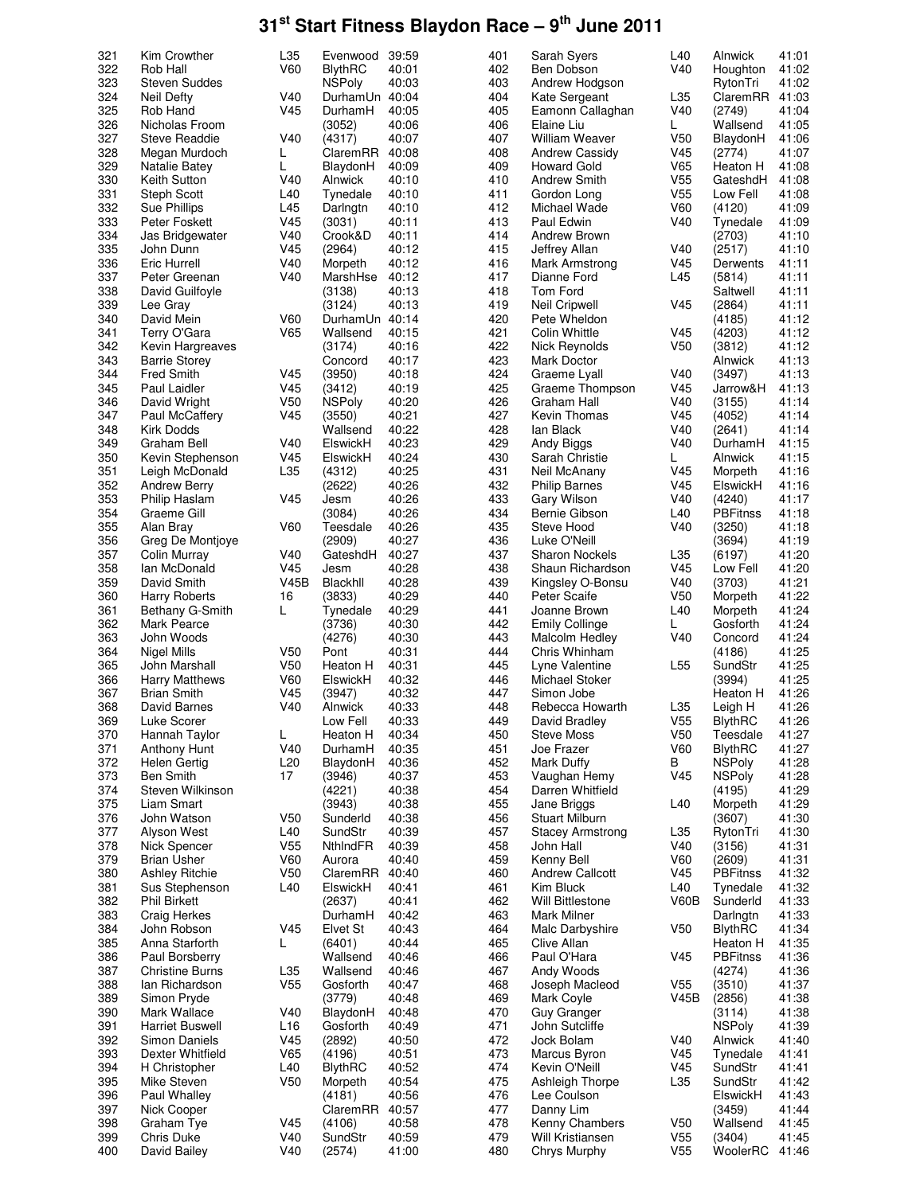# 31st Start Fitness Blaydon Race – 9th June 2011

| Pos | Name | Cat | Club | Time |
|---|---|---|---|---|
| 321 | Kim Crowther | L35 | Evenwood | 39:59 |
| 322 | Rob Hall | V60 | BlythRC | 40:01 |
| 323 | Steven Suddes | | NSPoly | 40:03 |
| 324 | Neil Defty | V40 | DurhamUn | 40:04 |
| 325 | Rob Hand | V45 | DurhamH | 40:05 |
| 326 | Nicholas Froom | | (3052) | 40:06 |
| 327 | Steve Readdie | V40 | (4317) | 40:07 |
| 328 | Megan Murdoch | L | ClaremRR | 40:08 |
| 329 | Natalie Batey | L | BlaydonH | 40:09 |
| 330 | Keith Sutton | V40 | Alnwick | 40:10 |
| 331 | Steph Scott | L40 | Tynedale | 40:10 |
| 332 | Sue Phillips | L45 | Darlngtn | 40:10 |
| 333 | Peter Foskett | V45 | (3031) | 40:11 |
| 334 | Jas Bridgewater | V40 | Crook&D | 40:11 |
| 335 | John Dunn | V45 | (2964) | 40:12 |
| 336 | Eric Hurrell | V40 | Morpeth | 40:12 |
| 337 | Peter Greenan | V40 | MarshHse | 40:12 |
| 338 | David Guilfoyle | | (3138) | 40:13 |
| 339 | Lee Gray | | (3124) | 40:13 |
| 340 | David Mein | V60 | DurhamUn | 40:14 |
| 341 | Terry O'Gara | V65 | Wallsend | 40:15 |
| 342 | Kevin Hargreaves | | (3174) | 40:16 |
| 343 | Barrie Storey | | Concord | 40:17 |
| 344 | Fred Smith | V45 | (3950) | 40:18 |
| 345 | Paul Laidler | V45 | (3412) | 40:19 |
| 346 | David Wright | V50 | NSPoly | 40:20 |
| 347 | Paul McCaffery | V45 | (3550) | 40:21 |
| 348 | Kirk Dodds | | Wallsend | 40:22 |
| 349 | Graham Bell | V40 | ElswickH | 40:23 |
| 350 | Kevin Stephenson | V45 | ElswickH | 40:24 |
| 351 | Leigh McDonald | L35 | (4312) | 40:25 |
| 352 | Andrew Berry | | (2622) | 40:26 |
| 353 | Philip Haslam | V45 | Jesm | 40:26 |
| 354 | Graeme Gill | | (3084) | 40:26 |
| 355 | Alan Bray | V60 | Teesdale | 40:26 |
| 356 | Greg De Montjoye | | (2909) | 40:27 |
| 357 | Colin Murray | V40 | GateshdH | 40:27 |
| 358 | Ian McDonald | V45 | Jesm | 40:28 |
| 359 | David Smith | V45B | Blackhll | 40:28 |
| 360 | Harry Roberts | 16 | (3833) | 40:29 |
| 361 | Bethany G-Smith | L | Tynedale | 40:29 |
| 362 | Mark Pearce | | (3736) | 40:30 |
| 363 | John Woods | | (4276) | 40:30 |
| 364 | Nigel Mills | V50 | Pont | 40:31 |
| 365 | John Marshall | V50 | Heaton H | 40:31 |
| 366 | Harry Matthews | V60 | ElswickH | 40:32 |
| 367 | Brian Smith | V45 | (3947) | 40:32 |
| 368 | David Barnes | V40 | Alnwick | 40:33 |
| 369 | Luke Scorer | | Low Fell | 40:33 |
| 370 | Hannah Taylor | L | Heaton H | 40:34 |
| 371 | Anthony Hunt | V40 | DurhamH | 40:35 |
| 372 | Helen Gertig | L20 | BlaydonH | 40:36 |
| 373 | Ben Smith | 17 | (3946) | 40:37 |
| 374 | Steven Wilkinson | | (4221) | 40:38 |
| 375 | Liam Smart | | (3943) | 40:38 |
| 376 | John Watson | V50 | Sunderld | 40:38 |
| 377 | Alyson West | L40 | SundStr | 40:39 |
| 378 | Nick Spencer | V55 | NthlndFR | 40:39 |
| 379 | Brian Usher | V60 | Aurora | 40:40 |
| 380 | Ashley Ritchie | V50 | ClaremRR | 40:40 |
| 381 | Sus Stephenson | L40 | ElswickH | 40:41 |
| 382 | Phil Birkett | | (2637) | 40:41 |
| 383 | Craig Herkes | | DurhamH | 40:42 |
| 384 | John Robson | V45 | Elvet St | 40:43 |
| 385 | Anna Starforth | L | (6401) | 40:44 |
| 386 | Paul Borsberry | | Wallsend | 40:46 |
| 387 | Christine Burns | L35 | Wallsend | 40:46 |
| 388 | Ian Richardson | V55 | Gosforth | 40:47 |
| 389 | Simon Pryde | | (3779) | 40:48 |
| 390 | Mark Wallace | V40 | BlaydonH | 40:48 |
| 391 | Harriet Buswell | L16 | Gosforth | 40:49 |
| 392 | Simon Daniels | V45 | (2892) | 40:50 |
| 393 | Dexter Whitfield | V65 | (4196) | 40:51 |
| 394 | H Christopher | L40 | BlythRC | 40:52 |
| 395 | Mike Steven | V50 | Morpeth | 40:54 |
| 396 | Paul Whalley | | (4181) | 40:56 |
| 397 | Nick Cooper | | ClaremRR | 40:57 |
| 398 | Graham Tye | V45 | (4106) | 40:58 |
| 399 | Chris Duke | V40 | SundStr | 40:59 |
| 400 | David Bailey | V40 | (2574) | 41:00 |
| 401 | Sarah Syers | L40 | Alnwick | 41:01 |
| 402 | Ben Dobson | V40 | Houghton | 41:02 |
| 403 | Andrew Hodgson | | RytonTri | 41:02 |
| 404 | Kate Sergeant | L35 | ClaremRR | 41:03 |
| 405 | Eamonn Callaghan | V40 | (2749) | 41:04 |
| 406 | Elaine Liu | L | Wallsend | 41:05 |
| 407 | William Weaver | V50 | BlaydonH | 41:06 |
| 408 | Andrew Cassidy | V45 | (2774) | 41:07 |
| 409 | Howard Gold | V65 | Heaton H | 41:08 |
| 410 | Andrew Smith | V55 | GateshdH | 41:08 |
| 411 | Gordon Long | V55 | Low Fell | 41:08 |
| 412 | Michael Wade | V60 | (4120) | 41:09 |
| 413 | Paul Edwin | V40 | Tynedale | 41:09 |
| 414 | Andrew Brown | | (2703) | 41:10 |
| 415 | Jeffrey Allan | V40 | (2517) | 41:10 |
| 416 | Mark Armstrong | V45 | Derwents | 41:11 |
| 417 | Dianne Ford | L45 | (5814) | 41:11 |
| 418 | Tom Ford | | Saltwell | 41:11 |
| 419 | Neil Cripwell | V45 | (2864) | 41:11 |
| 420 | Pete Wheldon | | (4185) | 41:12 |
| 421 | Colin Whittle | V45 | (4203) | 41:12 |
| 422 | Nick Reynolds | V50 | (3812) | 41:12 |
| 423 | Mark Doctor | | Alnwick | 41:13 |
| 424 | Graeme Lyall | V40 | (3497) | 41:13 |
| 425 | Graeme Thompson | V45 | Jarrow&H | 41:13 |
| 426 | Graham Hall | V40 | (3155) | 41:14 |
| 427 | Kevin Thomas | V45 | (4052) | 41:14 |
| 428 | Ian Black | V40 | (2641) | 41:14 |
| 429 | Andy Biggs | V40 | DurhamH | 41:15 |
| 430 | Sarah Christie | L | Alnwick | 41:15 |
| 431 | Neil McAnany | V45 | Morpeth | 41:16 |
| 432 | Philip Barnes | V45 | ElswickH | 41:16 |
| 433 | Gary Wilson | V40 | (4240) | 41:17 |
| 434 | Bernie Gibson | L40 | PBFitnss | 41:18 |
| 435 | Steve Hood | V40 | (3250) | 41:18 |
| 436 | Luke O'Neill | | (3694) | 41:19 |
| 437 | Sharon Nockels | L35 | (6197) | 41:20 |
| 438 | Shaun Richardson | V45 | Low Fell | 41:20 |
| 439 | Kingsley O-Bonsu | V40 | (3703) | 41:21 |
| 440 | Peter Scaife | V50 | Morpeth | 41:22 |
| 441 | Joanne Brown | L40 | Morpeth | 41:24 |
| 442 | Emily Collinge | L | Gosforth | 41:24 |
| 443 | Malcolm Hedley | V40 | Concord | 41:24 |
| 444 | Chris Whinham | | (4186) | 41:25 |
| 445 | Lyne Valentine | L55 | SundStr | 41:25 |
| 446 | Michael Stoker | | (3994) | 41:25 |
| 447 | Simon Jobe | | Heaton H | 41:26 |
| 448 | Rebecca Howarth | L35 | Leigh H | 41:26 |
| 449 | David Bradley | V55 | BlythRC | 41:26 |
| 450 | Steve Moss | V50 | Teesdale | 41:27 |
| 451 | Joe Frazer | V60 | BlythRC | 41:27 |
| 452 | Mark Duffy | B | NSPoly | 41:28 |
| 453 | Vaughan Hemy | V45 | NSPoly | 41:28 |
| 454 | Darren Whitfield | | (4195) | 41:29 |
| 455 | Jane Briggs | L40 | Morpeth | 41:29 |
| 456 | Stuart Milburn | | (3607) | 41:30 |
| 457 | Stacey Armstrong | L35 | RytonTri | 41:30 |
| 458 | John Hall | V40 | (3156) | 41:31 |
| 459 | Kenny Bell | V60 | (2609) | 41:31 |
| 460 | Andrew Callcott | V45 | PBFitnss | 41:32 |
| 461 | Kim Bluck | L40 | Tynedale | 41:32 |
| 462 | Will Bittlestone | V60B | Sunderld | 41:33 |
| 463 | Mark Milner | | Darlngtn | 41:33 |
| 464 | Malc Darbyshire | V50 | BlythRC | 41:34 |
| 465 | Clive Allan | | Heaton H | 41:35 |
| 466 | Paul O'Hara | V45 | PBFitnss | 41:36 |
| 467 | Andy Woods | | (4274) | 41:36 |
| 468 | Joseph Macleod | V55 | (3510) | 41:37 |
| 469 | Mark Coyle | V45B | (2856) | 41:38 |
| 470 | Guy Granger | | (3114) | 41:38 |
| 471 | John Sutcliffe | | NSPoly | 41:39 |
| 472 | Jock Bolam | V40 | Alnwick | 41:40 |
| 473 | Marcus Byron | V45 | Tynedale | 41:41 |
| 474 | Kevin O'Neill | V45 | SundStr | 41:41 |
| 475 | Ashleigh Thorpe | L35 | SundStr | 41:42 |
| 476 | Lee Coulson | | ElswickH | 41:43 |
| 477 | Danny Lim | | (3459) | 41:44 |
| 478 | Kenny Chambers | V50 | Wallsend | 41:45 |
| 479 | Will Kristiansen | V55 | (3404) | 41:45 |
| 480 | Chrys Murphy | V55 | WoolerRC | 41:46 |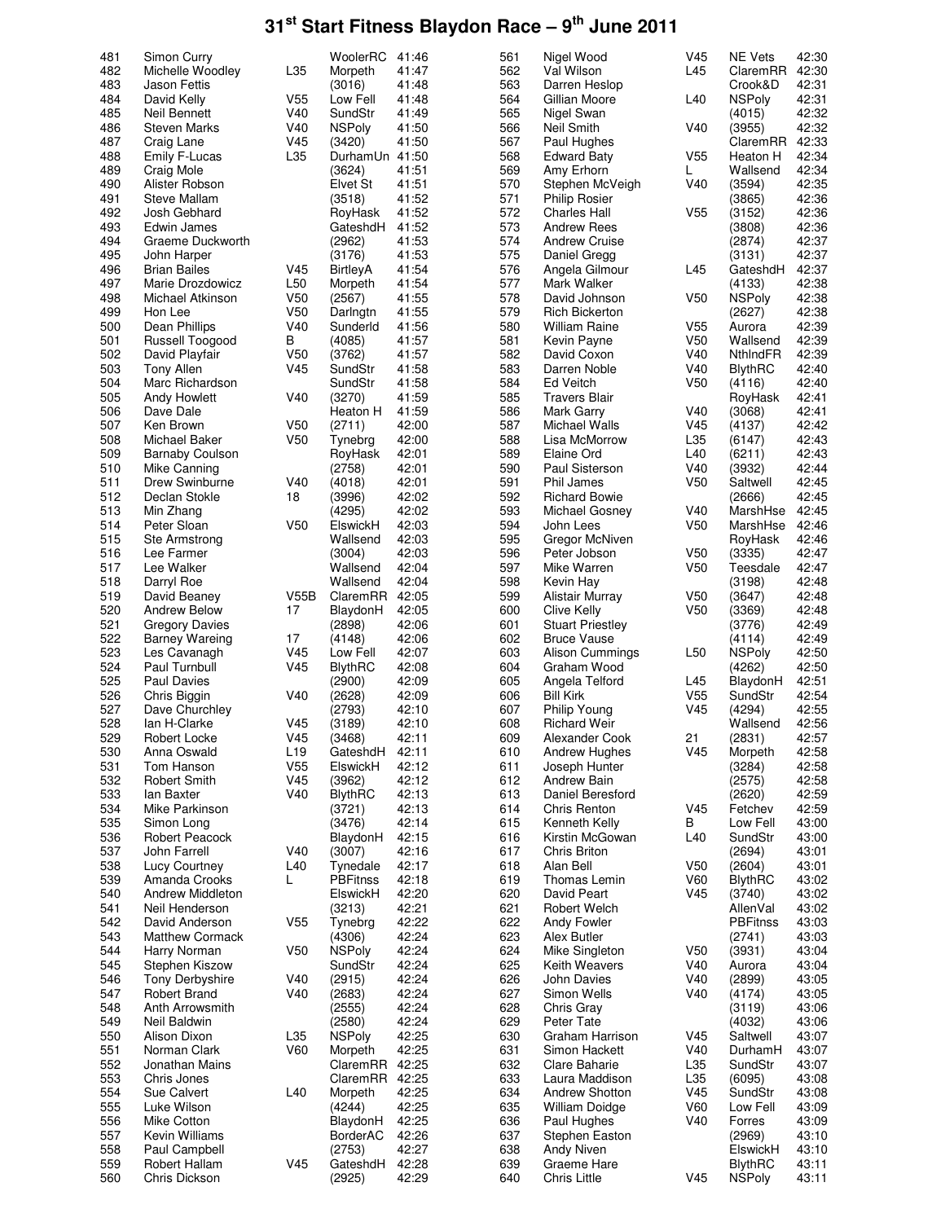# 31st Start Fitness Blaydon Race – 9th June 2011

| Pos | Name | Cat | Club | Time |
|---|---|---|---|---|
| 481 | Simon Curry | | WoolerRC | 41:46 |
| 482 | Michelle Woodley | L35 | Morpeth | 41:47 |
| 483 | Jason Fettis | | (3016) | 41:48 |
| 484 | David Kelly | V55 | Low Fell | 41:48 |
| 485 | Neil Bennett | V40 | SundStr | 41:49 |
| 486 | Steven Marks | V40 | NSPoly | 41:50 |
| 487 | Craig Lane | V45 | (3420) | 41:50 |
| 488 | Emily F-Lucas | L35 | DurhamUn | 41:50 |
| 489 | Craig Mole | | (3624) | 41:51 |
| 490 | Alister Robson | | Elvet St | 41:51 |
| 491 | Steve Mallam | | (3518) | 41:52 |
| 492 | Josh Gebhard | | RoyHask | 41:52 |
| 493 | Edwin James | | GateshdH | 41:52 |
| 494 | Graeme Duckworth | | (2962) | 41:53 |
| 495 | John Harper | | (3176) | 41:53 |
| 496 | Brian Bailes | V45 | BirtleyA | 41:54 |
| 497 | Marie Drozdowicz | L50 | Morpeth | 41:54 |
| 498 | Michael Atkinson | V50 | (2567) | 41:55 |
| 499 | Hon Lee | V50 | Darlngtn | 41:55 |
| 500 | Dean Phillips | V40 | Sunderld | 41:56 |
| 501 | Russell Toogood | B | (4085) | 41:57 |
| 502 | David Playfair | V50 | (3762) | 41:57 |
| 503 | Tony Allen | V45 | SundStr | 41:58 |
| 504 | Marc Richardson | | SundStr | 41:58 |
| 505 | Andy Howlett | V40 | (3270) | 41:59 |
| 506 | Dave Dale | | Heaton H | 41:59 |
| 507 | Ken Brown | V50 | (2711) | 42:00 |
| 508 | Michael Baker | V50 | Tynebrg | 42:00 |
| 509 | Barnaby Coulson | | RoyHask | 42:01 |
| 510 | Mike Canning | | (2758) | 42:01 |
| 511 | Drew Swinburne | V40 | (4018) | 42:01 |
| 512 | Declan Stokle | 18 | (3996) | 42:02 |
| 513 | Min Zhang | | (4295) | 42:02 |
| 514 | Peter Sloan | V50 | ElswickH | 42:03 |
| 515 | Ste Armstrong | | Wallsend | 42:03 |
| 516 | Lee Farmer | | (3004) | 42:03 |
| 517 | Lee Walker | | Wallsend | 42:04 |
| 518 | Darryl Roe | | Wallsend | 42:04 |
| 519 | David Beaney | V55B | ClaremRR | 42:05 |
| 520 | Andrew Below | 17 | BlaydonH | 42:05 |
| 521 | Gregory Davies | | (2898) | 42:06 |
| 522 | Barney Wareing | 17 | (4148) | 42:06 |
| 523 | Les Cavanagh | V45 | Low Fell | 42:07 |
| 524 | Paul Turnbull | V45 | BlythRC | 42:08 |
| 525 | Paul Davies | | (2900) | 42:09 |
| 526 | Chris Biggin | V40 | (2628) | 42:09 |
| 527 | Dave Churchley | | (2793) | 42:10 |
| 528 | Ian H-Clarke | V45 | (3189) | 42:10 |
| 529 | Robert Locke | V45 | (3468) | 42:11 |
| 530 | Anna Oswald | L19 | GateshdH | 42:11 |
| 531 | Tom Hanson | V55 | ElswickH | 42:12 |
| 532 | Robert Smith | V45 | (3962) | 42:12 |
| 533 | Ian Baxter | V40 | BlythRC | 42:13 |
| 534 | Mike Parkinson | | (3721) | 42:13 |
| 535 | Simon Long | | (3476) | 42:14 |
| 536 | Robert Peacock | | BlaydonH | 42:15 |
| 537 | John Farrell | V40 | (3007) | 42:16 |
| 538 | Lucy Courtney | L40 | Tynedale | 42:17 |
| 539 | Amanda Crooks | L | PBFitnss | 42:18 |
| 540 | Andrew Middleton | | ElswickH | 42:20 |
| 541 | Neil Henderson | | (3213) | 42:21 |
| 542 | David Anderson | V55 | Tynebrg | 42:22 |
| 543 | Matthew Cormack | | (4306) | 42:24 |
| 544 | Harry Norman | V50 | NSPoly | 42:24 |
| 545 | Stephen Kiszow | | SundStr | 42:24 |
| 546 | Tony Derbyshire | V40 | (2915) | 42:24 |
| 547 | Robert Brand | V40 | (2683) | 42:24 |
| 548 | Anth Arrowsmith | | (2555) | 42:24 |
| 549 | Neil Baldwin | | (2580) | 42:24 |
| 550 | Alison Dixon | L35 | NSPoly | 42:25 |
| 551 | Norman Clark | V60 | Morpeth | 42:25 |
| 552 | Jonathan Mains | | ClaremRR | 42:25 |
| 553 | Chris Jones | | ClaremRR | 42:25 |
| 554 | Sue Calvert | L40 | Morpeth | 42:25 |
| 555 | Luke Wilson | | (4244) | 42:25 |
| 556 | Mike Cotton | | BlaydonH | 42:25 |
| 557 | Kevin Williams | | BorderAC | 42:26 |
| 558 | Paul Campbell | | (2753) | 42:27 |
| 559 | Robert Hallam | V45 | GateshdH | 42:28 |
| 560 | Chris Dickson | | (2925) | 42:29 |
| 561 | Nigel Wood | V45 | NE Vets | 42:30 |
| 562 | Val Wilson | L45 | ClaremRR | 42:30 |
| 563 | Darren Heslop | | Crook&D | 42:31 |
| 564 | Gillian Moore | L40 | NSPoly | 42:31 |
| 565 | Nigel Swan | | (4015) | 42:32 |
| 566 | Neil Smith | V40 | (3955) | 42:32 |
| 567 | Paul Hughes | | ClaremRR | 42:33 |
| 568 | Edward Baty | V55 | Heaton H | 42:34 |
| 569 | Amy Erhorn | L | Wallsend | 42:34 |
| 570 | Stephen McVeigh | V40 | (3594) | 42:35 |
| 571 | Philip Rosier | | (3865) | 42:36 |
| 572 | Charles Hall | V55 | (3152) | 42:36 |
| 573 | Andrew Rees | | (3808) | 42:36 |
| 574 | Andrew Cruise | | (2874) | 42:37 |
| 575 | Daniel Gregg | | (3131) | 42:37 |
| 576 | Angela Gilmour | L45 | GateshdH | 42:37 |
| 577 | Mark Walker | | (4133) | 42:38 |
| 578 | David Johnson | V50 | NSPoly | 42:38 |
| 579 | Rich Bickerton | | (2627) | 42:38 |
| 580 | William Raine | V55 | Aurora | 42:39 |
| 581 | Kevin Payne | V50 | Wallsend | 42:39 |
| 582 | David Coxon | V40 | NthIndFR | 42:39 |
| 583 | Darren Noble | V40 | BlythRC | 42:40 |
| 584 | Ed Veitch | V50 | (4116) | 42:40 |
| 585 | Travers Blair | | RoyHask | 42:41 |
| 586 | Mark Garry | V40 | (3068) | 42:41 |
| 587 | Michael Walls | V45 | (4137) | 42:42 |
| 588 | Lisa McMorrow | L35 | (6147) | 42:43 |
| 589 | Elaine Ord | L40 | (6211) | 42:43 |
| 590 | Paul Sisterson | V40 | (3932) | 42:44 |
| 591 | Phil James | V50 | Saltwell | 42:45 |
| 592 | Richard Bowie | | (2666) | 42:45 |
| 593 | Michael Gosney | V40 | MarshHse | 42:45 |
| 594 | John Lees | V50 | MarshHse | 42:46 |
| 595 | Gregor McNiven | | RoyHask | 42:46 |
| 596 | Peter Jobson | V50 | (3335) | 42:47 |
| 597 | Mike Warren | V50 | Teesdale | 42:47 |
| 598 | Kevin Hay | | (3198) | 42:48 |
| 599 | Alistair Murray | V50 | (3647) | 42:48 |
| 600 | Clive Kelly | V50 | (3369) | 42:48 |
| 601 | Stuart Priestley | | (3776) | 42:49 |
| 602 | Bruce Vause | | (4114) | 42:49 |
| 603 | Alison Cummings | L50 | NSPoly | 42:50 |
| 604 | Graham Wood | | (4262) | 42:50 |
| 605 | Angela Telford | L45 | BlaydonH | 42:51 |
| 606 | Bill Kirk | V55 | SundStr | 42:54 |
| 607 | Philip Young | V45 | (4294) | 42:55 |
| 608 | Richard Weir | | Wallsend | 42:56 |
| 609 | Alexander Cook | 21 | (2831) | 42:57 |
| 610 | Andrew Hughes | V45 | Morpeth | 42:58 |
| 611 | Joseph Hunter | | (3284) | 42:58 |
| 612 | Andrew Bain | | (2575) | 42:58 |
| 613 | Daniel Beresford | | (2620) | 42:59 |
| 614 | Chris Renton | V45 | Fetchev | 42:59 |
| 615 | Kenneth Kelly | B | Low Fell | 43:00 |
| 616 | Kirstin McGowan | L40 | SundStr | 43:00 |
| 617 | Chris Briton | | (2694) | 43:01 |
| 618 | Alan Bell | V50 | (2604) | 43:01 |
| 619 | Thomas Lemin | V60 | BlythRC | 43:02 |
| 620 | David Peart | V45 | (3740) | 43:02 |
| 621 | Robert Welch | | AllenVal | 43:02 |
| 622 | Andy Fowler | | PBFitnss | 43:03 |
| 623 | Alex Butler | | (2741) | 43:03 |
| 624 | Mike Singleton | V50 | (3931) | 43:04 |
| 625 | Keith Weavers | V40 | Aurora | 43:04 |
| 626 | John Davies | V40 | (2899) | 43:05 |
| 627 | Simon Wells | V40 | (4174) | 43:05 |
| 628 | Chris Gray | | (3119) | 43:06 |
| 629 | Peter Tate | | (4032) | 43:06 |
| 630 | Graham Harrison | V45 | Saltwell | 43:07 |
| 631 | Simon Hackett | V40 | DurhamH | 43:07 |
| 632 | Clare Baharie | L35 | SundStr | 43:07 |
| 633 | Laura Maddison | L35 | (6095) | 43:08 |
| 634 | Andrew Shotton | V45 | SundStr | 43:08 |
| 635 | William Doidge | V60 | Low Fell | 43:09 |
| 636 | Paul Hughes | V40 | Forres | 43:09 |
| 637 | Stephen Easton | | (2969) | 43:10 |
| 638 | Andy Niven | | ElswickH | 43:10 |
| 639 | Graeme Hare | | BlythRC | 43:11 |
| 640 | Chris Little | V45 | NSPoly | 43:11 |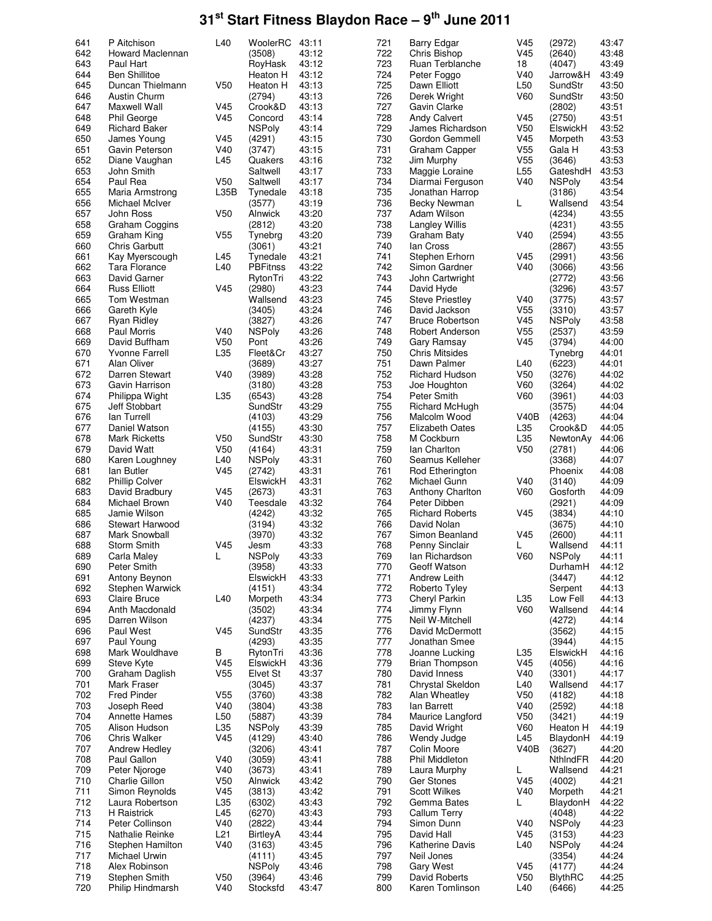# 31st Start Fitness Blaydon Race – 9th June 2011

| Pos | Name | Cat | Club | Time |
|---|---|---|---|---|
| 641 | P Aitchison | L40 | WoolerRC | 43:11 |
| 642 | Howard Maclennan | | (3508) | 43:12 |
| 643 | Paul Hart | | RoyHask | 43:12 |
| 644 | Ben Shillitoe | | Heaton H | 43:12 |
| 645 | Duncan Thielmann | V50 | Heaton H | 43:13 |
| 646 | Austin Churm | | (2794) | 43:13 |
| 647 | Maxwell Wall | V45 | Crook&D | 43:13 |
| 648 | Phil George | V45 | Concord | 43:14 |
| 649 | Richard Baker | | NSPoly | 43:14 |
| 650 | James Young | V45 | (4291) | 43:15 |
| 651 | Gavin Peterson | V40 | (3747) | 43:15 |
| 652 | Diane Vaughan | L45 | Quakers | 43:16 |
| 653 | John Smith | | Saltwell | 43:17 |
| 654 | Paul Rea | V50 | Saltwell | 43:17 |
| 655 | Maria Armstrong | L35B | Tynedale | 43:18 |
| 656 | Michael McIver | | (3577) | 43:19 |
| 657 | John Ross | V50 | Alnwick | 43:20 |
| 658 | Graham Coggins | | (2812) | 43:20 |
| 659 | Graham King | V55 | Tynebrg | 43:20 |
| 660 | Chris Garbutt | | (3061) | 43:21 |
| 661 | Kay Myerscough | L45 | Tynedale | 43:21 |
| 662 | Tara Florance | L40 | PBFitnss | 43:22 |
| 663 | David Garner | | RytonTri | 43:22 |
| 664 | Russ Elliott | V45 | (2980) | 43:23 |
| 665 | Tom Westman | | Wallsend | 43:23 |
| 666 | Gareth Kyle | | (3405) | 43:24 |
| 667 | Ryan Ridley | | (3827) | 43:26 |
| 668 | Paul Morris | V40 | NSPoly | 43:26 |
| 669 | David Buffham | V50 | Pont | 43:26 |
| 670 | Yvonne Farrell | L35 | Fleet&Cr | 43:27 |
| 671 | Alan Oliver | | (3689) | 43:27 |
| 672 | Darren Stewart | V40 | (3989) | 43:28 |
| 673 | Gavin Harrison | | (3180) | 43:28 |
| 674 | Philippa Wight | L35 | (6543) | 43:28 |
| 675 | Jeff Stobbart | | SundStr | 43:29 |
| 676 | Ian Turrell | | (4103) | 43:29 |
| 677 | Daniel Watson | | (4155) | 43:30 |
| 678 | Mark Ricketts | V50 | SundStr | 43:30 |
| 679 | David Watt | V50 | (4164) | 43:31 |
| 680 | Karen Loughney | L40 | NSPoly | 43:31 |
| 681 | Ian Butler | V45 | (2742) | 43:31 |
| 682 | Phillip Colver | | ElswickH | 43:31 |
| 683 | David Bradbury | V45 | (2673) | 43:31 |
| 684 | Michael Brown | V40 | Teesdale | 43:32 |
| 685 | Jamie Wilson | | (4242) | 43:32 |
| 686 | Stewart Harwood | | (3194) | 43:32 |
| 687 | Mark Snowball | | (3970) | 43:32 |
| 688 | Storm Smith | V45 | Jesm | 43:33 |
| 689 | Carla Maley | L | NSPoly | 43:33 |
| 690 | Peter Smith | | (3958) | 43:33 |
| 691 | Antony Beynon | | ElswickH | 43:33 |
| 692 | Stephen Warwick | | (4151) | 43:34 |
| 693 | Claire Bruce | L40 | Morpeth | 43:34 |
| 694 | Anth Macdonald | | (3502) | 43:34 |
| 695 | Darren Wilson | | (4237) | 43:34 |
| 696 | Paul West | V45 | SundStr | 43:35 |
| 697 | Paul Young | | (4293) | 43:35 |
| 698 | Mark Wouldhave | B | RytonTri | 43:36 |
| 699 | Steve Kyte | V45 | ElswickH | 43:36 |
| 700 | Graham Daglish | V55 | Elvet St | 43:37 |
| 701 | Mark Fraser | | (3045) | 43:37 |
| 702 | Fred Pinder | V55 | (3760) | 43:38 |
| 703 | Joseph Reed | V40 | (3804) | 43:38 |
| 704 | Annette Hames | L50 | (5887) | 43:39 |
| 705 | Alison Hudson | L35 | NSPoly | 43:39 |
| 706 | Chris Walker | V45 | (4129) | 43:40 |
| 707 | Andrew Hedley | | (3206) | 43:41 |
| 708 | Paul Gallon | V40 | (3059) | 43:41 |
| 709 | Peter Njoroge | V40 | (3673) | 43:41 |
| 710 | Charlie Gillon | V50 | Alnwick | 43:42 |
| 711 | Simon Reynolds | V45 | (3813) | 43:42 |
| 712 | Laura Robertson | L35 | (6302) | 43:43 |
| 713 | H Raistrick | L45 | (6270) | 43:43 |
| 714 | Peter Collinson | V40 | (2822) | 43:44 |
| 715 | Nathalie Reinke | L21 | BirtleyA | 43:44 |
| 716 | Stephen Hamilton | V40 | (3163) | 43:45 |
| 717 | Michael Urwin | | (4111) | 43:45 |
| 718 | Alex Robinson | | NSPoly | 43:46 |
| 719 | Stephen Smith | V50 | (3964) | 43:46 |
| 720 | Philip Hindmarsh | V40 | Stocksfd | 43:47 |
| 721 | Barry Edgar | V45 | (2972) | 43:47 |
| 722 | Chris Bishop | V45 | (2640) | 43:48 |
| 723 | Ruan Terblanche | 18 | (4047) | 43:49 |
| 724 | Peter Foggo | V40 | Jarrow&H | 43:49 |
| 725 | Dawn Elliott | L50 | SundStr | 43:50 |
| 726 | Derek Wright | V60 | SundStr | 43:50 |
| 727 | Gavin Clarke | | (2802) | 43:51 |
| 728 | Andy Calvert | V45 | (2750) | 43:51 |
| 729 | James Richardson | V50 | ElswickH | 43:52 |
| 730 | Gordon Gemmell | V45 | Morpeth | 43:53 |
| 731 | Graham Capper | V55 | Gala H | 43:53 |
| 732 | Jim Murphy | V55 | (3646) | 43:53 |
| 733 | Maggie Loraine | L55 | GateshdH | 43:53 |
| 734 | Diarmai Ferguson | V40 | NSPoly | 43:54 |
| 735 | Jonathan Harrop | | (3186) | 43:54 |
| 736 | Becky Newman | L | Wallsend | 43:54 |
| 737 | Adam Wilson | | (4234) | 43:55 |
| 738 | Langley Willis | | (4231) | 43:55 |
| 739 | Graham Baty | V40 | (2594) | 43:55 |
| 740 | Ian Cross | | (2867) | 43:55 |
| 741 | Stephen Erhorn | V45 | (2991) | 43:56 |
| 742 | Simon Gardner | V40 | (3066) | 43:56 |
| 743 | John Cartwright | | (2772) | 43:56 |
| 744 | David Hyde | | (3296) | 43:57 |
| 745 | Steve Priestley | V40 | (3775) | 43:57 |
| 746 | David Jackson | V55 | (3310) | 43:57 |
| 747 | Bruce Robertson | V45 | NSPoly | 43:58 |
| 748 | Robert Anderson | V55 | (2537) | 43:59 |
| 749 | Gary Ramsay | V45 | (3794) | 44:00 |
| 750 | Chris Mitsides | | Tynebrg | 44:01 |
| 751 | Dawn Palmer | L40 | (6223) | 44:01 |
| 752 | Richard Hudson | V50 | (3276) | 44:02 |
| 753 | Joe Houghton | V60 | (3264) | 44:02 |
| 754 | Peter Smith | V60 | (3961) | 44:03 |
| 755 | Richard McHugh | | (3575) | 44:04 |
| 756 | Malcolm Wood | V40B | (4263) | 44:04 |
| 757 | Elizabeth Oates | L35 | Crook&D | 44:05 |
| 758 | M Cockburn | L35 | NewtonAy | 44:06 |
| 759 | Ian Charlton | V50 | (2781) | 44:06 |
| 760 | Seamus Kelleher | | (3368) | 44:07 |
| 761 | Rod Etherington | | Phoenix | 44:08 |
| 762 | Michael Gunn | V40 | (3140) | 44:09 |
| 763 | Anthony Charlton | V60 | Gosforth | 44:09 |
| 764 | Peter Dibben | | (2921) | 44:09 |
| 765 | Richard Roberts | V45 | (3834) | 44:10 |
| 766 | David Nolan | | (3675) | 44:10 |
| 767 | Simon Beanland | V45 | (2600) | 44:11 |
| 768 | Penny Sinclair | L | Wallsend | 44:11 |
| 769 | Ian Richardson | V60 | NSPoly | 44:11 |
| 770 | Geoff Watson | | DurhamH | 44:12 |
| 771 | Andrew Leith | | (3447) | 44:12 |
| 772 | Roberto Tyley | | Serpent | 44:13 |
| 773 | Cheryl Parkin | L35 | Low Fell | 44:13 |
| 774 | Jimmy Flynn | V60 | Wallsend | 44:14 |
| 775 | Neil W-Mitchell | | (4272) | 44:14 |
| 776 | David McDermott | | (3562) | 44:15 |
| 777 | Jonathan Smee | | (3944) | 44:15 |
| 778 | Joanne Lucking | L35 | ElswickH | 44:16 |
| 779 | Brian Thompson | V45 | (4056) | 44:16 |
| 780 | David Inness | V40 | (3301) | 44:17 |
| 781 | Chrystal Skeldon | L40 | Wallsend | 44:17 |
| 782 | Alan Wheatley | V50 | (4182) | 44:18 |
| 783 | Ian Barrett | V40 | (2592) | 44:18 |
| 784 | Maurice Langford | V50 | (3421) | 44:19 |
| 785 | David Wright | V60 | Heaton H | 44:19 |
| 786 | Wendy Judge | L45 | BlaydonH | 44:19 |
| 787 | Colin Moore | V40B | (3627) | 44:20 |
| 788 | Phil Middleton | | NthIndFR | 44:20 |
| 789 | Laura Murphy | L | Wallsend | 44:21 |
| 790 | Ger Stones | V45 | (4002) | 44:21 |
| 791 | Scott Wilkes | V40 | Morpeth | 44:21 |
| 792 | Gemma Bates | L | BlaydonH | 44:22 |
| 793 | Callum Terry | | (4048) | 44:22 |
| 794 | Simon Dunn | V40 | NSPoly | 44:23 |
| 795 | David Hall | V45 | (3153) | 44:23 |
| 796 | Katherine Davis | L40 | NSPoly | 44:24 |
| 797 | Neil Jones | | (3354) | 44:24 |
| 798 | Gary West | V45 | (4177) | 44:24 |
| 799 | David Roberts | V50 | BlythRC | 44:25 |
| 800 | Karen Tomlinson | L40 | (6466) | 44:25 |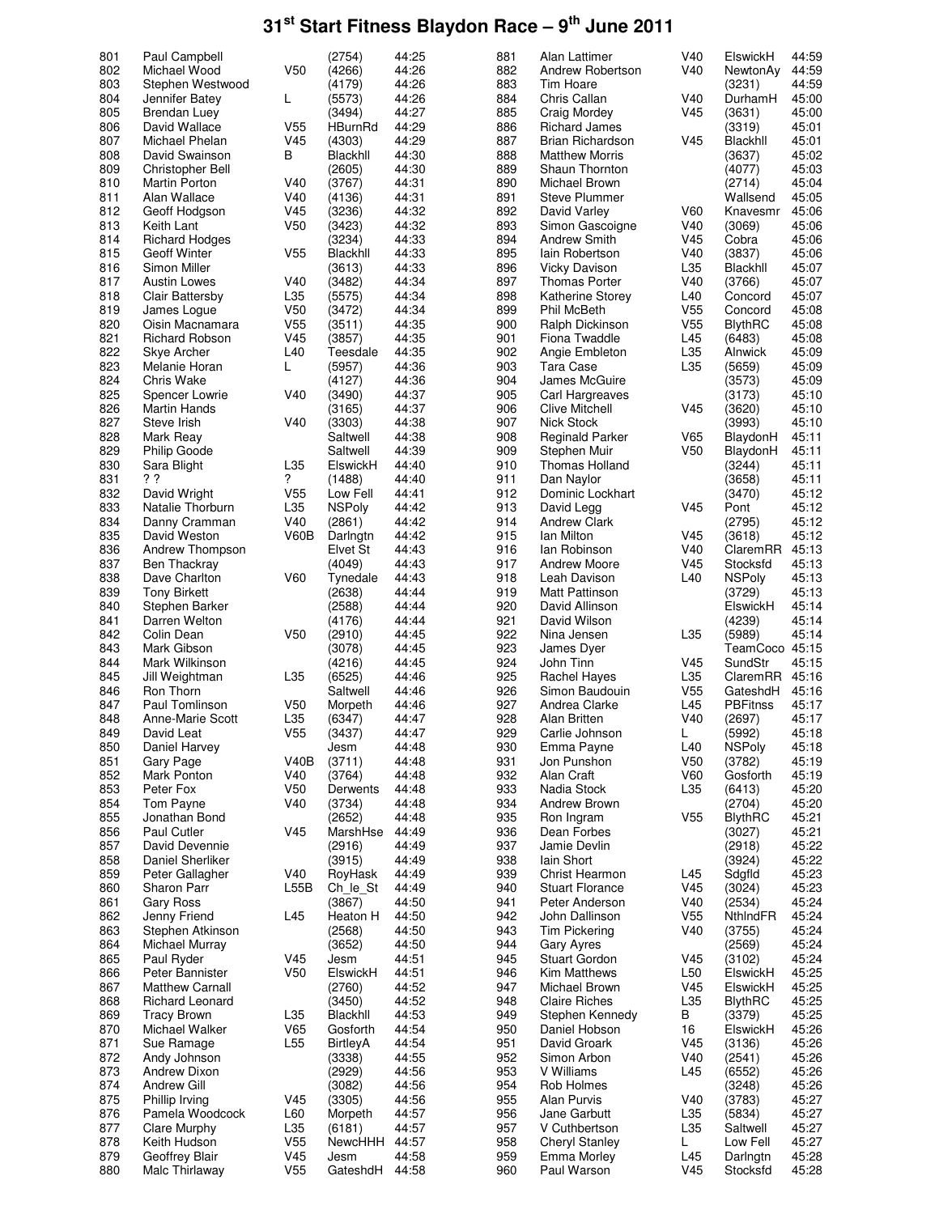# 31st Start Fitness Blaydon Race – 9th June 2011

| Pos | Name | Cat | Club/No | Time |
|---|---|---|---|---|
| 801 | Paul Campbell | | (2754) | 44:25 |
| 802 | Michael Wood | V50 | (4266) | 44:26 |
| 803 | Stephen Westwood | | (4179) | 44:26 |
| 804 | Jennifer Batey | L | (5573) | 44:26 |
| 805 | Brendan Luey | | (3494) | 44:27 |
| 806 | David Wallace | V55 | HBurnRd | 44:29 |
| 807 | Michael Phelan | V45 | (4303) | 44:29 |
| 808 | David Swainson | B | Blackhll | 44:30 |
| 809 | Christopher Bell | | (2605) | 44:30 |
| 810 | Martin Porton | V40 | (3767) | 44:31 |
| 811 | Alan Wallace | V40 | (4136) | 44:31 |
| 812 | Geoff Hodgson | V45 | (3236) | 44:32 |
| 813 | Keith Lant | V50 | (3423) | 44:32 |
| 814 | Richard Hodges | | (3234) | 44:33 |
| 815 | Geoff Winter | V55 | Blackhll | 44:33 |
| 816 | Simon Miller | | (3613) | 44:33 |
| 817 | Austin Lowes | V40 | (3482) | 44:34 |
| 818 | Clair Battersby | L35 | (5575) | 44:34 |
| 819 | James Logue | V50 | (3472) | 44:34 |
| 820 | Oisin Macnamara | V55 | (3511) | 44:35 |
| 821 | Richard Robson | V45 | (3857) | 44:35 |
| 822 | Skye Archer | L40 | Teesdale | 44:35 |
| 823 | Melanie Horan | L | (5957) | 44:36 |
| 824 | Chris Wake | | (4127) | 44:36 |
| 825 | Spencer Lowrie | V40 | (3490) | 44:37 |
| 826 | Martin Hands | | (3165) | 44:37 |
| 827 | Steve Irish | V40 | (3303) | 44:38 |
| 828 | Mark Reay | | Saltwell | 44:38 |
| 829 | Philip Goode | | Saltwell | 44:39 |
| 830 | Sara Blight | L35 | ElswickH | 44:40 |
| 831 | ? ? | ? | (1488) | 44:40 |
| 832 | David Wright | V55 | Low Fell | 44:41 |
| 833 | Natalie Thorburn | L35 | NSPoly | 44:42 |
| 834 | Danny Cramman | V40 | (2861) | 44:42 |
| 835 | David Weston | V60B | Darlngtn | 44:42 |
| 836 | Andrew Thompson | | Elvet St | 44:43 |
| 837 | Ben Thackray | | (4049) | 44:43 |
| 838 | Dave Charlton | V60 | Tynedale | 44:43 |
| 839 | Tony Birkett | | (2638) | 44:44 |
| 840 | Stephen Barker | | (2588) | 44:44 |
| 841 | Darren Welton | | (4176) | 44:44 |
| 842 | Colin Dean | V50 | (2910) | 44:45 |
| 843 | Mark Gibson | | (3078) | 44:45 |
| 844 | Mark Wilkinson | | (4216) | 44:45 |
| 845 | Jill Weightman | L35 | (6525) | 44:46 |
| 846 | Ron Thorn | | Saltwell | 44:46 |
| 847 | Paul Tomlinson | V50 | Morpeth | 44:46 |
| 848 | Anne-Marie Scott | L35 | (6347) | 44:47 |
| 849 | David Leat | V55 | (3437) | 44:47 |
| 850 | Daniel Harvey | | Jesm | 44:48 |
| 851 | Gary Page | V40B | (3711) | 44:48 |
| 852 | Mark Ponton | V40 | (3764) | 44:48 |
| 853 | Peter Fox | V50 | Derwents | 44:48 |
| 854 | Tom Payne | V40 | (3734) | 44:48 |
| 855 | Jonathan Bond | | (2652) | 44:48 |
| 856 | Paul Cutler | V45 | MarshHse | 44:49 |
| 857 | David Devennie | | (2916) | 44:49 |
| 858 | Daniel Sherliker | | (3915) | 44:49 |
| 859 | Peter Gallagher | V40 | RoyHask | 44:49 |
| 860 | Sharon Parr | L55B | Ch_le_St | 44:49 |
| 861 | Gary Ross | | (3867) | 44:50 |
| 862 | Jenny Friend | L45 | Heaton H | 44:50 |
| 863 | Stephen Atkinson | | (2568) | 44:50 |
| 864 | Michael Murray | | (3652) | 44:50 |
| 865 | Paul Ryder | V45 | Jesm | 44:51 |
| 866 | Peter Bannister | V50 | ElswickH | 44:51 |
| 867 | Matthew Carnall | | (2760) | 44:52 |
| 868 | Richard Leonard | | (3450) | 44:52 |
| 869 | Tracy Brown | L35 | Blackhll | 44:53 |
| 870 | Michael Walker | V65 | Gosforth | 44:54 |
| 871 | Sue Ramage | L55 | BirtleyA | 44:54 |
| 872 | Andy Johnson | | (3338) | 44:55 |
| 873 | Andrew Dixon | | (2929) | 44:56 |
| 874 | Andrew Gill | | (3082) | 44:56 |
| 875 | Phillip Irving | V45 | (3305) | 44:56 |
| 876 | Pamela Woodcock | L60 | Morpeth | 44:57 |
| 877 | Clare Murphy | L35 | (6181) | 44:57 |
| 878 | Keith Hudson | V55 | NewcHHH | 44:57 |
| 879 | Geoffrey Blair | V45 | Jesm | 44:58 |
| 880 | Malc Thirlaway | V55 | GateshdH | 44:58 |
| 881 | Alan Lattimer | V40 | ElswickH | 44:59 |
| 882 | Andrew Robertson | V40 | NewtonAy | 44:59 |
| 883 | Tim Hoare | | (3231) | 44:59 |
| 884 | Chris Callan | V40 | DurhamH | 45:00 |
| 885 | Craig Mordey | V45 | (3631) | 45:00 |
| 886 | Richard James | | (3319) | 45:01 |
| 887 | Brian Richardson | V45 | Blackhll | 45:01 |
| 888 | Matthew Morris | | (3637) | 45:02 |
| 889 | Shaun Thornton | | (4077) | 45:03 |
| 890 | Michael Brown | | (2714) | 45:04 |
| 891 | Steve Plummer | | Wallsend | 45:05 |
| 892 | David Varley | V60 | Knavesmr | 45:06 |
| 893 | Simon Gascoigne | V40 | (3069) | 45:06 |
| 894 | Andrew Smith | V45 | Cobra | 45:06 |
| 895 | Iain Robertson | V40 | (3837) | 45:06 |
| 896 | Vicky Davison | L35 | Blackhll | 45:07 |
| 897 | Thomas Porter | V40 | (3766) | 45:07 |
| 898 | Katherine Storey | L40 | Concord | 45:07 |
| 899 | Phil McBeth | V55 | Concord | 45:08 |
| 900 | Ralph Dickinson | V55 | BlythRC | 45:08 |
| 901 | Fiona Twaddle | L45 | (6483) | 45:08 |
| 902 | Angie Embleton | L35 | Alnwick | 45:09 |
| 903 | Tara Case | L35 | (5659) | 45:09 |
| 904 | James McGuire | | (3573) | 45:09 |
| 905 | Carl Hargreaves | | (3173) | 45:10 |
| 906 | Clive Mitchell | V45 | (3620) | 45:10 |
| 907 | Nick Stock | | (3993) | 45:10 |
| 908 | Reginald Parker | V65 | BlaydonH | 45:11 |
| 909 | Stephen Muir | V50 | BlaydonH | 45:11 |
| 910 | Thomas Holland | | (3244) | 45:11 |
| 911 | Dan Naylor | | (3658) | 45:11 |
| 912 | Dominic Lockhart | | (3470) | 45:12 |
| 913 | David Legg | V45 | Pont | 45:12 |
| 914 | Andrew Clark | | (2795) | 45:12 |
| 915 | Ian Milton | V45 | (3618) | 45:12 |
| 916 | Ian Robinson | V40 | ClaremRR | 45:13 |
| 917 | Andrew Moore | V45 | Stocksfd | 45:13 |
| 918 | Leah Davison | L40 | NSPoly | 45:13 |
| 919 | Matt Pattinson | | (3729) | 45:13 |
| 920 | David Allinson | | ElswickH | 45:14 |
| 921 | David Wilson | | (4239) | 45:14 |
| 922 | Nina Jensen | L35 | (5989) | 45:14 |
| 923 | James Dyer | | TeamCoco | 45:15 |
| 924 | John Tinn | V45 | SundStr | 45:15 |
| 925 | Rachel Hayes | L35 | ClaremRR | 45:16 |
| 926 | Simon Baudouin | V55 | GateshdH | 45:16 |
| 927 | Andrea Clarke | L45 | PBFitnss | 45:17 |
| 928 | Alan Britten | V40 | (2697) | 45:17 |
| 929 | Carlie Johnson | L | (5992) | 45:18 |
| 930 | Emma Payne | L40 | NSPoly | 45:18 |
| 931 | Jon Punshon | V50 | (3782) | 45:19 |
| 932 | Alan Craft | V60 | Gosforth | 45:19 |
| 933 | Nadia Stock | L35 | (6413) | 45:20 |
| 934 | Andrew Brown | | (2704) | 45:20 |
| 935 | Ron Ingram | V55 | BlythRC | 45:21 |
| 936 | Dean Forbes | | (3027) | 45:21 |
| 937 | Jamie Devlin | | (2918) | 45:22 |
| 938 | Iain Short | | (3924) | 45:22 |
| 939 | Christ Hearmon | L45 | Sdgfld | 45:23 |
| 940 | Stuart Florance | V45 | (3024) | 45:23 |
| 941 | Peter Anderson | V40 | (2534) | 45:24 |
| 942 | John Dallinson | V55 | NthlndFR | 45:24 |
| 943 | Tim Pickering | V40 | (3755) | 45:24 |
| 944 | Gary Ayres | | (2569) | 45:24 |
| 945 | Stuart Gordon | V45 | (3102) | 45:24 |
| 946 | Kim Matthews | L50 | ElswickH | 45:25 |
| 947 | Michael Brown | V45 | ElswickH | 45:25 |
| 948 | Claire Riches | L35 | BlythRC | 45:25 |
| 949 | Stephen Kennedy | B | (3379) | 45:25 |
| 950 | Daniel Hobson | 16 | ElswickH | 45:26 |
| 951 | David Groark | V45 | (3136) | 45:26 |
| 952 | Simon Arbon | V40 | (2541) | 45:26 |
| 953 | V Williams | L45 | (6552) | 45:26 |
| 954 | Rob Holmes | | (3248) | 45:26 |
| 955 | Alan Purvis | V40 | (3783) | 45:27 |
| 956 | Jane Garbutt | L35 | (5834) | 45:27 |
| 957 | V Cuthbertson | L35 | Saltwell | 45:27 |
| 958 | Cheryl Stanley | L | Low Fell | 45:27 |
| 959 | Emma Morley | L45 | Darlngtn | 45:28 |
| 960 | Paul Warson | V45 | Stocksfd | 45:28 |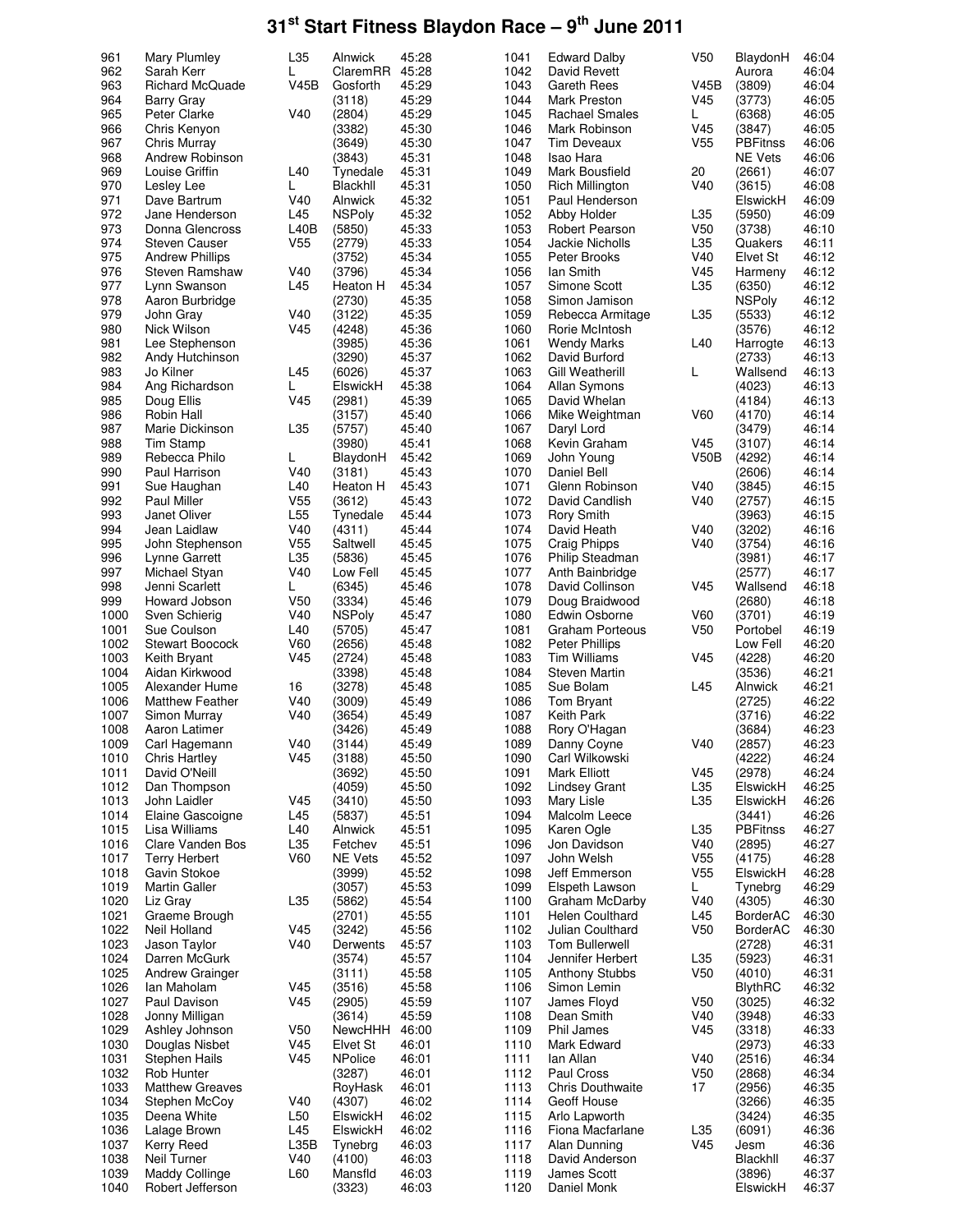# 31st Start Fitness Blaydon Race – 9th June 2011

| Pos | Name | Cat | Club | Time |
|---|---|---|---|---|
| 961 | Mary Plumley | L35 | Alnwick | 45:28 |
| 962 | Sarah Kerr | L | ClaremRR | 45:28 |
| 963 | Richard McQuade | V45B | Gosforth | 45:29 |
| 964 | Barry Gray | | (3118) | 45:29 |
| 965 | Peter Clarke | V40 | (2804) | 45:29 |
| 966 | Chris Kenyon | | (3382) | 45:30 |
| 967 | Chris Murray | | (3649) | 45:30 |
| 968 | Andrew Robinson | | (3843) | 45:31 |
| 969 | Louise Griffin | L40 | Tynedale | 45:31 |
| 970 | Lesley Lee | L | Blackhll | 45:31 |
| 971 | Dave Bartrum | V40 | Alnwick | 45:32 |
| 972 | Jane Henderson | L45 | NSPoly | 45:32 |
| 973 | Donna Glencross | L40B | (5850) | 45:33 |
| 974 | Steven Causer | V55 | (2779) | 45:33 |
| 975 | Andrew Phillips | | (3752) | 45:34 |
| 976 | Steven Ramshaw | V40 | (3796) | 45:34 |
| 977 | Lynn Swanson | L45 | Heaton H | 45:34 |
| 978 | Aaron Burbridge | | (2730) | 45:35 |
| 979 | John Gray | V40 | (3122) | 45:35 |
| 980 | Nick Wilson | V45 | (4248) | 45:36 |
| 981 | Lee Stephenson | | (3985) | 45:36 |
| 982 | Andy Hutchinson | | (3290) | 45:37 |
| 983 | Jo Kilner | L45 | (6026) | 45:37 |
| 984 | Ang Richardson | L | ElswickH | 45:38 |
| 985 | Doug Ellis | V45 | (2981) | 45:39 |
| 986 | Robin Hall | | (3157) | 45:40 |
| 987 | Marie Dickinson | L35 | (5757) | 45:40 |
| 988 | Tim Stamp | | (3980) | 45:41 |
| 989 | Rebecca Philo | L | BlaydonH | 45:42 |
| 990 | Paul Harrison | V40 | (3181) | 45:43 |
| 991 | Sue Haughan | L40 | Heaton H | 45:43 |
| 992 | Paul Miller | V55 | (3612) | 45:43 |
| 993 | Janet Oliver | L55 | Tynedale | 45:44 |
| 994 | Jean Laidlaw | V40 | (4311) | 45:44 |
| 995 | John Stephenson | V55 | Saltwell | 45:45 |
| 996 | Lynne Garrett | L35 | (5836) | 45:45 |
| 997 | Michael Styan | V40 | Low Fell | 45:45 |
| 998 | Jenni Scarlett | L | (6345) | 45:46 |
| 999 | Howard Jobson | V50 | (3334) | 45:46 |
| 1000 | Sven Schierig | V40 | NSPoly | 45:47 |
| 1001 | Sue Coulson | L40 | (5705) | 45:47 |
| 1002 | Stewart Boocock | V60 | (2656) | 45:48 |
| 1003 | Keith Bryant | V45 | (2724) | 45:48 |
| 1004 | Aidan Kirkwood | | (3398) | 45:48 |
| 1005 | Alexander Hume | 16 | (3278) | 45:48 |
| 1006 | Matthew Feather | V40 | (3009) | 45:49 |
| 1007 | Simon Murray | V40 | (3654) | 45:49 |
| 1008 | Aaron Latimer | | (3426) | 45:49 |
| 1009 | Carl Hagemann | V40 | (3144) | 45:49 |
| 1010 | Chris Hartley | V45 | (3188) | 45:50 |
| 1011 | David O'Neill | | (3692) | 45:50 |
| 1012 | Dan Thompson | | (4059) | 45:50 |
| 1013 | John Laidler | V45 | (3410) | 45:50 |
| 1014 | Elaine Gascoigne | L45 | (5837) | 45:51 |
| 1015 | Lisa Williams | L40 | Alnwick | 45:51 |
| 1016 | Clare Vanden Bos | L35 | Fetchev | 45:51 |
| 1017 | Terry Herbert | V60 | NE Vets | 45:52 |
| 1018 | Gavin Stokoe | | (3999) | 45:52 |
| 1019 | Martin Galler | | (3057) | 45:53 |
| 1020 | Liz Gray | L35 | (5862) | 45:54 |
| 1021 | Graeme Brough | | (2701) | 45:55 |
| 1022 | Neil Holland | V45 | (3242) | 45:56 |
| 1023 | Jason Taylor | V40 | Derwents | 45:57 |
| 1024 | Darren McGurk | | (3574) | 45:57 |
| 1025 | Andrew Grainger | | (3111) | 45:58 |
| 1026 | Ian Maholam | V45 | (3516) | 45:58 |
| 1027 | Paul Davison | V45 | (2905) | 45:59 |
| 1028 | Jonny Milligan | | (3614) | 45:59 |
| 1029 | Ashley Johnson | V50 | NewcHHH | 46:00 |
| 1030 | Douglas Nisbet | V45 | Elvet St | 46:01 |
| 1031 | Stephen Hails | V45 | NPolice | 46:01 |
| 1032 | Rob Hunter | | (3287) | 46:01 |
| 1033 | Matthew Greaves | | RoyHask | 46:01 |
| 1034 | Stephen McCoy | V40 | (4307) | 46:02 |
| 1035 | Deena White | L50 | ElswickH | 46:02 |
| 1036 | Lalage Brown | L45 | ElswickH | 46:02 |
| 1037 | Kerry Reed | L35B | Tynebrg | 46:03 |
| 1038 | Neil Turner | V40 | (4100) | 46:03 |
| 1039 | Maddy Collinge | L60 | Mansfld | 46:03 |
| 1040 | Robert Jefferson | | (3323) | 46:03 |
| 1041 | Edward Dalby | V50 | BlaydonH | 46:04 |
| 1042 | David Revett | | Aurora | 46:04 |
| 1043 | Gareth Rees | V45B | (3809) | 46:04 |
| 1044 | Mark Preston | V45 | (3773) | 46:05 |
| 1045 | Rachael Smales | L | (6368) | 46:05 |
| 1046 | Mark Robinson | V45 | (3847) | 46:05 |
| 1047 | Tim Deveaux | V55 | PBFitnss | 46:06 |
| 1048 | Isao Hara | | NE Vets | 46:06 |
| 1049 | Mark Bousfield | 20 | (2661) | 46:07 |
| 1050 | Rich Millington | V40 | (3615) | 46:08 |
| 1051 | Paul Henderson | | ElswickH | 46:09 |
| 1052 | Abby Holder | L35 | (5950) | 46:09 |
| 1053 | Robert Pearson | V50 | (3738) | 46:10 |
| 1054 | Jackie Nicholls | L35 | Quakers | 46:11 |
| 1055 | Peter Brooks | V40 | Elvet St | 46:12 |
| 1056 | Ian Smith | V45 | Harmeny | 46:12 |
| 1057 | Simone Scott | L35 | (6350) | 46:12 |
| 1058 | Simon Jamison | | NSPoly | 46:12 |
| 1059 | Rebecca Armitage | L35 | (5533) | 46:12 |
| 1060 | Rorie McIntosh | | (3576) | 46:12 |
| 1061 | Wendy Marks | L40 | Harrogte | 46:13 |
| 1062 | David Burford | | (2733) | 46:13 |
| 1063 | Gill Weatherill | L | Wallsend | 46:13 |
| 1064 | Allan Symons | | (4023) | 46:13 |
| 1065 | David Whelan | | (4184) | 46:13 |
| 1066 | Mike Weightman | V60 | (4170) | 46:14 |
| 1067 | Daryl Lord | | (3479) | 46:14 |
| 1068 | Kevin Graham | V45 | (3107) | 46:14 |
| 1069 | John Young | V50B | (4292) | 46:14 |
| 1070 | Daniel Bell | | (2606) | 46:14 |
| 1071 | Glenn Robinson | V40 | (3845) | 46:15 |
| 1072 | David Candlish | V40 | (2757) | 46:15 |
| 1073 | Rory Smith | | (3963) | 46:15 |
| 1074 | David Heath | V40 | (3202) | 46:16 |
| 1075 | Craig Phipps | V40 | (3754) | 46:16 |
| 1076 | Philip Steadman | | (3981) | 46:17 |
| 1077 | Anth Bainbridge | | (2577) | 46:17 |
| 1078 | David Collinson | V45 | Wallsend | 46:18 |
| 1079 | Doug Braidwood | | (2680) | 46:18 |
| 1080 | Edwin Osborne | V60 | (3701) | 46:19 |
| 1081 | Graham Porteous | V50 | Portobel | 46:19 |
| 1082 | Peter Phillips | | Low Fell | 46:20 |
| 1083 | Tim Williams | V45 | (4228) | 46:20 |
| 1084 | Steven Martin | | (3536) | 46:21 |
| 1085 | Sue Bolam | L45 | Alnwick | 46:21 |
| 1086 | Tom Bryant | | (2725) | 46:22 |
| 1087 | Keith Park | | (3716) | 46:22 |
| 1088 | Rory O'Hagan | | (3684) | 46:23 |
| 1089 | Danny Coyne | V40 | (2857) | 46:23 |
| 1090 | Carl Wilkowski | | (4222) | 46:24 |
| 1091 | Mark Elliott | V45 | (2978) | 46:24 |
| 1092 | Lindsey Grant | L35 | ElswickH | 46:25 |
| 1093 | Mary Lisle | L35 | ElswickH | 46:26 |
| 1094 | Malcolm Leece | | (3441) | 46:26 |
| 1095 | Karen Ogle | L35 | PBFitnss | 46:27 |
| 1096 | Jon Davidson | V40 | (2895) | 46:27 |
| 1097 | John Welsh | V55 | (4175) | 46:28 |
| 1098 | Jeff Emmerson | V55 | ElswickH | 46:28 |
| 1099 | Elspeth Lawson | L | Tynebrg | 46:29 |
| 1100 | Graham McDarby | V40 | (4305) | 46:30 |
| 1101 | Helen Coulthard | L45 | BorderAC | 46:30 |
| 1102 | Julian Coulthard | V50 | BorderAC | 46:30 |
| 1103 | Tom Bullerwell | | (2728) | 46:31 |
| 1104 | Jennifer Herbert | L35 | (5923) | 46:31 |
| 1105 | Anthony Stubbs | V50 | (4010) | 46:31 |
| 1106 | Simon Lemin | | BlythRC | 46:32 |
| 1107 | James Floyd | V50 | (3025) | 46:32 |
| 1108 | Dean Smith | V40 | (3948) | 46:33 |
| 1109 | Phil James | V45 | (3318) | 46:33 |
| 1110 | Mark Edward | | (2973) | 46:33 |
| 1111 | Ian Allan | V40 | (2516) | 46:34 |
| 1112 | Paul Cross | V50 | (2868) | 46:34 |
| 1113 | Chris Douthwaite | 17 | (2956) | 46:35 |
| 1114 | Geoff House | | (3266) | 46:35 |
| 1115 | Arlo Lapworth | | (3424) | 46:35 |
| 1116 | Fiona Macfarlane | L35 | (6091) | 46:36 |
| 1117 | Alan Dunning | V45 | Jesm | 46:36 |
| 1118 | David Anderson | | Blackhll | 46:37 |
| 1119 | James Scott | | (3896) | 46:37 |
| 1120 | Daniel Monk | | ElswickH | 46:37 |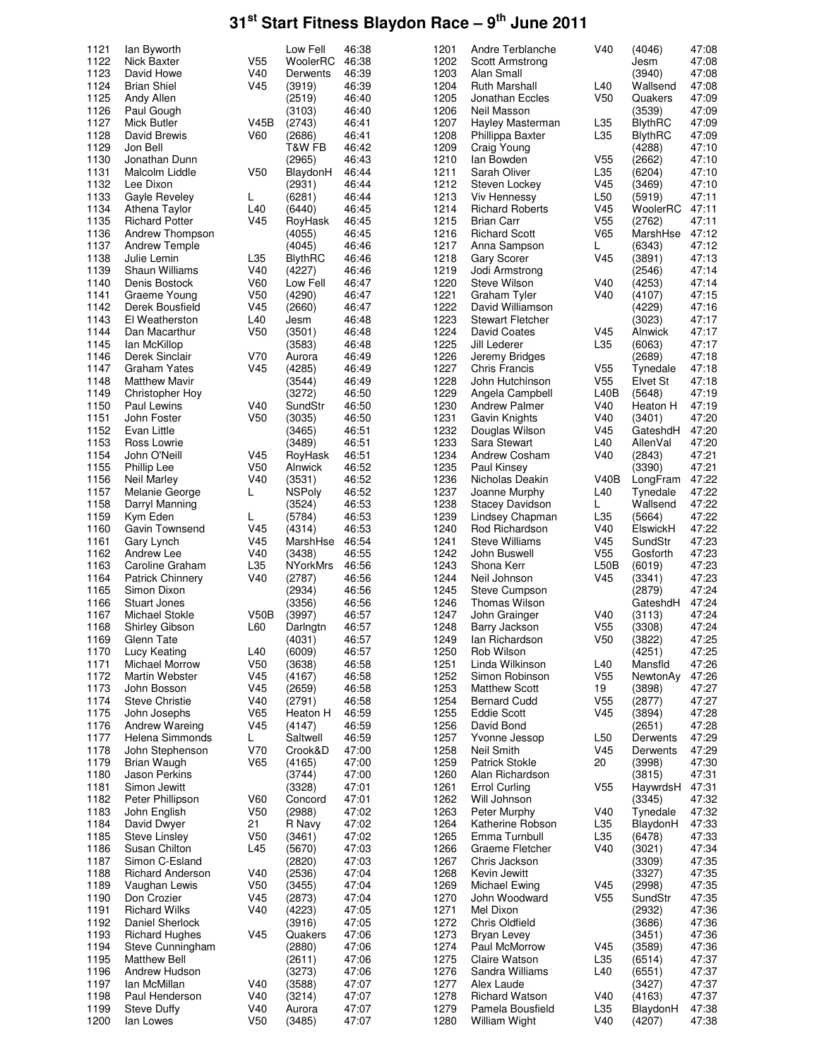# 31st Start Fitness Blaydon Race – 9th June 2011

| Pos | Name | Cat | Club | Time |
|---|---|---|---|---|
| 1121 | Ian Byworth | | Low Fell | 46:38 |
| 1122 | Nick Baxter | V55 | WoolerRC | 46:38 |
| 1123 | David Howe | V40 | Derwents | 46:39 |
| 1124 | Brian Shiel | V45 | (3919) | 46:39 |
| 1125 | Andy Allen | | (2519) | 46:40 |
| 1126 | Paul Gough | | (3103) | 46:40 |
| 1127 | Mick Butler | V45B | (2743) | 46:41 |
| 1128 | David Brewis | V60 | (2686) | 46:41 |
| 1129 | Jon Bell | | T&W FB | 46:42 |
| 1130 | Jonathan Dunn | | (2965) | 46:43 |
| 1131 | Malcolm Liddle | V50 | BlaydonH | 46:44 |
| 1132 | Lee Dixon | | (2931) | 46:44 |
| 1133 | Gayle Reveley | L | (6281) | 46:44 |
| 1134 | Athena Taylor | L40 | (6440) | 46:45 |
| 1135 | Richard Potter | V45 | RoyHask | 46:45 |
| 1136 | Andrew Thompson | | (4055) | 46:45 |
| 1137 | Andrew Temple | | (4045) | 46:46 |
| 1138 | Julie Lemin | L35 | BlythRC | 46:46 |
| 1139 | Shaun Williams | V40 | (4227) | 46:46 |
| 1140 | Denis Bostock | V60 | Low Fell | 46:47 |
| 1141 | Graeme Young | V50 | (4290) | 46:47 |
| 1142 | Derek Bousfield | V45 | (2660) | 46:47 |
| 1143 | El Weatherston | L40 | Jesm | 46:48 |
| 1144 | Dan Macarthur | V50 | (3501) | 46:48 |
| 1145 | Ian McKillop | | (3583) | 46:48 |
| 1146 | Derek Sinclair | V70 | Aurora | 46:49 |
| 1147 | Graham Yates | V45 | (4285) | 46:49 |
| 1148 | Matthew Mavir | | (3544) | 46:49 |
| 1149 | Christopher Hoy | | (3272) | 46:50 |
| 1150 | Paul Lewins | V40 | SundStr | 46:50 |
| 1151 | John Foster | V50 | (3035) | 46:50 |
| 1152 | Evan Little | | (3465) | 46:51 |
| 1153 | Ross Lowrie | | (3489) | 46:51 |
| 1154 | John O'Neill | V45 | RoyHask | 46:51 |
| 1155 | Phillip Lee | V50 | Alnwick | 46:52 |
| 1156 | Neil Marley | V40 | (3531) | 46:52 |
| 1157 | Melanie George | L | NSPoly | 46:52 |
| 1158 | Darryl Manning | | (3524) | 46:53 |
| 1159 | Kym Eden | L | (5784) | 46:53 |
| 1160 | Gavin Townsend | V45 | (4314) | 46:53 |
| 1161 | Gary Lynch | V45 | MarshHse | 46:54 |
| 1162 | Andrew Lee | V40 | (3438) | 46:55 |
| 1163 | Caroline Graham | L35 | NYorkMrs | 46:56 |
| 1164 | Patrick Chinnery | V40 | (2787) | 46:56 |
| 1165 | Simon Dixon | | (2934) | 46:56 |
| 1166 | Stuart Jones | | (3356) | 46:56 |
| 1167 | Michael Stokle | V50B | (3997) | 46:57 |
| 1168 | Shirley Gibson | L60 | Darlngtn | 46:57 |
| 1169 | Glenn Tate | | (4031) | 46:57 |
| 1170 | Lucy Keating | L40 | (6009) | 46:57 |
| 1171 | Michael Morrow | V50 | (3638) | 46:58 |
| 1172 | Martin Webster | V45 | (4167) | 46:58 |
| 1173 | John Bosson | V45 | (2659) | 46:58 |
| 1174 | Steve Christie | V40 | (2791) | 46:58 |
| 1175 | John Josephs | V65 | Heaton H | 46:59 |
| 1176 | Andrew Wareing | V45 | (4147) | 46:59 |
| 1177 | Helena Simmonds | L | Saltwell | 46:59 |
| 1178 | John Stephenson | V70 | Crook&D | 47:00 |
| 1179 | Brian Waugh | V65 | (4165) | 47:00 |
| 1180 | Jason Perkins | | (3744) | 47:00 |
| 1181 | Simon Jewitt | | (3328) | 47:01 |
| 1182 | Peter Phillipson | V60 | Concord | 47:01 |
| 1183 | John English | V50 | (2988) | 47:02 |
| 1184 | David Dwyer | 21 | R Navy | 47:02 |
| 1185 | Steve Linsley | V50 | (3461) | 47:02 |
| 1186 | Susan Chilton | L45 | (5670) | 47:03 |
| 1187 | Simon C-Esland | | (2820) | 47:03 |
| 1188 | Richard Anderson | V40 | (2536) | 47:04 |
| 1189 | Vaughan Lewis | V50 | (3455) | 47:04 |
| 1190 | Don Crozier | V45 | (2873) | 47:04 |
| 1191 | Richard Wilks | V40 | (4223) | 47:05 |
| 1192 | Daniel Sherlock | | (3916) | 47:05 |
| 1193 | Richard Hughes | V45 | Quakers | 47:06 |
| 1194 | Steve Cunningham | | (2880) | 47:06 |
| 1195 | Matthew Bell | | (2611) | 47:06 |
| 1196 | Andrew Hudson | | (3273) | 47:06 |
| 1197 | Ian McMillan | V40 | (3588) | 47:07 |
| 1198 | Paul Henderson | V40 | (3214) | 47:07 |
| 1199 | Steve Duffy | V40 | Aurora | 47:07 |
| 1200 | Ian Lowes | V50 | (3485) | 47:07 |
| 1201 | Andre Terblanche | V40 | (4046) | 47:08 |
| 1202 | Scott Armstrong | | Jesm | 47:08 |
| 1203 | Alan Small | | (3940) | 47:08 |
| 1204 | Ruth Marshall | L40 | Wallsend | 47:08 |
| 1205 | Jonathan Eccles | V50 | Quakers | 47:09 |
| 1206 | Neil Masson | | (3539) | 47:09 |
| 1207 | Hayley Masterman | L35 | BlythRC | 47:09 |
| 1208 | Phillippa Baxter | L35 | BlythRC | 47:09 |
| 1209 | Craig Young | | (4288) | 47:10 |
| 1210 | Ian Bowden | V55 | (2662) | 47:10 |
| 1211 | Sarah Oliver | L35 | (6204) | 47:10 |
| 1212 | Steven Lockey | V45 | (3469) | 47:10 |
| 1213 | Viv Hennessy | L50 | (5919) | 47:11 |
| 1214 | Richard Roberts | V45 | WoolerRC | 47:11 |
| 1215 | Brian Carr | V55 | (2762) | 47:11 |
| 1216 | Richard Scott | V65 | MarshHse | 47:12 |
| 1217 | Anna Sampson | L | (6343) | 47:12 |
| 1218 | Gary Scorer | V45 | (3891) | 47:13 |
| 1219 | Jodi Armstrong | | (2546) | 47:14 |
| 1220 | Steve Wilson | V40 | (4253) | 47:14 |
| 1221 | Graham Tyler | V40 | (4107) | 47:15 |
| 1222 | David Williamson | | (4229) | 47:16 |
| 1223 | Stewart Fletcher | | (3023) | 47:17 |
| 1224 | David Coates | V45 | Alnwick | 47:17 |
| 1225 | Jill Lederer | L35 | (6063) | 47:17 |
| 1226 | Jeremy Bridges | | (2689) | 47:18 |
| 1227 | Chris Francis | V55 | Tynedale | 47:18 |
| 1228 | John Hutchinson | V55 | Elvet St | 47:18 |
| 1229 | Angela Campbell | L40B | (5648) | 47:19 |
| 1230 | Andrew Palmer | V40 | Heaton H | 47:19 |
| 1231 | Gavin Knights | V40 | (3401) | 47:20 |
| 1232 | Douglas Wilson | V45 | GateshdH | 47:20 |
| 1233 | Sara Stewart | L40 | AllenVal | 47:20 |
| 1234 | Andrew Cosham | V40 | (2843) | 47:21 |
| 1235 | Paul Kinsey | | (3390) | 47:21 |
| 1236 | Nicholas Deakin | V40B | LongFram | 47:22 |
| 1237 | Joanne Murphy | L40 | Tynedale | 47:22 |
| 1238 | Stacey Davidson | L | Wallsend | 47:22 |
| 1239 | Lindsey Chapman | L35 | (5664) | 47:22 |
| 1240 | Rod Richardson | V40 | ElswickH | 47:22 |
| 1241 | Steve Williams | V45 | SundStr | 47:23 |
| 1242 | John Buswell | V55 | Gosforth | 47:23 |
| 1243 | Shona Kerr | L50B | (6019) | 47:23 |
| 1244 | Neil Johnson | V45 | (3341) | 47:23 |
| 1245 | Steve Cumpson | | (2879) | 47:24 |
| 1246 | Thomas Wilson | | GateshdH | 47:24 |
| 1247 | John Grainger | V40 | (3113) | 47:24 |
| 1248 | Barry Jackson | V55 | (3308) | 47:24 |
| 1249 | Ian Richardson | V50 | (3822) | 47:25 |
| 1250 | Rob Wilson | | (4251) | 47:25 |
| 1251 | Linda Wilkinson | L40 | Mansfld | 47:26 |
| 1252 | Simon Robinson | V55 | NewtonAy | 47:26 |
| 1253 | Matthew Scott | 19 | (3898) | 47:27 |
| 1254 | Bernard Cudd | V55 | (2877) | 47:27 |
| 1255 | Eddie Scott | V45 | (3894) | 47:28 |
| 1256 | David Bond | | (2651) | 47:28 |
| 1257 | Yvonne Jessop | L50 | Derwents | 47:29 |
| 1258 | Neil Smith | V45 | Derwents | 47:29 |
| 1259 | Patrick Stokle | 20 | (3998) | 47:30 |
| 1260 | Alan Richardson | | (3815) | 47:31 |
| 1261 | Errol Curling | V55 | HaywrdsH | 47:31 |
| 1262 | Will Johnson | | (3345) | 47:32 |
| 1263 | Peter Murphy | V40 | Tynedale | 47:32 |
| 1264 | Katherine Robson | L35 | BlaydonH | 47:33 |
| 1265 | Emma Turnbull | L35 | (6478) | 47:33 |
| 1266 | Graeme Fletcher | V40 | (3021) | 47:34 |
| 1267 | Chris Jackson | | (3309) | 47:35 |
| 1268 | Kevin Jewitt | | (3327) | 47:35 |
| 1269 | Michael Ewing | V45 | (2998) | 47:35 |
| 1270 | John Woodward | V55 | SundStr | 47:35 |
| 1271 | Mel Dixon | | (2932) | 47:36 |
| 1272 | Chris Oldfield | | (3686) | 47:36 |
| 1273 | Bryan Levey | | (3451) | 47:36 |
| 1274 | Paul McMorrow | V45 | (3589) | 47:36 |
| 1275 | Claire Watson | L35 | (6514) | 47:37 |
| 1276 | Sandra Williams | L40 | (6551) | 47:37 |
| 1277 | Alex Laude | | (3427) | 47:37 |
| 1278 | Richard Watson | V40 | (4163) | 47:37 |
| 1279 | Pamela Bousfield | L35 | BlaydonH | 47:38 |
| 1280 | William Wight | V40 | (4207) | 47:38 |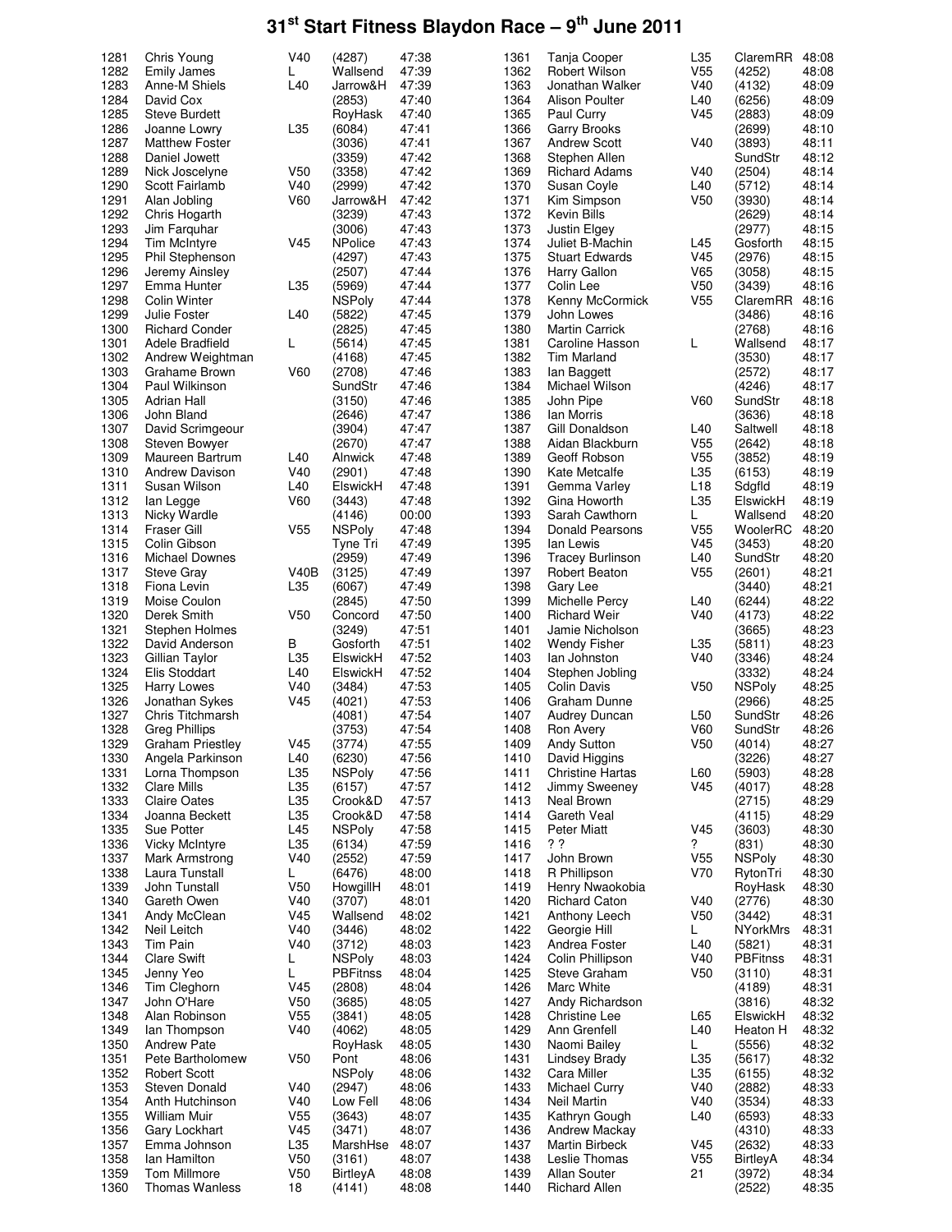# 31st Start Fitness Blaydon Race – 9th June 2011

| Pos | Name | Cat | Club/No | Time |
|---|---|---|---|---|
| 1281 | Chris Young | V40 | (4287) | 47:38 |
| 1282 | Emily James | L | Wallsend | 47:39 |
| 1283 | Anne-M Shiels | L40 | Jarrow&H | 47:39 |
| 1284 | David Cox | | (2853) | 47:40 |
| 1285 | Steve Burdett | | RoyHask | 47:40 |
| 1286 | Joanne Lowry | L35 | (6084) | 47:41 |
| 1287 | Matthew Foster | | (3036) | 47:41 |
| 1288 | Daniel Jowett | | (3359) | 47:42 |
| 1289 | Nick Joscelyne | V50 | (3358) | 47:42 |
| 1290 | Scott Fairlamb | V40 | (2999) | 47:42 |
| 1291 | Alan Jobling | V60 | Jarrow&H | 47:42 |
| 1292 | Chris Hogarth | | (3239) | 47:43 |
| 1293 | Jim Farquhar | | (3006) | 47:43 |
| 1294 | Tim McIntyre | V45 | NPolice | 47:43 |
| 1295 | Phil Stephenson | | (4297) | 47:43 |
| 1296 | Jeremy Ainsley | | (2507) | 47:44 |
| 1297 | Emma Hunter | L35 | (5969) | 47:44 |
| 1298 | Colin Winter | | NSPoly | 47:44 |
| 1299 | Julie Foster | L40 | (5822) | 47:45 |
| 1300 | Richard Conder | | (2825) | 47:45 |
| 1301 | Adele Bradfield | L | (5614) | 47:45 |
| 1302 | Andrew Weightman | | (4168) | 47:45 |
| 1303 | Grahame Brown | V60 | (2708) | 47:46 |
| 1304 | Paul Wilkinson | | SundStr | 47:46 |
| 1305 | Adrian Hall | | (3150) | 47:46 |
| 1306 | John Bland | | (2646) | 47:47 |
| 1307 | David Scrimgeour | | (3904) | 47:47 |
| 1308 | Steven Bowyer | | (2670) | 47:47 |
| 1309 | Maureen Bartrum | L40 | Alnwick | 47:48 |
| 1310 | Andrew Davison | V40 | (2901) | 47:48 |
| 1311 | Susan Wilson | L40 | ElswickH | 47:48 |
| 1312 | Ian Legge | V60 | (3443) | 47:48 |
| 1313 | Nicky Wardle | | (4146) | 00:00 |
| 1314 | Fraser Gill | V55 | NSPoly | 47:48 |
| 1315 | Colin Gibson | | Tyne Tri | 47:49 |
| 1316 | Michael Downes | | (2959) | 47:49 |
| 1317 | Steve Gray | V40B | (3125) | 47:49 |
| 1318 | Fiona Levin | L35 | (6067) | 47:49 |
| 1319 | Moise Coulon | | (2845) | 47:50 |
| 1320 | Derek Smith | V50 | Concord | 47:50 |
| 1321 | Stephen Holmes | | (3249) | 47:51 |
| 1322 | David Anderson | B | Gosforth | 47:51 |
| 1323 | Gillian Taylor | L35 | ElswickH | 47:52 |
| 1324 | Elis Stoddart | L40 | ElswickH | 47:52 |
| 1325 | Harry Lowes | V40 | (3484) | 47:53 |
| 1326 | Jonathan Sykes | V45 | (4021) | 47:53 |
| 1327 | Chris Titchmarsh | | (4081) | 47:54 |
| 1328 | Greg Phillips | | (3753) | 47:54 |
| 1329 | Graham Priestley | V45 | (3774) | 47:55 |
| 1330 | Angela Parkinson | L40 | (6230) | 47:56 |
| 1331 | Lorna Thompson | L35 | NSPoly | 47:56 |
| 1332 | Clare Mills | L35 | (6157) | 47:57 |
| 1333 | Claire Oates | L35 | Crook&D | 47:57 |
| 1334 | Joanna Beckett | L35 | Crook&D | 47:58 |
| 1335 | Sue Potter | L45 | NSPoly | 47:58 |
| 1336 | Vicky McIntyre | L35 | (6134) | 47:59 |
| 1337 | Mark Armstrong | V40 | (2552) | 47:59 |
| 1338 | Laura Tunstall | L | (6476) | 48:00 |
| 1339 | John Tunstall | V50 | HowgillH | 48:01 |
| 1340 | Gareth Owen | V40 | (3707) | 48:01 |
| 1341 | Andy McClean | V45 | Wallsend | 48:02 |
| 1342 | Neil Leitch | V40 | (3446) | 48:02 |
| 1343 | Tim Pain | V40 | (3712) | 48:03 |
| 1344 | Clare Swift | L | NSPoly | 48:03 |
| 1345 | Jenny Yeo | L | PBFitnss | 48:04 |
| 1346 | Tim Cleghorn | V45 | (2808) | 48:04 |
| 1347 | John O'Hare | V50 | (3685) | 48:05 |
| 1348 | Alan Robinson | V55 | (3841) | 48:05 |
| 1349 | Ian Thompson | V40 | (4062) | 48:05 |
| 1350 | Andrew Pate | | RoyHask | 48:05 |
| 1351 | Pete Bartholomew | V50 | Pont | 48:06 |
| 1352 | Robert Scott | | NSPoly | 48:06 |
| 1353 | Steven Donald | V40 | (2947) | 48:06 |
| 1354 | Anth Hutchinson | V40 | Low Fell | 48:06 |
| 1355 | William Muir | V55 | (3643) | 48:07 |
| 1356 | Gary Lockhart | V45 | (3471) | 48:07 |
| 1357 | Emma Johnson | L35 | MarshHse | 48:07 |
| 1358 | Ian Hamilton | V50 | (3161) | 48:07 |
| 1359 | Tom Millmore | V50 | BirtleyA | 48:08 |
| 1360 | Thomas Wanless | 18 | (4141) | 48:08 |
| 1361 | Tanja Cooper | L35 | ClaremRR | 48:08 |
| 1362 | Robert Wilson | V55 | (4252) | 48:08 |
| 1363 | Jonathan Walker | V40 | (4132) | 48:09 |
| 1364 | Alison Poulter | L40 | (6256) | 48:09 |
| 1365 | Paul Curry | V45 | (2883) | 48:09 |
| 1366 | Garry Brooks | | (2699) | 48:10 |
| 1367 | Andrew Scott | V40 | (3893) | 48:11 |
| 1368 | Stephen Allen | | SundStr | 48:12 |
| 1369 | Richard Adams | V40 | (2504) | 48:14 |
| 1370 | Susan Coyle | L40 | (5712) | 48:14 |
| 1371 | Kim Simpson | V50 | (3930) | 48:14 |
| 1372 | Kevin Bills | | (2629) | 48:14 |
| 1373 | Justin Elgey | | (2977) | 48:15 |
| 1374 | Juliet B-Machin | L45 | Gosforth | 48:15 |
| 1375 | Stuart Edwards | V45 | (2976) | 48:15 |
| 1376 | Harry Gallon | V65 | (3058) | 48:15 |
| 1377 | Colin Lee | V50 | (3439) | 48:16 |
| 1378 | Kenny McCormick | V55 | ClaremRR | 48:16 |
| 1379 | John Lowes | | (3486) | 48:16 |
| 1380 | Martin Carrick | | (2768) | 48:16 |
| 1381 | Caroline Hasson | L | Wallsend | 48:17 |
| 1382 | Tim Marland | | (3530) | 48:17 |
| 1383 | Ian Baggett | | (2572) | 48:17 |
| 1384 | Michael Wilson | | (4246) | 48:17 |
| 1385 | John Pipe | V60 | SundStr | 48:18 |
| 1386 | Ian Morris | | (3636) | 48:18 |
| 1387 | Gill Donaldson | L40 | Saltwell | 48:18 |
| 1388 | Aidan Blackburn | V55 | (2642) | 48:18 |
| 1389 | Geoff Robson | V55 | (3852) | 48:19 |
| 1390 | Kate Metcalfe | L35 | (6153) | 48:19 |
| 1391 | Gemma Varley | L18 | Sdgfld | 48:19 |
| 1392 | Gina Howorth | L35 | ElswickH | 48:19 |
| 1393 | Sarah Cawthorn | L | Wallsend | 48:20 |
| 1394 | Donald Pearsons | V55 | WoolerRC | 48:20 |
| 1395 | Ian Lewis | V45 | (3453) | 48:20 |
| 1396 | Tracey Burlinson | L40 | SundStr | 48:20 |
| 1397 | Robert Beaton | V55 | (2601) | 48:21 |
| 1398 | Gary Lee | | (3440) | 48:21 |
| 1399 | Michelle Percy | L40 | (6244) | 48:22 |
| 1400 | Richard Weir | V40 | (4173) | 48:22 |
| 1401 | Jamie Nicholson | | (3665) | 48:23 |
| 1402 | Wendy Fisher | L35 | (5811) | 48:23 |
| 1403 | Ian Johnston | V40 | (3346) | 48:24 |
| 1404 | Stephen Jobling | | (3332) | 48:24 |
| 1405 | Colin Davis | V50 | NSPoly | 48:25 |
| 1406 | Graham Dunne | | (2966) | 48:25 |
| 1407 | Audrey Duncan | L50 | SundStr | 48:26 |
| 1408 | Ron Avery | V60 | SundStr | 48:26 |
| 1409 | Andy Sutton | V50 | (4014) | 48:27 |
| 1410 | David Higgins | | (3226) | 48:27 |
| 1411 | Christine Hartas | L60 | (5903) | 48:28 |
| 1412 | Jimmy Sweeney | V45 | (4017) | 48:28 |
| 1413 | Neal Brown | | (2715) | 48:29 |
| 1414 | Gareth Veal | | (4115) | 48:29 |
| 1415 | Peter Miatt | V45 | (3603) | 48:30 |
| 1416 | ? ? | ? | (831) | 48:30 |
| 1417 | John Brown | V55 | NSPoly | 48:30 |
| 1418 | R Phillipson | V70 | RytonTri | 48:30 |
| 1419 | Henry Nwaokobia | | RoyHask | 48:30 |
| 1420 | Richard Caton | V40 | (2776) | 48:30 |
| 1421 | Anthony Leech | V50 | (3442) | 48:31 |
| 1422 | Georgie Hill | L | NYorkMrs | 48:31 |
| 1423 | Andrea Foster | L40 | (5821) | 48:31 |
| 1424 | Colin Phillipson | V40 | PBFitnss | 48:31 |
| 1425 | Steve Graham | V50 | (3110) | 48:31 |
| 1426 | Marc White | | (4189) | 48:31 |
| 1427 | Andy Richardson | | (3816) | 48:32 |
| 1428 | Christine Lee | L65 | ElswickH | 48:32 |
| 1429 | Ann Grenfell | L40 | Heaton H | 48:32 |
| 1430 | Naomi Bailey | L | (5556) | 48:32 |
| 1431 | Lindsey Brady | L35 | (5617) | 48:32 |
| 1432 | Cara Miller | L35 | (6155) | 48:32 |
| 1433 | Michael Curry | V40 | (2882) | 48:33 |
| 1434 | Neil Martin | V40 | (3534) | 48:33 |
| 1435 | Kathryn Gough | L40 | (6593) | 48:33 |
| 1436 | Andrew Mackay | | (4310) | 48:33 |
| 1437 | Martin Birbeck | V45 | (2632) | 48:33 |
| 1438 | Leslie Thomas | V55 | BirtleyA | 48:34 |
| 1439 | Allan Souter | 21 | (3972) | 48:34 |
| 1440 | Richard Allen | | (2522) | 48:35 |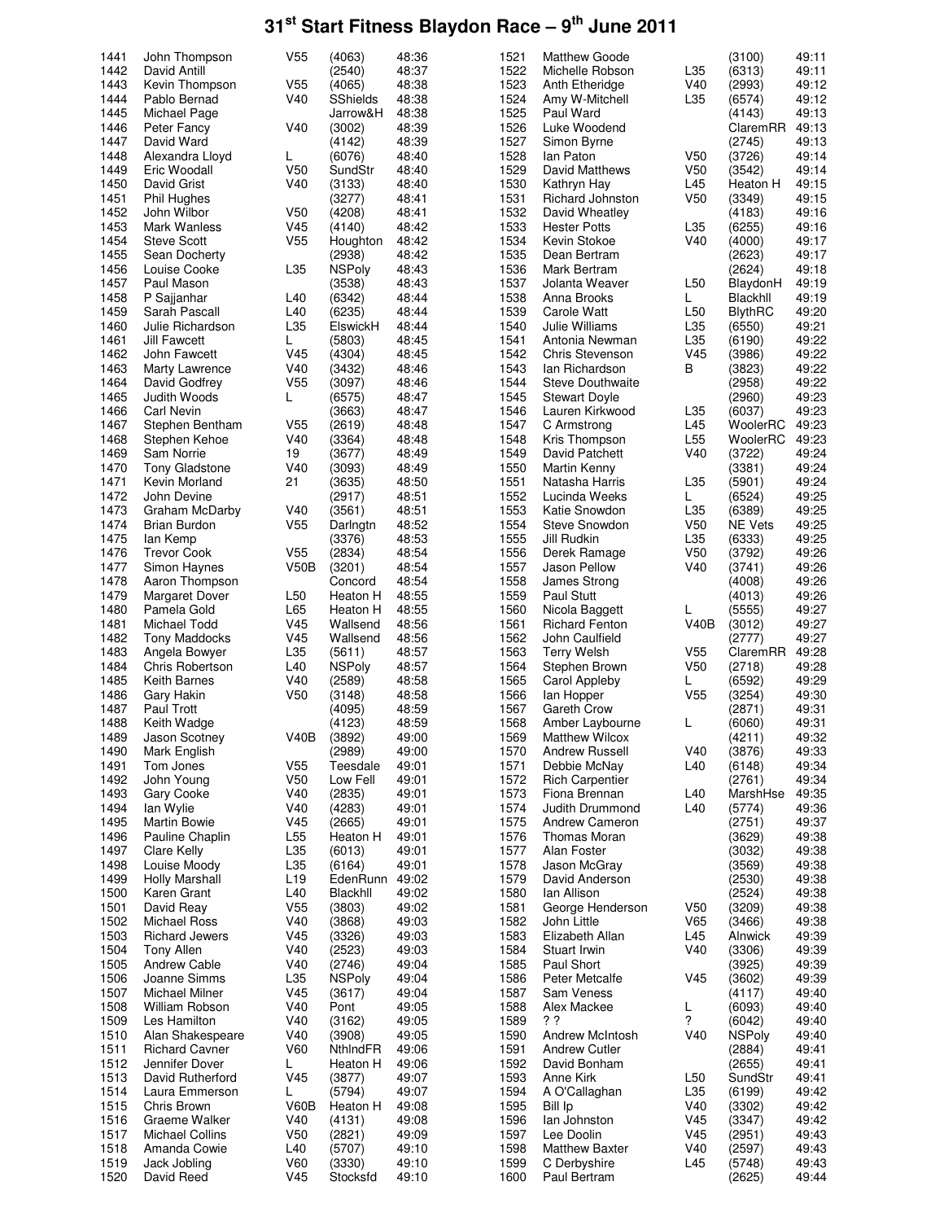# 31st Start Fitness Blaydon Race – 9th June 2011

| Pos | Name | Cat | Club/No | Time |
|---|---|---|---|---|
| 1441 | John Thompson | V55 | (4063) | 48:36 |
| 1442 | David Antill | | (2540) | 48:37 |
| 1443 | Kevin Thompson | V55 | (4065) | 48:38 |
| 1444 | Pablo Bernad | V40 | SShields | 48:38 |
| 1445 | Michael Page | | Jarrow&H | 48:38 |
| 1446 | Peter Fancy | V40 | (3002) | 48:39 |
| 1447 | David Ward | | (4142) | 48:39 |
| 1448 | Alexandra Lloyd | L | (6076) | 48:40 |
| 1449 | Eric Woodall | V50 | SundStr | 48:40 |
| 1450 | David Grist | V40 | (3133) | 48:40 |
| 1451 | Phil Hughes | | (3277) | 48:41 |
| 1452 | John Wilbor | V50 | (4208) | 48:41 |
| 1453 | Mark Wanless | V45 | (4140) | 48:42 |
| 1454 | Steve Scott | V55 | Houghton | 48:42 |
| 1455 | Sean Docherty | | (2938) | 48:42 |
| 1456 | Louise Cooke | L35 | NSPoly | 48:43 |
| 1457 | Paul Mason | | (3538) | 48:43 |
| 1458 | P Sajjanhar | L40 | (6342) | 48:44 |
| 1459 | Sarah Pascall | L40 | (6235) | 48:44 |
| 1460 | Julie Richardson | L35 | ElswickH | 48:44 |
| 1461 | Jill Fawcett | L | (5803) | 48:45 |
| 1462 | John Fawcett | V45 | (4304) | 48:45 |
| 1463 | Marty Lawrence | V40 | (3432) | 48:46 |
| 1464 | David Godfrey | V55 | (3097) | 48:46 |
| 1465 | Judith Woods | L | (6575) | 48:47 |
| 1466 | Carl Nevin | | (3663) | 48:47 |
| 1467 | Stephen Bentham | V55 | (2619) | 48:48 |
| 1468 | Stephen Kehoe | V40 | (3364) | 48:48 |
| 1469 | Sam Norrie | 19 | (3677) | 48:49 |
| 1470 | Tony Gladstone | V40 | (3093) | 48:49 |
| 1471 | Kevin Morland | 21 | (3635) | 48:50 |
| 1472 | John Devine | | (2917) | 48:51 |
| 1473 | Graham McDarby | V40 | (3561) | 48:51 |
| 1474 | Brian Burdon | V55 | Darlngtn | 48:52 |
| 1475 | Ian Kemp | | (3376) | 48:53 |
| 1476 | Trevor Cook | V55 | (2834) | 48:54 |
| 1477 | Simon Haynes | V50B | (3201) | 48:54 |
| 1478 | Aaron Thompson | | Concord | 48:54 |
| 1479 | Margaret Dover | L50 | Heaton H | 48:55 |
| 1480 | Pamela Gold | L65 | Heaton H | 48:55 |
| 1481 | Michael Todd | V45 | Wallsend | 48:56 |
| 1482 | Tony Maddocks | V45 | Wallsend | 48:56 |
| 1483 | Angela Bowyer | L35 | (5611) | 48:57 |
| 1484 | Chris Robertson | L40 | NSPoly | 48:57 |
| 1485 | Keith Barnes | V40 | (2589) | 48:58 |
| 1486 | Gary Hakin | V50 | (3148) | 48:58 |
| 1487 | Paul Trott | | (4095) | 48:59 |
| 1488 | Keith Wadge | | (4123) | 48:59 |
| 1489 | Jason Scotney | V40B | (3892) | 49:00 |
| 1490 | Mark English | | (2989) | 49:00 |
| 1491 | Tom Jones | V55 | Teesdale | 49:01 |
| 1492 | John Young | V50 | Low Fell | 49:01 |
| 1493 | Gary Cooke | V40 | (2835) | 49:01 |
| 1494 | Ian Wylie | V40 | (4283) | 49:01 |
| 1495 | Martin Bowie | V45 | (2665) | 49:01 |
| 1496 | Pauline Chaplin | L55 | Heaton H | 49:01 |
| 1497 | Clare Kelly | L35 | (6013) | 49:01 |
| 1498 | Louise Moody | L35 | (6164) | 49:01 |
| 1499 | Holly Marshall | L19 | EdenRunn | 49:02 |
| 1500 | Karen Grant | L40 | Blackhll | 49:02 |
| 1501 | David Reay | V55 | (3803) | 49:02 |
| 1502 | Michael Ross | V40 | (3868) | 49:03 |
| 1503 | Richard Jewers | V45 | (3326) | 49:03 |
| 1504 | Tony Allen | V40 | (2523) | 49:03 |
| 1505 | Andrew Cable | V40 | (2746) | 49:04 |
| 1506 | Joanne Simms | L35 | NSPoly | 49:04 |
| 1507 | Michael Milner | V45 | (3617) | 49:04 |
| 1508 | William Robson | V40 | Pont | 49:05 |
| 1509 | Les Hamilton | V40 | (3162) | 49:05 |
| 1510 | Alan Shakespeare | V40 | (3908) | 49:05 |
| 1511 | Richard Cavner | V60 | NthlndFR | 49:06 |
| 1512 | Jennifer Dover | L | Heaton H | 49:06 |
| 1513 | David Rutherford | V45 | (3877) | 49:07 |
| 1514 | Laura Emmerson | L | (5794) | 49:07 |
| 1515 | Chris Brown | V60B | Heaton H | 49:08 |
| 1516 | Graeme Walker | V40 | (4131) | 49:08 |
| 1517 | Michael Collins | V50 | (2821) | 49:09 |
| 1518 | Amanda Cowie | L40 | (5707) | 49:10 |
| 1519 | Jack Jobling | V60 | (3330) | 49:10 |
| 1520 | David Reed | V45 | Stocksfd | 49:10 |
| 1521 | Matthew Goode | | (3100) | 49:11 |
| 1522 | Michelle Robson | L35 | (6313) | 49:11 |
| 1523 | Anth Etheridge | V40 | (2993) | 49:12 |
| 1524 | Amy W-Mitchell | L35 | (6574) | 49:12 |
| 1525 | Paul Ward | | (4143) | 49:13 |
| 1526 | Luke Woodend | | ClaremRR | 49:13 |
| 1527 | Simon Byrne | | (2745) | 49:13 |
| 1528 | Ian Paton | V50 | (3726) | 49:14 |
| 1529 | David Matthews | V50 | (3542) | 49:14 |
| 1530 | Kathryn Hay | L45 | Heaton H | 49:15 |
| 1531 | Richard Johnston | V50 | (3349) | 49:15 |
| 1532 | David Wheatley | | (4183) | 49:16 |
| 1533 | Hester Potts | L35 | (6255) | 49:16 |
| 1534 | Kevin Stokoe | V40 | (4000) | 49:17 |
| 1535 | Dean Bertram | | (2623) | 49:17 |
| 1536 | Mark Bertram | | (2624) | 49:18 |
| 1537 | Jolanta Weaver | L50 | BlaydonH | 49:19 |
| 1538 | Anna Brooks | L | Blackhll | 49:19 |
| 1539 | Carole Watt | L50 | BlythRC | 49:20 |
| 1540 | Julie Williams | L35 | (6550) | 49:21 |
| 1541 | Antonia Newman | L35 | (6190) | 49:22 |
| 1542 | Chris Stevenson | V45 | (3986) | 49:22 |
| 1543 | Ian Richardson | B | (3823) | 49:22 |
| 1544 | Steve Douthwaite | | (2958) | 49:22 |
| 1545 | Stewart Doyle | | (2960) | 49:23 |
| 1546 | Lauren Kirkwood | L35 | (6037) | 49:23 |
| 1547 | C Armstrong | L45 | WoolerRC | 49:23 |
| 1548 | Kris Thompson | L55 | WoolerRC | 49:23 |
| 1549 | David Patchett | V40 | (3722) | 49:24 |
| 1550 | Martin Kenny | | (3381) | 49:24 |
| 1551 | Natasha Harris | L35 | (5901) | 49:24 |
| 1552 | Lucinda Weeks | L | (6524) | 49:25 |
| 1553 | Katie Snowdon | L35 | (6389) | 49:25 |
| 1554 | Steve Snowdon | V50 | NE Vets | 49:25 |
| 1555 | Jill Rudkin | L35 | (6333) | 49:25 |
| 1556 | Derek Ramage | V50 | (3792) | 49:26 |
| 1557 | Jason Pellow | V40 | (3741) | 49:26 |
| 1558 | James Strong | | (4008) | 49:26 |
| 1559 | Paul Stutt | | (4013) | 49:26 |
| 1560 | Nicola Baggett | L | (5555) | 49:27 |
| 1561 | Richard Fenton | V40B | (3012) | 49:27 |
| 1562 | John Caulfield | | (2777) | 49:27 |
| 1563 | Terry Welsh | V55 | ClaremRR | 49:28 |
| 1564 | Stephen Brown | V50 | (2718) | 49:28 |
| 1565 | Carol Appleby | L | (6592) | 49:29 |
| 1566 | Ian Hopper | V55 | (3254) | 49:30 |
| 1567 | Gareth Crow | | (2871) | 49:31 |
| 1568 | Amber Laybourne | L | (6060) | 49:31 |
| 1569 | Matthew Wilcox | | (4211) | 49:32 |
| 1570 | Andrew Russell | V40 | (3876) | 49:33 |
| 1571 | Debbie McNay | L40 | (6148) | 49:34 |
| 1572 | Rich Carpentier | | (2761) | 49:34 |
| 1573 | Fiona Brennan | L40 | MarshHse | 49:35 |
| 1574 | Judith Drummond | L40 | (5774) | 49:36 |
| 1575 | Andrew Cameron | | (2751) | 49:37 |
| 1576 | Thomas Moran | | (3629) | 49:38 |
| 1577 | Alan Foster | | (3032) | 49:38 |
| 1578 | Jason McGray | | (3569) | 49:38 |
| 1579 | David Anderson | | (2530) | 49:38 |
| 1580 | Ian Allison | | (2524) | 49:38 |
| 1581 | George Henderson | V50 | (3209) | 49:38 |
| 1582 | John Little | V65 | (3466) | 49:38 |
| 1583 | Elizabeth Allan | L45 | Alnwick | 49:39 |
| 1584 | Stuart Irwin | V40 | (3306) | 49:39 |
| 1585 | Paul Short | | (3925) | 49:39 |
| 1586 | Peter Metcalfe | V45 | (3602) | 49:39 |
| 1587 | Sam Veness | | (4117) | 49:40 |
| 1588 | Alex Mackee | L | (6093) | 49:40 |
| 1589 | ? ? | ? | (6042) | 49:40 |
| 1590 | Andrew McIntosh | V40 | NSPoly | 49:40 |
| 1591 | Andrew Cutler | | (2884) | 49:41 |
| 1592 | David Bonham | | (2655) | 49:41 |
| 1593 | Anne Kirk | L50 | SundStr | 49:41 |
| 1594 | A O'Callaghan | L35 | (6199) | 49:42 |
| 1595 | Bill Ip | V40 | (3302) | 49:42 |
| 1596 | Ian Johnston | V45 | (3347) | 49:42 |
| 1597 | Lee Doolin | V45 | (2951) | 49:43 |
| 1598 | Matthew Baxter | V40 | (2597) | 49:43 |
| 1599 | C Derbyshire | L45 | (5748) | 49:43 |
| 1600 | Paul Bertram | | (2625) | 49:44 |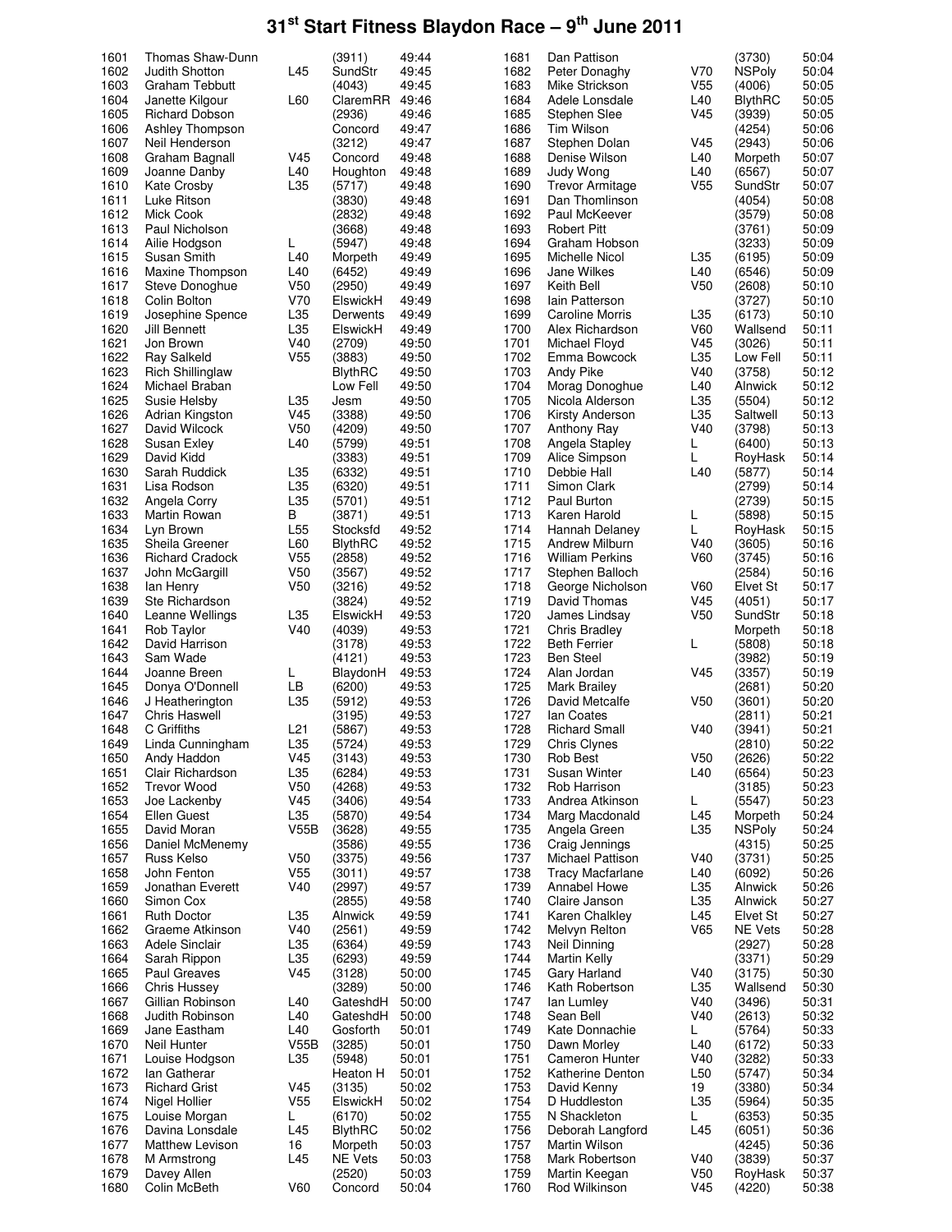# 31st Start Fitness Blaydon Race – 9th June 2011

| Pos | Name | Cat | Club | Time |
|---|---|---|---|---|
| 1601 | Thomas Shaw-Dunn | | (3911) | 49:44 |
| 1602 | Judith Shotton | L45 | SundStr | 49:45 |
| 1603 | Graham Tebbutt | | (4043) | 49:45 |
| 1604 | Janette Kilgour | L60 | ClaremRR | 49:46 |
| 1605 | Richard Dobson | | (2936) | 49:46 |
| 1606 | Ashley Thompson | | Concord | 49:47 |
| 1607 | Neil Henderson | | (3212) | 49:47 |
| 1608 | Graham Bagnall | V45 | Concord | 49:48 |
| 1609 | Joanne Danby | L40 | Houghton | 49:48 |
| 1610 | Kate Crosby | L35 | (5717) | 49:48 |
| 1611 | Luke Ritson | | (3830) | 49:48 |
| 1612 | Mick Cook | | (2832) | 49:48 |
| 1613 | Paul Nicholson | | (3668) | 49:48 |
| 1614 | Ailie Hodgson | L | (5947) | 49:48 |
| 1615 | Susan Smith | L40 | Morpeth | 49:49 |
| 1616 | Maxine Thompson | L40 | (6452) | 49:49 |
| 1617 | Steve Donoghue | V50 | (2950) | 49:49 |
| 1618 | Colin Bolton | V70 | ElswickH | 49:49 |
| 1619 | Josephine Spence | L35 | Derwents | 49:49 |
| 1620 | Jill Bennett | L35 | ElswickH | 49:49 |
| 1621 | Jon Brown | V40 | (2709) | 49:50 |
| 1622 | Ray Salkeld | V55 | (3883) | 49:50 |
| 1623 | Rich Shillinglaw | | BlythRC | 49:50 |
| 1624 | Michael Braban | | Low Fell | 49:50 |
| 1625 | Susie Helsby | L35 | Jesm | 49:50 |
| 1626 | Adrian Kingston | V45 | (3388) | 49:50 |
| 1627 | David Wilcock | V50 | (4209) | 49:50 |
| 1628 | Susan Exley | L40 | (5799) | 49:51 |
| 1629 | David Kidd | | (3383) | 49:51 |
| 1630 | Sarah Ruddick | L35 | (6332) | 49:51 |
| 1631 | Lisa Rodson | L35 | (6320) | 49:51 |
| 1632 | Angela Corry | L35 | (5701) | 49:51 |
| 1633 | Martin Rowan | B | (3871) | 49:51 |
| 1634 | Lyn Brown | L55 | Stocksfd | 49:52 |
| 1635 | Sheila Greener | L60 | BlythRC | 49:52 |
| 1636 | Richard Cradock | V55 | (2858) | 49:52 |
| 1637 | John McGargill | V50 | (3567) | 49:52 |
| 1638 | Ian Henry | V50 | (3216) | 49:52 |
| 1639 | Ste Richardson | | (3824) | 49:52 |
| 1640 | Leanne Wellings | L35 | ElswickH | 49:53 |
| 1641 | Rob Taylor | V40 | (4039) | 49:53 |
| 1642 | David Harrison | | (3178) | 49:53 |
| 1643 | Sam Wade | | (4121) | 49:53 |
| 1644 | Joanne Breen | L | BlaydonH | 49:53 |
| 1645 | Donya O'Donnell | LB | (6200) | 49:53 |
| 1646 | J Heatherington | L35 | (5912) | 49:53 |
| 1647 | Chris Haswell | | (3195) | 49:53 |
| 1648 | C Griffiths | L21 | (5867) | 49:53 |
| 1649 | Linda Cunningham | L35 | (5724) | 49:53 |
| 1650 | Andy Haddon | V45 | (3143) | 49:53 |
| 1651 | Clair Richardson | L35 | (6284) | 49:53 |
| 1652 | Trevor Wood | V50 | (4268) | 49:53 |
| 1653 | Joe Lackenby | V45 | (3406) | 49:54 |
| 1654 | Ellen Guest | L35 | (5870) | 49:54 |
| 1655 | David Moran | V55B | (3628) | 49:55 |
| 1656 | Daniel McMenemy | | (3586) | 49:55 |
| 1657 | Russ Kelso | V50 | (3375) | 49:56 |
| 1658 | John Fenton | V55 | (3011) | 49:57 |
| 1659 | Jonathan Everett | V40 | (2997) | 49:57 |
| 1660 | Simon Cox | | (2855) | 49:58 |
| 1661 | Ruth Doctor | L35 | Alnwick | 49:59 |
| 1662 | Graeme Atkinson | V40 | (2561) | 49:59 |
| 1663 | Adele Sinclair | L35 | (6364) | 49:59 |
| 1664 | Sarah Rippon | L35 | (6293) | 49:59 |
| 1665 | Paul Greaves | V45 | (3128) | 50:00 |
| 1666 | Chris Hussey | | (3289) | 50:00 |
| 1667 | Gillian Robinson | L40 | GateshdH | 50:00 |
| 1668 | Judith Robinson | L40 | GateshdH | 50:00 |
| 1669 | Jane Eastham | L40 | Gosforth | 50:01 |
| 1670 | Neil Hunter | V55B | (3285) | 50:01 |
| 1671 | Louise Hodgson | L35 | (5948) | 50:01 |
| 1672 | Ian Gatherar | | Heaton H | 50:01 |
| 1673 | Richard Grist | V45 | (3135) | 50:02 |
| 1674 | Nigel Hollier | V55 | ElswickH | 50:02 |
| 1675 | Louise Morgan | L | (6170) | 50:02 |
| 1676 | Davina Lonsdale | L45 | BlythRC | 50:02 |
| 1677 | Matthew Levison | 16 | Morpeth | 50:03 |
| 1678 | M Armstrong | L45 | NE Vets | 50:03 |
| 1679 | Davey Allen | | (2520) | 50:03 |
| 1680 | Colin McBeth | V60 | Concord | 50:04 |
| 1681 | Dan Pattison | | (3730) | 50:04 |
| 1682 | Peter Donaghy | V70 | NSPoly | 50:04 |
| 1683 | Mike Strickson | V55 | (4006) | 50:05 |
| 1684 | Adele Lonsdale | L40 | BlythRC | 50:05 |
| 1685 | Stephen Slee | V45 | (3939) | 50:05 |
| 1686 | Tim Wilson | | (4254) | 50:06 |
| 1687 | Stephen Dolan | V45 | (2943) | 50:06 |
| 1688 | Denise Wilson | L40 | Morpeth | 50:07 |
| 1689 | Judy Wong | L40 | (6567) | 50:07 |
| 1690 | Trevor Armitage | V55 | SundStr | 50:07 |
| 1691 | Dan Thomlinson | | (4054) | 50:08 |
| 1692 | Paul McKeever | | (3579) | 50:08 |
| 1693 | Robert Pitt | | (3761) | 50:09 |
| 1694 | Graham Hobson | | (3233) | 50:09 |
| 1695 | Michelle Nicol | L35 | (6195) | 50:09 |
| 1696 | Jane Wilkes | L40 | (6546) | 50:09 |
| 1697 | Keith Bell | V50 | (2608) | 50:10 |
| 1698 | Iain Patterson | | (3727) | 50:10 |
| 1699 | Caroline Morris | L35 | (6173) | 50:10 |
| 1700 | Alex Richardson | V60 | Wallsend | 50:10 |
| 1701 | Michael Floyd | V45 | (3026) | 50:11 |
| 1702 | Emma Bowcock | L35 | Low Fell | 50:11 |
| 1703 | Andy Pike | V40 | (3758) | 50:12 |
| 1704 | Morag Donoghue | L40 | Alnwick | 50:12 |
| 1705 | Nicola Alderson | L35 | (5504) | 50:12 |
| 1706 | Kirsty Anderson | L35 | Saltwell | 50:13 |
| 1707 | Anthony Ray | V40 | (3798) | 50:13 |
| 1708 | Angela Stapley | L | (6400) | 50:13 |
| 1709 | Alice Simpson | L | RoyHask | 50:14 |
| 1710 | Debbie Hall | L40 | (5877) | 50:14 |
| 1711 | Simon Clark | | (2799) | 50:14 |
| 1712 | Paul Burton | | (2739) | 50:15 |
| 1713 | Karen Harold | L | (5898) | 50:15 |
| 1714 | Hannah Delaney | L | RoyHask | 50:15 |
| 1715 | Andrew Milburn | V40 | (3605) | 50:16 |
| 1716 | William Perkins | V60 | (3745) | 50:16 |
| 1717 | Stephen Balloch | | (2584) | 50:16 |
| 1718 | George Nicholson | V60 | Elvet St | 50:17 |
| 1719 | David Thomas | V45 | (4051) | 50:17 |
| 1720 | James Lindsay | V50 | SundStr | 50:18 |
| 1721 | Chris Bradley | | Morpeth | 50:18 |
| 1722 | Beth Ferrier | L | (5808) | 50:18 |
| 1723 | Ben Steel | | (3982) | 50:19 |
| 1724 | Alan Jordan | V45 | (3357) | 50:19 |
| 1725 | Mark Brailey | | (2681) | 50:20 |
| 1726 | David Metcalfe | V50 | (3601) | 50:20 |
| 1727 | Ian Coates | | (2811) | 50:21 |
| 1728 | Richard Small | V40 | (3941) | 50:21 |
| 1729 | Chris Clynes | | (2810) | 50:22 |
| 1730 | Rob Best | V50 | (2626) | 50:22 |
| 1731 | Susan Winter | L40 | (6564) | 50:23 |
| 1732 | Rob Harrison | | (3185) | 50:23 |
| 1733 | Andrea Atkinson | L | (5547) | 50:23 |
| 1734 | Marg Macdonald | L45 | Morpeth | 50:24 |
| 1735 | Angela Green | L35 | NSPoly | 50:24 |
| 1736 | Craig Jennings | | (4315) | 50:25 |
| 1737 | Michael Pattison | V40 | (3731) | 50:25 |
| 1738 | Tracy Macfarlane | L40 | (6092) | 50:26 |
| 1739 | Annabel Howe | L35 | Alnwick | 50:26 |
| 1740 | Claire Janson | L35 | Alnwick | 50:27 |
| 1741 | Karen Chalkley | L45 | Elvet St | 50:27 |
| 1742 | Melvyn Relton | V65 | NE Vets | 50:28 |
| 1743 | Neil Dinning | | (2927) | 50:28 |
| 1744 | Martin Kelly | | (3371) | 50:29 |
| 1745 | Gary Harland | V40 | (3175) | 50:30 |
| 1746 | Kath Robertson | L35 | Wallsend | 50:30 |
| 1747 | Ian Lumley | V40 | (3496) | 50:31 |
| 1748 | Sean Bell | V40 | (2613) | 50:32 |
| 1749 | Kate Donnachie | L | (5764) | 50:33 |
| 1750 | Dawn Morley | L40 | (6172) | 50:33 |
| 1751 | Cameron Hunter | V40 | (3282) | 50:33 |
| 1752 | Katherine Denton | L50 | (5747) | 50:34 |
| 1753 | David Kenny | 19 | (3380) | 50:34 |
| 1754 | D Huddleston | L35 | (5964) | 50:35 |
| 1755 | N Shackleton | L | (6353) | 50:35 |
| 1756 | Deborah Langford | L45 | (6051) | 50:36 |
| 1757 | Martin Wilson | | (4245) | 50:36 |
| 1758 | Mark Robertson | V40 | (3839) | 50:37 |
| 1759 | Martin Keegan | V50 | RoyHask | 50:37 |
| 1760 | Rod Wilkinson | V45 | (4220) | 50:38 |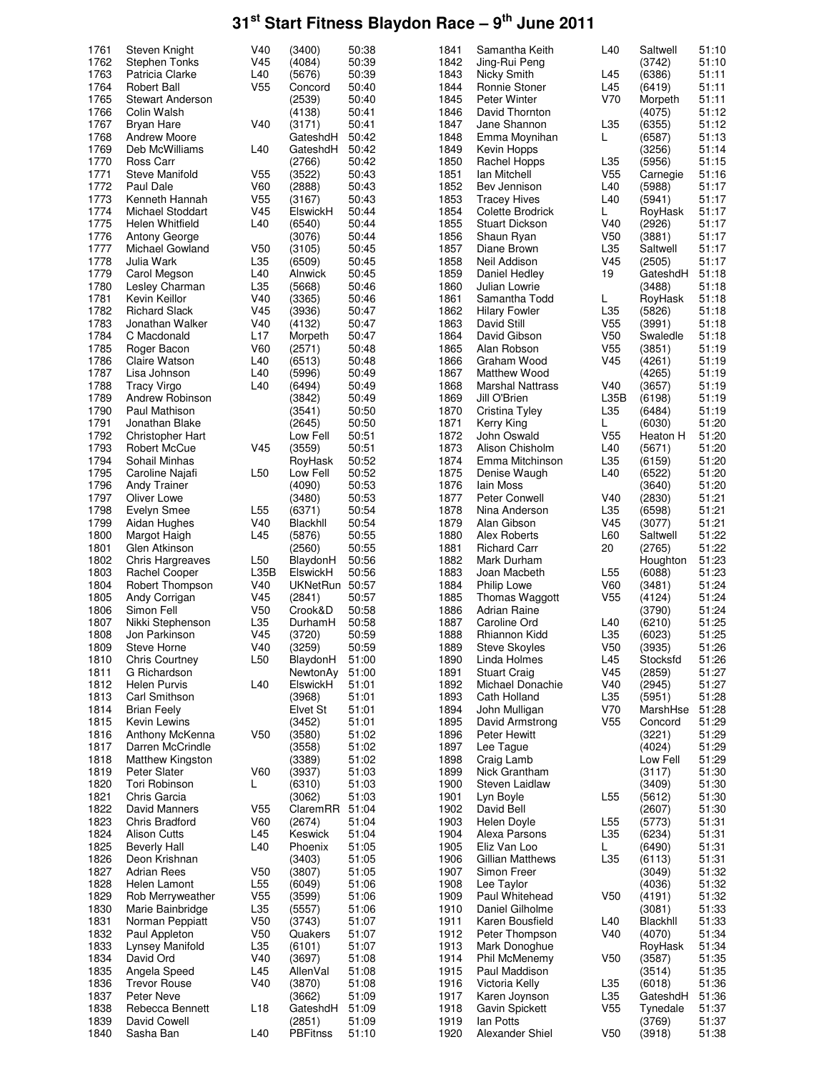# 31st Start Fitness Blaydon Race – 9th June 2011

| Pos | Name | Cat | Club/No | Time |
|---|---|---|---|---|
| 1761 | Steven Knight | V40 | (3400) | 50:38 |
| 1762 | Stephen Tonks | V45 | (4084) | 50:39 |
| 1763 | Patricia Clarke | L40 | (5676) | 50:39 |
| 1764 | Robert Ball | V55 | Concord | 50:40 |
| 1765 | Stewart Anderson | | (2539) | 50:40 |
| 1766 | Colin Walsh | | (4138) | 50:41 |
| 1767 | Bryan Hare | V40 | (3171) | 50:41 |
| 1768 | Andrew Moore | | GateshdH | 50:42 |
| 1769 | Deb McWilliams | L40 | GateshdH | 50:42 |
| 1770 | Ross Carr | | (2766) | 50:42 |
| 1771 | Steve Manifold | V55 | (3522) | 50:43 |
| 1772 | Paul Dale | V60 | (2888) | 50:43 |
| 1773 | Kenneth Hannah | V55 | (3167) | 50:43 |
| 1774 | Michael Stoddart | V45 | ElswickH | 50:44 |
| 1775 | Helen Whitfield | L40 | (6540) | 50:44 |
| 1776 | Antony George | | (3076) | 50:44 |
| 1777 | Michael Gowland | V50 | (3105) | 50:45 |
| 1778 | Julia Wark | L35 | (6509) | 50:45 |
| 1779 | Carol Megson | L40 | Alnwick | 50:45 |
| 1780 | Lesley Charman | L35 | (5668) | 50:46 |
| 1781 | Kevin Keillor | V40 | (3365) | 50:46 |
| 1782 | Richard Slack | V45 | (3936) | 50:47 |
| 1783 | Jonathan Walker | V40 | (4132) | 50:47 |
| 1784 | C Macdonald | L17 | Morpeth | 50:47 |
| 1785 | Roger Bacon | V60 | (2571) | 50:48 |
| 1786 | Claire Watson | L40 | (6513) | 50:48 |
| 1787 | Lisa Johnson | L40 | (5996) | 50:49 |
| 1788 | Tracy Virgo | L40 | (6494) | 50:49 |
| 1789 | Andrew Robinson | | (3842) | 50:49 |
| 1790 | Paul Mathison | | (3541) | 50:50 |
| 1791 | Jonathan Blake | | (2645) | 50:50 |
| 1792 | Christopher Hart | | Low Fell | 50:51 |
| 1793 | Robert McCue | V45 | (3559) | 50:51 |
| 1794 | Sohail Minhas | | RoyHask | 50:52 |
| 1795 | Caroline Najafi | L50 | Low Fell | 50:52 |
| 1796 | Andy Trainer | | (4090) | 50:53 |
| 1797 | Oliver Lowe | | (3480) | 50:53 |
| 1798 | Evelyn Smee | L55 | (6371) | 50:54 |
| 1799 | Aidan Hughes | V40 | Blackhll | 50:54 |
| 1800 | Margot Haigh | L45 | (5876) | 50:55 |
| 1801 | Glen Atkinson | | (2560) | 50:55 |
| 1802 | Chris Hargreaves | L50 | BlaydonH | 50:56 |
| 1803 | Rachel Cooper | L35B | ElswickH | 50:56 |
| 1804 | Robert Thompson | V40 | UKNetRun | 50:57 |
| 1805 | Andy Corrigan | V45 | (2841) | 50:57 |
| 1806 | Simon Fell | V50 | Crook&D | 50:58 |
| 1807 | Nikki Stephenson | L35 | DurhamH | 50:58 |
| 1808 | Jon Parkinson | V45 | (3720) | 50:59 |
| 1809 | Steve Horne | V40 | (3259) | 50:59 |
| 1810 | Chris Courtney | L50 | BlaydonH | 51:00 |
| 1811 | G Richardson | | NewtonAy | 51:00 |
| 1812 | Helen Purvis | L40 | ElswickH | 51:01 |
| 1813 | Carl Smithson | | (3968) | 51:01 |
| 1814 | Brian Feely | | Elvet St | 51:01 |
| 1815 | Kevin Lewins | | (3452) | 51:01 |
| 1816 | Anthony McKenna | V50 | (3580) | 51:02 |
| 1817 | Darren McCrindle | | (3558) | 51:02 |
| 1818 | Matthew Kingston | | (3389) | 51:02 |
| 1819 | Peter Slater | V60 | (3937) | 51:03 |
| 1820 | Tori Robinson | L | (6310) | 51:03 |
| 1821 | Chris Garcia | | (3062) | 51:03 |
| 1822 | David Manners | V55 | ClaremRR | 51:04 |
| 1823 | Chris Bradford | V60 | (2674) | 51:04 |
| 1824 | Alison Cutts | L45 | Keswick | 51:04 |
| 1825 | Beverly Hall | L40 | Phoenix | 51:05 |
| 1826 | Deon Krishnan | | (3403) | 51:05 |
| 1827 | Adrian Rees | V50 | (3807) | 51:05 |
| 1828 | Helen Lamont | L55 | (6049) | 51:06 |
| 1829 | Rob Merryweather | V55 | (3599) | 51:06 |
| 1830 | Marie Bainbridge | L35 | (5557) | 51:06 |
| 1831 | Norman Peppiatt | V50 | (3743) | 51:07 |
| 1832 | Paul Appleton | V50 | Quakers | 51:07 |
| 1833 | Lynsey Manifold | L35 | (6101) | 51:07 |
| 1834 | David Ord | V40 | (3697) | 51:08 |
| 1835 | Angela Speed | L45 | AllenVal | 51:08 |
| 1836 | Trevor Rouse | V40 | (3870) | 51:08 |
| 1837 | Peter Neve | | (3662) | 51:09 |
| 1838 | Rebecca Bennett | L18 | GateshdH | 51:09 |
| 1839 | David Cowell | | (2851) | 51:09 |
| 1840 | Sasha Ban | L40 | PBFitnss | 51:10 |
| 1841 | Samantha Keith | L40 | Saltwell | 51:10 |
| 1842 | Jing-Rui Peng | | (3742) | 51:10 |
| 1843 | Nicky Smith | L45 | (6386) | 51:11 |
| 1844 | Ronnie Stoner | L45 | (6419) | 51:11 |
| 1845 | Peter Winter | V70 | Morpeth | 51:11 |
| 1846 | David Thornton | | (4075) | 51:12 |
| 1847 | Jane Shannon | L35 | (6355) | 51:12 |
| 1848 | Emma Moynihan | L | (6587) | 51:13 |
| 1849 | Kevin Hopps | | (3256) | 51:14 |
| 1850 | Rachel Hopps | L35 | (5956) | 51:15 |
| 1851 | Ian Mitchell | V55 | Carnegie | 51:16 |
| 1852 | Bev Jennison | L40 | (5988) | 51:17 |
| 1853 | Tracey Hives | L40 | (5941) | 51:17 |
| 1854 | Colette Brodrick | L | RoyHask | 51:17 |
| 1855 | Stuart Dickson | V40 | (2926) | 51:17 |
| 1856 | Shaun Ryan | V50 | (3881) | 51:17 |
| 1857 | Diane Brown | L35 | Saltwell | 51:17 |
| 1858 | Neil Addison | V45 | (2505) | 51:17 |
| 1859 | Daniel Hedley | 19 | GateshdH | 51:18 |
| 1860 | Julian Lowrie | | (3488) | 51:18 |
| 1861 | Samantha Todd | L | RoyHask | 51:18 |
| 1862 | Hilary Fowler | L35 | (5826) | 51:18 |
| 1863 | David Still | V55 | (3991) | 51:18 |
| 1864 | David Gibson | V50 | Swaledle | 51:18 |
| 1865 | Alan Robson | V55 | (3851) | 51:19 |
| 1866 | Graham Wood | V45 | (4261) | 51:19 |
| 1867 | Matthew Wood | | (4265) | 51:19 |
| 1868 | Marshal Nattrass | V40 | (3657) | 51:19 |
| 1869 | Jill O'Brien | L35B | (6198) | 51:19 |
| 1870 | Cristina Tyley | L35 | (6484) | 51:19 |
| 1871 | Kerry King | L | (6030) | 51:20 |
| 1872 | John Oswald | V55 | Heaton H | 51:20 |
| 1873 | Alison Chisholm | L40 | (5671) | 51:20 |
| 1874 | Emma Mitchinson | L35 | (6159) | 51:20 |
| 1875 | Denise Waugh | L40 | (6522) | 51:20 |
| 1876 | Iain Moss | | (3640) | 51:20 |
| 1877 | Peter Conwell | V40 | (2830) | 51:21 |
| 1878 | Nina Anderson | L35 | (6598) | 51:21 |
| 1879 | Alan Gibson | V45 | (3077) | 51:21 |
| 1880 | Alex Roberts | L60 | Saltwell | 51:22 |
| 1881 | Richard Carr | 20 | (2765) | 51:22 |
| 1882 | Mark Durham | | Houghton | 51:23 |
| 1883 | Joan Macbeth | L55 | (6088) | 51:23 |
| 1884 | Philip Lowe | V60 | (3481) | 51:24 |
| 1885 | Thomas Waggott | V55 | (4124) | 51:24 |
| 1886 | Adrian Raine | | (3790) | 51:24 |
| 1887 | Caroline Ord | L40 | (6210) | 51:25 |
| 1888 | Rhiannon Kidd | L35 | (6023) | 51:25 |
| 1889 | Steve Skoyles | V50 | (3935) | 51:26 |
| 1890 | Linda Holmes | L45 | Stocksfd | 51:26 |
| 1891 | Stuart Craig | V45 | (2859) | 51:27 |
| 1892 | Michael Donachie | V40 | (2945) | 51:27 |
| 1893 | Cath Holland | L35 | (5951) | 51:28 |
| 1894 | John Mulligan | V70 | MarshHse | 51:28 |
| 1895 | David Armstrong | V55 | Concord | 51:29 |
| 1896 | Peter Hewitt | | (3221) | 51:29 |
| 1897 | Lee Tague | | (4024) | 51:29 |
| 1898 | Craig Lamb | | Low Fell | 51:29 |
| 1899 | Nick Grantham | | (3117) | 51:30 |
| 1900 | Steven Laidlaw | | (3409) | 51:30 |
| 1901 | Lyn Boyle | L55 | (5612) | 51:30 |
| 1902 | David Bell | | (2607) | 51:30 |
| 1903 | Helen Doyle | L55 | (5773) | 51:31 |
| 1904 | Alexa Parsons | L35 | (6234) | 51:31 |
| 1905 | Eliz Van Loo | L | (6490) | 51:31 |
| 1906 | Gillian Matthews | L35 | (6113) | 51:31 |
| 1907 | Simon Freer | | (3049) | 51:32 |
| 1908 | Lee Taylor | | (4036) | 51:32 |
| 1909 | Paul Whitehead | V50 | (4191) | 51:32 |
| 1910 | Daniel Gilholme | | (3081) | 51:33 |
| 1911 | Karen Bousfield | L40 | Blackhll | 51:33 |
| 1912 | Peter Thompson | V40 | (4070) | 51:34 |
| 1913 | Mark Donoghue | | RoyHask | 51:34 |
| 1914 | Phil McMenemy | V50 | (3587) | 51:35 |
| 1915 | Paul Maddison | | (3514) | 51:35 |
| 1916 | Victoria Kelly | L35 | (6018) | 51:36 |
| 1917 | Karen Joynson | L35 | GateshdH | 51:36 |
| 1918 | Gavin Spickett | V55 | Tynedale | 51:37 |
| 1919 | Ian Potts | | (3769) | 51:37 |
| 1920 | Alexander Shiel | V50 | (3918) | 51:38 |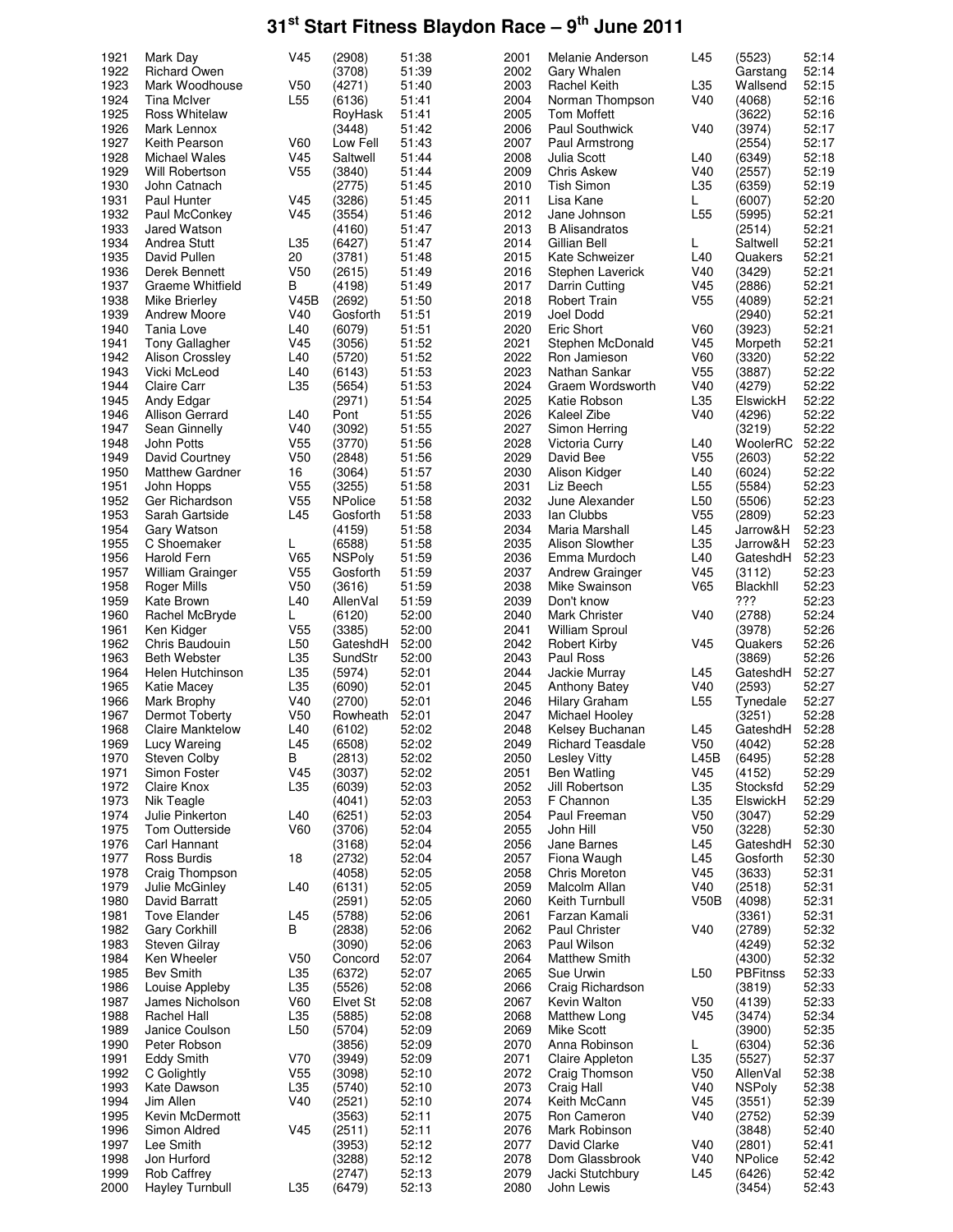# 31st Start Fitness Blaydon Race – 9th June 2011

| Pos | Name | Cat | Club/No | Time |
|---|---|---|---|---|
| 1921 | Mark Day | V45 | (2908) | 51:38 |
| 1922 | Richard Owen | | (3708) | 51:39 |
| 1923 | Mark Woodhouse | V50 | (4271) | 51:40 |
| 1924 | Tina McIver | L55 | (6136) | 51:41 |
| 1925 | Ross Whitelaw | | RoyHask | 51:41 |
| 1926 | Mark Lennox | | (3448) | 51:42 |
| 1927 | Keith Pearson | V60 | Low Fell | 51:43 |
| 1928 | Michael Wales | V45 | Saltwell | 51:44 |
| 1929 | Will Robertson | V55 | (3840) | 51:44 |
| 1930 | John Catnach | | (2775) | 51:45 |
| 1931 | Paul Hunter | V45 | (3286) | 51:45 |
| 1932 | Paul McConkey | V45 | (3554) | 51:46 |
| 1933 | Jared Watson | | (4160) | 51:47 |
| 1934 | Andrea Stutt | L35 | (6427) | 51:47 |
| 1935 | David Pullen | 20 | (3781) | 51:48 |
| 1936 | Derek Bennett | V50 | (2615) | 51:49 |
| 1937 | Graeme Whitfield | B | (4198) | 51:49 |
| 1938 | Mike Brierley | V45B | (2692) | 51:50 |
| 1939 | Andrew Moore | V40 | Gosforth | 51:51 |
| 1940 | Tania Love | L40 | (6079) | 51:51 |
| 1941 | Tony Gallagher | V45 | (3056) | 51:52 |
| 1942 | Alison Crossley | L40 | (5720) | 51:52 |
| 1943 | Vicki McLeod | L40 | (6143) | 51:53 |
| 1944 | Claire Carr | L35 | (5654) | 51:53 |
| 1945 | Andy Edgar | | (2971) | 51:54 |
| 1946 | Allison Gerrard | L40 | Pont | 51:55 |
| 1947 | Sean Ginnelly | V40 | (3092) | 51:55 |
| 1948 | John Potts | V55 | (3770) | 51:56 |
| 1949 | David Courtney | V50 | (2848) | 51:56 |
| 1950 | Matthew Gardner | 16 | (3064) | 51:57 |
| 1951 | John Hopps | V55 | (3255) | 51:58 |
| 1952 | Ger Richardson | V55 | NPolice | 51:58 |
| 1953 | Sarah Gartside | L45 | Gosforth | 51:58 |
| 1954 | Gary Watson | | (4159) | 51:58 |
| 1955 | C Shoemaker | L | (6588) | 51:58 |
| 1956 | Harold Fern | V65 | NSPoly | 51:59 |
| 1957 | William Grainger | V55 | Gosforth | 51:59 |
| 1958 | Roger Mills | V50 | (3616) | 51:59 |
| 1959 | Kate Brown | L40 | AllenVal | 51:59 |
| 1960 | Rachel McBryde | L | (6120) | 52:00 |
| 1961 | Ken Kidger | V55 | (3385) | 52:00 |
| 1962 | Chris Baudouin | L50 | GateshdH | 52:00 |
| 1963 | Beth Webster | L35 | SundStr | 52:00 |
| 1964 | Helen Hutchinson | L35 | (5974) | 52:01 |
| 1965 | Katie Macey | L35 | (6090) | 52:01 |
| 1966 | Mark Brophy | V40 | (2700) | 52:01 |
| 1967 | Dermot Toberty | V50 | Rowheath | 52:01 |
| 1968 | Claire Manktelow | L40 | (6102) | 52:02 |
| 1969 | Lucy Wareing | L45 | (6508) | 52:02 |
| 1970 | Steven Colby | B | (2813) | 52:02 |
| 1971 | Simon Foster | V45 | (3037) | 52:02 |
| 1972 | Claire Knox | L35 | (6039) | 52:03 |
| 1973 | Nik Teagle | | (4041) | 52:03 |
| 1974 | Julie Pinkerton | L40 | (6251) | 52:03 |
| 1975 | Tom Outterside | V60 | (3706) | 52:04 |
| 1976 | Carl Hannant | | (3168) | 52:04 |
| 1977 | Ross Burdis | 18 | (2732) | 52:04 |
| 1978 | Craig Thompson | | (4058) | 52:05 |
| 1979 | Julie McGinley | L40 | (6131) | 52:05 |
| 1980 | David Barratt | | (2591) | 52:05 |
| 1981 | Tove Elander | L45 | (5788) | 52:06 |
| 1982 | Gary Corkhill | B | (2838) | 52:06 |
| 1983 | Steven Gilray | | (3090) | 52:06 |
| 1984 | Ken Wheeler | V50 | Concord | 52:07 |
| 1985 | Bev Smith | L35 | (6372) | 52:07 |
| 1986 | Louise Appleby | L35 | (5526) | 52:08 |
| 1987 | James Nicholson | V60 | Elvet St | 52:08 |
| 1988 | Rachel Hall | L35 | (5885) | 52:08 |
| 1989 | Janice Coulson | L50 | (5704) | 52:09 |
| 1990 | Peter Robson | | (3856) | 52:09 |
| 1991 | Eddy Smith | V70 | (3949) | 52:09 |
| 1992 | C Golightly | V55 | (3098) | 52:10 |
| 1993 | Kate Dawson | L35 | (5740) | 52:10 |
| 1994 | Jim Allen | V40 | (2521) | 52:10 |
| 1995 | Kevin McDermott | | (3563) | 52:11 |
| 1996 | Simon Aldred | V45 | (2511) | 52:11 |
| 1997 | Lee Smith | | (3953) | 52:12 |
| 1998 | Jon Hurford | | (3288) | 52:12 |
| 1999 | Rob Caffrey | | (2747) | 52:13 |
| 2000 | Hayley Turnbull | L35 | (6479) | 52:13 |
| 2001 | Melanie Anderson | L45 | (5523) | 52:14 |
| 2002 | Gary Whalen | | Garstang | 52:14 |
| 2003 | Rachel Keith | L35 | Wallsend | 52:15 |
| 2004 | Norman Thompson | V40 | (4068) | 52:16 |
| 2005 | Tom Moffett | | (3622) | 52:16 |
| 2006 | Paul Southwick | V40 | (3974) | 52:17 |
| 2007 | Paul Armstrong | | (2554) | 52:17 |
| 2008 | Julia Scott | L40 | (6349) | 52:18 |
| 2009 | Chris Askew | V40 | (2557) | 52:19 |
| 2010 | Tish Simon | L35 | (6359) | 52:19 |
| 2011 | Lisa Kane | L | (6007) | 52:20 |
| 2012 | Jane Johnson | L55 | (5995) | 52:21 |
| 2013 | B Alisandratos | | (2514) | 52:21 |
| 2014 | Gillian Bell | L | Saltwell | 52:21 |
| 2015 | Kate Schweizer | L40 | Quakers | 52:21 |
| 2016 | Stephen Laverick | V40 | (3429) | 52:21 |
| 2017 | Darrin Cutting | V45 | (2886) | 52:21 |
| 2018 | Robert Train | V55 | (4089) | 52:21 |
| 2019 | Joel Dodd | | (2940) | 52:21 |
| 2020 | Eric Short | V60 | (3923) | 52:21 |
| 2021 | Stephen McDonald | V45 | Morpeth | 52:21 |
| 2022 | Ron Jamieson | V60 | (3320) | 52:22 |
| 2023 | Nathan Sankar | V55 | (3887) | 52:22 |
| 2024 | Graem Wordsworth | V40 | (4279) | 52:22 |
| 2025 | Katie Robson | L35 | ElswickH | 52:22 |
| 2026 | Kaleel Zibe | V40 | (4296) | 52:22 |
| 2027 | Simon Herring | | (3219) | 52:22 |
| 2028 | Victoria Curry | L40 | WoolerRC | 52:22 |
| 2029 | David Bee | V55 | (2603) | 52:22 |
| 2030 | Alison Kidger | L40 | (6024) | 52:22 |
| 2031 | Liz Beech | L55 | (5584) | 52:23 |
| 2032 | June Alexander | L50 | (5506) | 52:23 |
| 2033 | Ian Clubbs | V55 | (2809) | 52:23 |
| 2034 | Maria Marshall | L45 | Jarrow&H | 52:23 |
| 2035 | Alison Slowther | L35 | Jarrow&H | 52:23 |
| 2036 | Emma Murdoch | L40 | GateshdH | 52:23 |
| 2037 | Andrew Grainger | V45 | (3112) | 52:23 |
| 2038 | Mike Swainson | V65 | Blackhll | 52:23 |
| 2039 | Don't know | | ??? | 52:23 |
| 2040 | Mark Christer | V40 | (2788) | 52:24 |
| 2041 | William Sproul | | (3978) | 52:26 |
| 2042 | Robert Kirby | V45 | Quakers | 52:26 |
| 2043 | Paul Ross | | (3869) | 52:26 |
| 2044 | Jackie Murray | L45 | GateshdH | 52:27 |
| 2045 | Anthony Batey | V40 | (2593) | 52:27 |
| 2046 | Hilary Graham | L55 | Tynedale | 52:27 |
| 2047 | Michael Hooley | | (3251) | 52:28 |
| 2048 | Kelsey Buchanan | L45 | GateshdH | 52:28 |
| 2049 | Richard Teasdale | V50 | (4042) | 52:28 |
| 2050 | Lesley Vitty | L45B | (6495) | 52:28 |
| 2051 | Ben Watling | V45 | (4152) | 52:29 |
| 2052 | Jill Robertson | L35 | Stocksfd | 52:29 |
| 2053 | F Channon | L35 | ElswickH | 52:29 |
| 2054 | Paul Freeman | V50 | (3047) | 52:29 |
| 2055 | John Hill | V50 | (3228) | 52:30 |
| 2056 | Jane Barnes | L45 | GateshdH | 52:30 |
| 2057 | Fiona Waugh | L45 | Gosforth | 52:30 |
| 2058 | Chris Moreton | V45 | (3633) | 52:31 |
| 2059 | Malcolm Allan | V40 | (2518) | 52:31 |
| 2060 | Keith Turnbull | V50B | (4098) | 52:31 |
| 2061 | Farzan Kamali | | (3361) | 52:31 |
| 2062 | Paul Christer | V40 | (2789) | 52:32 |
| 2063 | Paul Wilson | | (4249) | 52:32 |
| 2064 | Matthew Smith | | (4300) | 52:32 |
| 2065 | Sue Urwin | L50 | PBFitnss | 52:33 |
| 2066 | Craig Richardson | | (3819) | 52:33 |
| 2067 | Kevin Walton | V50 | (4139) | 52:33 |
| 2068 | Matthew Long | V45 | (3474) | 52:34 |
| 2069 | Mike Scott | | (3900) | 52:35 |
| 2070 | Anna Robinson | L | (6304) | 52:36 |
| 2071 | Claire Appleton | L35 | (5527) | 52:37 |
| 2072 | Craig Thomson | V50 | AllenVal | 52:38 |
| 2073 | Craig Hall | V40 | NSPoly | 52:38 |
| 2074 | Keith McCann | V45 | (3551) | 52:39 |
| 2075 | Ron Cameron | V40 | (2752) | 52:39 |
| 2076 | Mark Robinson | | (3848) | 52:40 |
| 2077 | David Clarke | V40 | (2801) | 52:41 |
| 2078 | Dom Glassbrook | V40 | NPolice | 52:42 |
| 2079 | Jacki Stutchbury | L45 | (6426) | 52:42 |
| 2080 | John Lewis | | (3454) | 52:43 |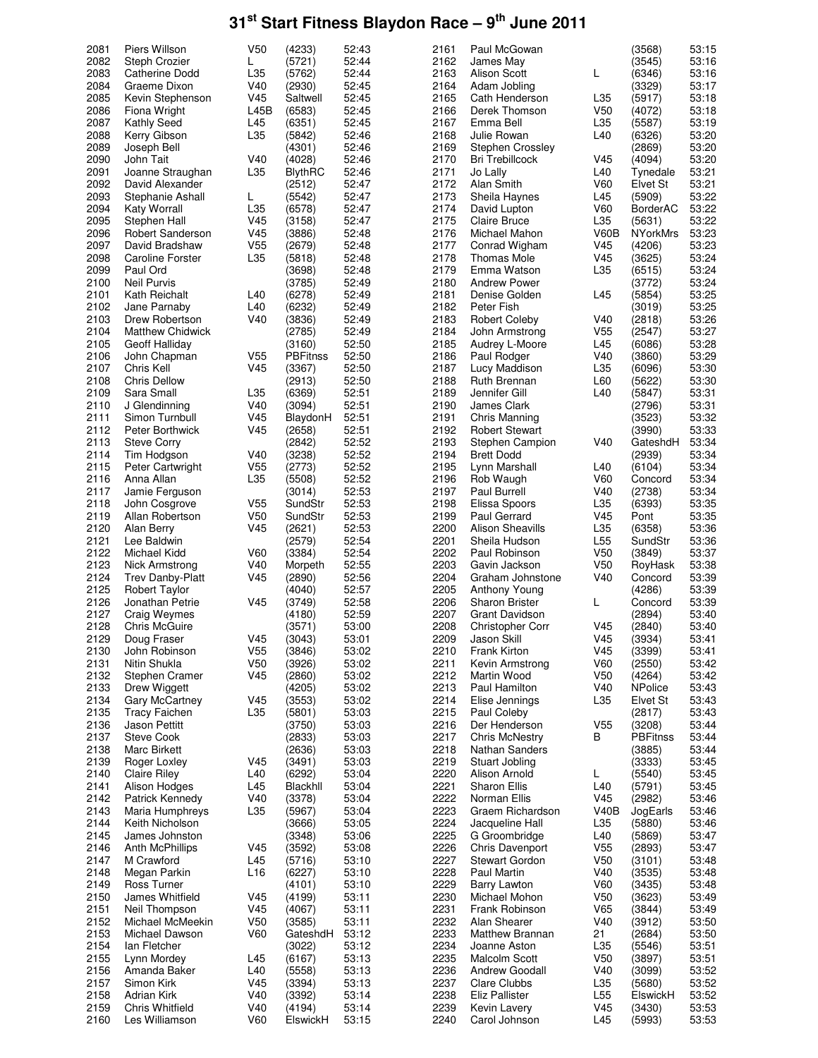# 31[st] Start Fitness Blaydon Race – 9[th] June 2011

| Pos | Name | Cat | Club | Time |
|---|---|---|---|---|
| 2081 | Piers Willson | V50 | (4233) | 52:43 |
| 2082 | Steph Crozier | L | (5721) | 52:44 |
| 2083 | Catherine Dodd | L35 | (5762) | 52:44 |
| 2084 | Graeme Dixon | V40 | (2930) | 52:45 |
| 2085 | Kevin Stephenson | V45 | Saltwell | 52:45 |
| 2086 | Fiona Wright | L45B | (6583) | 52:45 |
| 2087 | Kathly Seed | L45 | (6351) | 52:45 |
| 2088 | Kerry Gibson | L35 | (5842) | 52:46 |
| 2089 | Joseph Bell | | (4301) | 52:46 |
| 2090 | John Tait | V40 | (4028) | 52:46 |
| 2091 | Joanne Straughan | L35 | BlythRC | 52:46 |
| 2092 | David Alexander | | (2512) | 52:47 |
| 2093 | Stephanie Ashall | L | (5542) | 52:47 |
| 2094 | Katy Worrall | L35 | (6578) | 52:47 |
| 2095 | Stephen Hall | V45 | (3158) | 52:47 |
| 2096 | Robert Sanderson | V45 | (3886) | 52:48 |
| 2097 | David Bradshaw | V55 | (2679) | 52:48 |
| 2098 | Caroline Forster | L35 | (5818) | 52:48 |
| 2099 | Paul Ord | | (3698) | 52:48 |
| 2100 | Neil Purvis | | (3785) | 52:49 |
| 2101 | Kath Reichalt | L40 | (6278) | 52:49 |
| 2102 | Jane Parnaby | L40 | (6232) | 52:49 |
| 2103 | Drew Robertson | V40 | (3836) | 52:49 |
| 2104 | Matthew Chidwick | | (2785) | 52:49 |
| 2105 | Geoff Halliday | | (3160) | 52:50 |
| 2106 | John Chapman | V55 | PBFitnss | 52:50 |
| 2107 | Chris Kell | V45 | (3367) | 52:50 |
| 2108 | Chris Dellow | | (2913) | 52:50 |
| 2109 | Sara Small | L35 | (6369) | 52:51 |
| 2110 | J Glendinning | V40 | (3094) | 52:51 |
| 2111 | Simon Turnbull | V45 | BlaydonH | 52:51 |
| 2112 | Peter Borthwick | V45 | (2658) | 52:51 |
| 2113 | Steve Corry | | (2842) | 52:52 |
| 2114 | Tim Hodgson | V40 | (3238) | 52:52 |
| 2115 | Peter Cartwright | V55 | (2773) | 52:52 |
| 2116 | Anna Allan | L35 | (5508) | 52:52 |
| 2117 | Jamie Ferguson | | (3014) | 52:53 |
| 2118 | John Cosgrove | V55 | SundStr | 52:53 |
| 2119 | Allan Robertson | V50 | SundStr | 52:53 |
| 2120 | Alan Berry | V45 | (2621) | 52:53 |
| 2121 | Lee Baldwin | | (2579) | 52:54 |
| 2122 | Michael Kidd | V60 | (3384) | 52:54 |
| 2123 | Nick Armstrong | V40 | Morpeth | 52:55 |
| 2124 | Trev Danby-Platt | V45 | (2890) | 52:56 |
| 2125 | Robert Taylor | | (4040) | 52:57 |
| 2126 | Jonathan Petrie | V45 | (3749) | 52:58 |
| 2127 | Craig Weymes | | (4180) | 52:59 |
| 2128 | Chris McGuire | | (3571) | 53:00 |
| 2129 | Doug Fraser | V45 | (3043) | 53:01 |
| 2130 | John Robinson | V55 | (3846) | 53:02 |
| 2131 | Nitin Shukla | V50 | (3926) | 53:02 |
| 2132 | Stephen Cramer | V45 | (2860) | 53:02 |
| 2133 | Drew Wiggett | | (4205) | 53:02 |
| 2134 | Gary McCartney | V45 | (3553) | 53:02 |
| 2135 | Tracy Faichen | L35 | (5801) | 53:03 |
| 2136 | Jason Pettitt | | (3750) | 53:03 |
| 2137 | Steve Cook | | (2833) | 53:03 |
| 2138 | Marc Birkett | | (2636) | 53:03 |
| 2139 | Roger Loxley | V45 | (3491) | 53:03 |
| 2140 | Claire Riley | L40 | (6292) | 53:04 |
| 2141 | Alison Hodges | L45 | Blackhll | 53:04 |
| 2142 | Patrick Kennedy | V40 | (3378) | 53:04 |
| 2143 | Maria Humphreys | L35 | (5967) | 53:04 |
| 2144 | Keith Nicholson | | (3666) | 53:05 |
| 2145 | James Johnston | | (3348) | 53:06 |
| 2146 | Anth McPhillips | V45 | (3592) | 53:08 |
| 2147 | M Crawford | L45 | (5716) | 53:10 |
| 2148 | Megan Parkin | L16 | (6227) | 53:10 |
| 2149 | Ross Turner | | (4101) | 53:10 |
| 2150 | James Whitfield | V45 | (4199) | 53:11 |
| 2151 | Neil Thompson | V45 | (4067) | 53:11 |
| 2152 | Michael McMeekin | V50 | (3585) | 53:11 |
| 2153 | Michael Dawson | V60 | GateshdH | 53:12 |
| 2154 | Ian Fletcher | | (3022) | 53:12 |
| 2155 | Lynn Mordey | L45 | (6167) | 53:13 |
| 2156 | Amanda Baker | L40 | (5558) | 53:13 |
| 2157 | Simon Kirk | V45 | (3394) | 53:13 |
| 2158 | Adrian Kirk | V40 | (3392) | 53:14 |
| 2159 | Chris Whitfield | V40 | (4194) | 53:14 |
| 2160 | Les Williamson | V60 | ElswickH | 53:15 |
| 2161 | Paul McGowan | | (3568) | 53:15 |
| 2162 | James May | | (3545) | 53:16 |
| 2163 | Alison Scott | L | (6346) | 53:16 |
| 2164 | Adam Jobling | | (3329) | 53:17 |
| 2165 | Cath Henderson | L35 | (5917) | 53:18 |
| 2166 | Derek Thomson | V50 | (4072) | 53:18 |
| 2167 | Emma Bell | L35 | (5587) | 53:19 |
| 2168 | Julie Rowan | L40 | (6326) | 53:20 |
| 2169 | Stephen Crossley | | (2869) | 53:20 |
| 2170 | Bri Trebillcock | V45 | (4094) | 53:20 |
| 2171 | Jo Lally | L40 | Tynedale | 53:21 |
| 2172 | Alan Smith | V60 | Elvet St | 53:21 |
| 2173 | Sheila Haynes | L45 | (5909) | 53:22 |
| 2174 | David Lupton | V60 | BorderAC | 53:22 |
| 2175 | Claire Bruce | L35 | (5631) | 53:22 |
| 2176 | Michael Mahon | V60B | NYorkMrs | 53:23 |
| 2177 | Conrad Wigham | V45 | (4206) | 53:23 |
| 2178 | Thomas Mole | V45 | (3625) | 53:24 |
| 2179 | Emma Watson | L35 | (6515) | 53:24 |
| 2180 | Andrew Power | | (3772) | 53:24 |
| 2181 | Denise Golden | L45 | (5854) | 53:25 |
| 2182 | Peter Fish | | (3019) | 53:25 |
| 2183 | Robert Coleby | V40 | (2818) | 53:26 |
| 2184 | John Armstrong | V55 | (2547) | 53:27 |
| 2185 | Audrey L-Moore | L45 | (6086) | 53:28 |
| 2186 | Paul Rodger | V40 | (3860) | 53:29 |
| 2187 | Lucy Maddison | L35 | (6096) | 53:30 |
| 2188 | Ruth Brennan | L60 | (5622) | 53:30 |
| 2189 | Jennifer Gill | L40 | (5847) | 53:31 |
| 2190 | James Clark | | (2796) | 53:31 |
| 2191 | Chris Manning | | (3523) | 53:32 |
| 2192 | Robert Stewart | | (3990) | 53:33 |
| 2193 | Stephen Campion | V40 | GateshdH | 53:34 |
| 2194 | Brett Dodd | | (2939) | 53:34 |
| 2195 | Lynn Marshall | L40 | (6104) | 53:34 |
| 2196 | Rob Waugh | V60 | Concord | 53:34 |
| 2197 | Paul Burrell | V40 | (2738) | 53:34 |
| 2198 | Elissa Spoors | L35 | (6393) | 53:35 |
| 2199 | Paul Gerrard | V45 | Pont | 53:35 |
| 2200 | Alison Sheavills | L35 | (6358) | 53:36 |
| 2201 | Sheila Hudson | L55 | SundStr | 53:36 |
| 2202 | Paul Robinson | V50 | (3849) | 53:37 |
| 2203 | Gavin Jackson | V50 | RoyHask | 53:38 |
| 2204 | Graham Johnstone | V40 | Concord | 53:39 |
| 2205 | Anthony Young | | (4286) | 53:39 |
| 2206 | Sharon Brister | L | Concord | 53:39 |
| 2207 | Grant Davidson | | (2894) | 53:40 |
| 2208 | Christopher Corr | V45 | (2840) | 53:40 |
| 2209 | Jason Skill | V45 | (3934) | 53:41 |
| 2210 | Frank Kirton | V45 | (3399) | 53:41 |
| 2211 | Kevin Armstrong | V60 | (2550) | 53:42 |
| 2212 | Martin Wood | V50 | (4264) | 53:42 |
| 2213 | Paul Hamilton | V40 | NPolice | 53:43 |
| 2214 | Elise Jennings | L35 | Elvet St | 53:43 |
| 2215 | Paul Coleby | | (2817) | 53:43 |
| 2216 | Der Henderson | V55 | (3208) | 53:44 |
| 2217 | Chris McNestry | B | PBFitnss | 53:44 |
| 2218 | Nathan Sanders | | (3885) | 53:44 |
| 2219 | Stuart Jobling | | (3333) | 53:45 |
| 2220 | Alison Arnold | L | (5540) | 53:45 |
| 2221 | Sharon Ellis | L40 | (5791) | 53:45 |
| 2222 | Norman Ellis | V45 | (2982) | 53:46 |
| 2223 | Graem Richardson | V40B | JogEarls | 53:46 |
| 2224 | Jacqueline Hall | L35 | (5880) | 53:46 |
| 2225 | G Groombridge | L40 | (5869) | 53:47 |
| 2226 | Chris Davenport | V55 | (2893) | 53:47 |
| 2227 | Stewart Gordon | V50 | (3101) | 53:48 |
| 2228 | Paul Martin | V40 | (3535) | 53:48 |
| 2229 | Barry Lawton | V60 | (3435) | 53:48 |
| 2230 | Michael Mohon | V50 | (3623) | 53:49 |
| 2231 | Frank Robinson | V65 | (3844) | 53:49 |
| 2232 | Alan Shearer | V40 | (3912) | 53:50 |
| 2233 | Matthew Brannan | 21 | (2684) | 53:50 |
| 2234 | Joanne Aston | L35 | (5546) | 53:51 |
| 2235 | Malcolm Scott | V50 | (3897) | 53:51 |
| 2236 | Andrew Goodall | V40 | (3099) | 53:52 |
| 2237 | Clare Clubbs | L35 | (5680) | 53:52 |
| 2238 | Eliz Pallister | L55 | ElswickH | 53:52 |
| 2239 | Kevin Lavery | V45 | (3430) | 53:53 |
| 2240 | Carol Johnson | L45 | (5993) | 53:53 |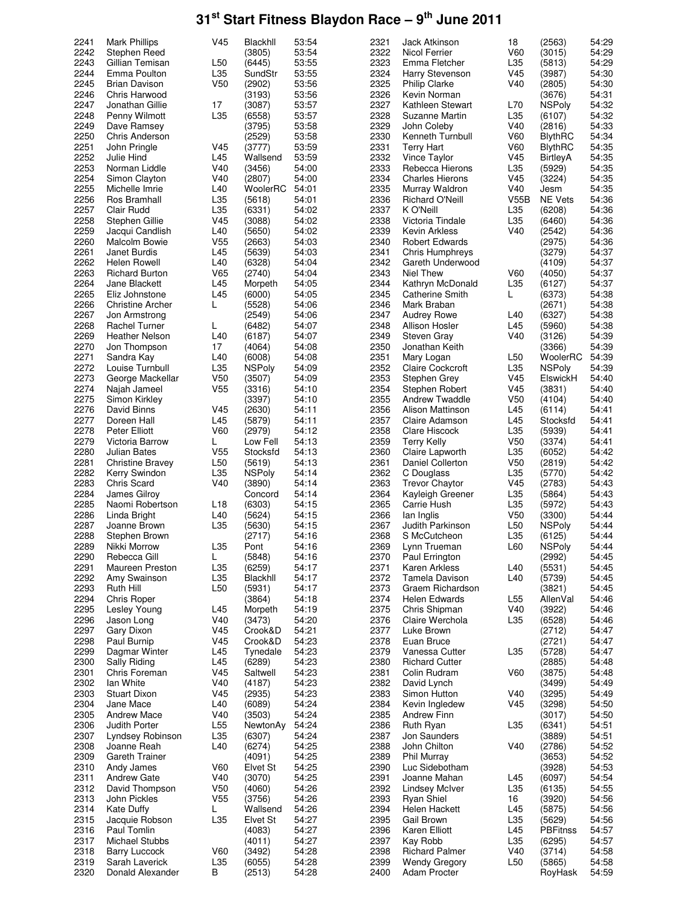# 31st Start Fitness Blaydon Race – 9th June 2011

| Pos | Name | Cat | Club/No | Time |
|---|---|---|---|---|
| 2241 | Mark Phillips | V45 | Blackhll | 53:54 |
| 2242 | Stephen Reed | | (3805) | 53:54 |
| 2243 | Gillian Temisan | L50 | (6445) | 53:55 |
| 2244 | Emma Poulton | L35 | SundStr | 53:55 |
| 2245 | Brian Davison | V50 | (2902) | 53:56 |
| 2246 | Chris Harwood | | (3193) | 53:56 |
| 2247 | Jonathan Gillie | 17 | (3087) | 53:57 |
| 2248 | Penny Wilmott | L35 | (6558) | 53:57 |
| 2249 | Dave Ramsey | | (3795) | 53:58 |
| 2250 | Chris Anderson | | (2529) | 53:58 |
| 2251 | John Pringle | V45 | (3777) | 53:59 |
| 2252 | Julie Hind | L45 | Wallsend | 53:59 |
| 2253 | Norman Liddle | V40 | (3456) | 54:00 |
| 2254 | Simon Clayton | V40 | (2807) | 54:00 |
| 2255 | Michelle Imrie | L40 | WoolerRC | 54:01 |
| 2256 | Ros Bramhall | L35 | (5618) | 54:01 |
| 2257 | Clair Rudd | L35 | (6331) | 54:02 |
| 2258 | Stephen Gillie | V45 | (3088) | 54:02 |
| 2259 | Jacqui Candlish | L40 | (5650) | 54:02 |
| 2260 | Malcolm Bowie | V55 | (2663) | 54:03 |
| 2261 | Janet Burdis | L45 | (5639) | 54:03 |
| 2262 | Helen Rowell | L40 | (6328) | 54:04 |
| 2263 | Richard Burton | V65 | (2740) | 54:04 |
| 2264 | Jane Blackett | L45 | Morpeth | 54:05 |
| 2265 | Eliz Johnstone | L45 | (6000) | 54:05 |
| 2266 | Christine Archer | L | (5528) | 54:06 |
| 2267 | Jon Armstrong | | (2549) | 54:06 |
| 2268 | Rachel Turner | L | (6482) | 54:07 |
| 2269 | Heather Nelson | L40 | (6187) | 54:07 |
| 2270 | Jon Thompson | 17 | (4064) | 54:08 |
| 2271 | Sandra Kay | L40 | (6008) | 54:08 |
| 2272 | Louise Turnbull | L35 | NSPoly | 54:09 |
| 2273 | George Mackellar | V50 | (3507) | 54:09 |
| 2274 | Najah Jameel | V55 | (3316) | 54:10 |
| 2275 | Simon Kirkley | | (3397) | 54:10 |
| 2276 | David Binns | V45 | (2630) | 54:11 |
| 2277 | Doreen Hall | L45 | (5879) | 54:11 |
| 2278 | Peter Elliott | V60 | (2979) | 54:12 |
| 2279 | Victoria Barrow | L | Low Fell | 54:13 |
| 2280 | Julian Bates | V55 | Stocksfd | 54:13 |
| 2281 | Christine Bravey | L50 | (5619) | 54:13 |
| 2282 | Kerry Swindon | L35 | NSPoly | 54:14 |
| 2283 | Chris Scard | V40 | (3890) | 54:14 |
| 2284 | James Gilroy | | Concord | 54:14 |
| 2285 | Naomi Robertson | L18 | (6303) | 54:15 |
| 2286 | Linda Bright | L40 | (5624) | 54:15 |
| 2287 | Joanne Brown | L35 | (5630) | 54:15 |
| 2288 | Stephen Brown | | (2717) | 54:16 |
| 2289 | Nikki Morrow | L35 | Pont | 54:16 |
| 2290 | Rebecca Gill | L | (5848) | 54:16 |
| 2291 | Maureen Preston | L35 | (6259) | 54:17 |
| 2292 | Amy Swainson | L35 | Blackhll | 54:17 |
| 2293 | Ruth Hill | L50 | (5931) | 54:17 |
| 2294 | Chris Roper | | (3864) | 54:18 |
| 2295 | Lesley Young | L45 | Morpeth | 54:19 |
| 2296 | Jason Long | V40 | (3473) | 54:20 |
| 2297 | Gary Dixon | V45 | Crook&D | 54:21 |
| 2298 | Paul Burnip | V45 | Crook&D | 54:23 |
| 2299 | Dagmar Winter | L45 | Tynedale | 54:23 |
| 2300 | Sally Riding | L45 | (6289) | 54:23 |
| 2301 | Chris Foreman | V45 | Saltwell | 54:23 |
| 2302 | Ian White | V40 | (4187) | 54:23 |
| 2303 | Stuart Dixon | V45 | (2935) | 54:23 |
| 2304 | Jane Mace | L40 | (6089) | 54:24 |
| 2305 | Andrew Mace | V40 | (3503) | 54:24 |
| 2306 | Judith Porter | L55 | NewtonAy | 54:24 |
| 2307 | Lyndsey Robinson | L35 | (6307) | 54:24 |
| 2308 | Joanne Reah | L40 | (6274) | 54:25 |
| 2309 | Gareth Trainer | | (4091) | 54:25 |
| 2310 | Andy James | V60 | Elvet St | 54:25 |
| 2311 | Andrew Gate | V40 | (3070) | 54:25 |
| 2312 | David Thompson | V50 | (4060) | 54:26 |
| 2313 | John Pickles | V55 | (3756) | 54:26 |
| 2314 | Kate Duffy | L | Wallsend | 54:26 |
| 2315 | Jacquie Robson | L35 | Elvet St | 54:27 |
| 2316 | Paul Tomlin | | (4083) | 54:27 |
| 2317 | Michael Stubbs | | (4011) | 54:27 |
| 2318 | Barry Luccock | V60 | (3492) | 54:28 |
| 2319 | Sarah Laverick | L35 | (6055) | 54:28 |
| 2320 | Donald Alexander | B | (2513) | 54:28 |
| 2321 | Jack Atkinson | 18 | (2563) | 54:29 |
| 2322 | Nicol Ferrier | V60 | (3015) | 54:29 |
| 2323 | Emma Fletcher | L35 | (5813) | 54:29 |
| 2324 | Harry Stevenson | V45 | (3987) | 54:30 |
| 2325 | Philip Clarke | V40 | (2805) | 54:30 |
| 2326 | Kevin Norman | | (3676) | 54:31 |
| 2327 | Kathleen Stewart | L70 | NSPoly | 54:32 |
| 2328 | Suzanne Martin | L35 | (6107) | 54:32 |
| 2329 | John Coleby | V40 | (2816) | 54:33 |
| 2330 | Kenneth Turnbull | V60 | BlythRC | 54:34 |
| 2331 | Terry Hart | V60 | BlythRC | 54:35 |
| 2332 | Vince Taylor | V45 | BirtleyA | 54:35 |
| 2333 | Rebecca Hierons | L35 | (5929) | 54:35 |
| 2334 | Charles Hierons | V45 | (3224) | 54:35 |
| 2335 | Murray Waldron | V40 | Jesm | 54:35 |
| 2336 | Richard O'Neill | V55B | NE Vets | 54:36 |
| 2337 | K O'Neill | L35 | (6208) | 54:36 |
| 2338 | Victoria Tindale | L35 | (6460) | 54:36 |
| 2339 | Kevin Arkless | V40 | (2542) | 54:36 |
| 2340 | Robert Edwards | | (2975) | 54:36 |
| 2341 | Chris Humphreys | | (3279) | 54:37 |
| 2342 | Gareth Underwood | | (4109) | 54:37 |
| 2343 | Niel Thew | V60 | (4050) | 54:37 |
| 2344 | Kathryn McDonald | L35 | (6127) | 54:37 |
| 2345 | Catherine Smith | L | (6373) | 54:38 |
| 2346 | Mark Braban | | (2671) | 54:38 |
| 2347 | Audrey Rowe | L40 | (6327) | 54:38 |
| 2348 | Allison Hosler | L45 | (5960) | 54:38 |
| 2349 | Steven Gray | V40 | (3126) | 54:39 |
| 2350 | Jonathan Keith | | (3366) | 54:39 |
| 2351 | Mary Logan | L50 | WoolerRC | 54:39 |
| 2352 | Claire Cockcroft | L35 | NSPoly | 54:39 |
| 2353 | Stephen Grey | V45 | ElswickH | 54:40 |
| 2354 | Stephen Robert | V45 | (3831) | 54:40 |
| 2355 | Andrew Twaddle | V50 | (4104) | 54:40 |
| 2356 | Alison Mattinson | L45 | (6114) | 54:41 |
| 2357 | Claire Adamson | L45 | Stocksfd | 54:41 |
| 2358 | Clare Hiscock | L35 | (5939) | 54:41 |
| 2359 | Terry Kelly | V50 | (3374) | 54:41 |
| 2360 | Claire Lapworth | L35 | (6052) | 54:42 |
| 2361 | Daniel Collerton | V50 | (2819) | 54:42 |
| 2362 | C Douglass | L35 | (5770) | 54:42 |
| 2363 | Trevor Chaytor | V45 | (2783) | 54:43 |
| 2364 | Kayleigh Greener | L35 | (5864) | 54:43 |
| 2365 | Carrie Hush | L35 | (5972) | 54:43 |
| 2366 | Ian Inglis | V50 | (3300) | 54:44 |
| 2367 | Judith Parkinson | L50 | NSPoly | 54:44 |
| 2368 | S McCutcheon | L35 | (6125) | 54:44 |
| 2369 | Lynn Trueman | L60 | NSPoly | 54:44 |
| 2370 | Paul Errington | | (2992) | 54:45 |
| 2371 | Karen Arkless | L40 | (5531) | 54:45 |
| 2372 | Tamela Davison | L40 | (5739) | 54:45 |
| 2373 | Graem Richardson | | (3821) | 54:45 |
| 2374 | Helen Edwards | L55 | AllenVal | 54:46 |
| 2375 | Chris Shipman | V40 | (3922) | 54:46 |
| 2376 | Claire Werchola | L35 | (6528) | 54:46 |
| 2377 | Luke Brown | | (2712) | 54:47 |
| 2378 | Euan Bruce | | (2721) | 54:47 |
| 2379 | Vanessa Cutter | L35 | (5728) | 54:47 |
| 2380 | Richard Cutter | | (2885) | 54:48 |
| 2381 | Colin Rudram | V60 | (3875) | 54:48 |
| 2382 | David Lynch | | (3499) | 54:49 |
| 2383 | Simon Hutton | V40 | (3295) | 54:49 |
| 2384 | Kevin Ingledew | V45 | (3298) | 54:50 |
| 2385 | Andrew Finn | | (3017) | 54:50 |
| 2386 | Ruth Ryan | L35 | (6341) | 54:51 |
| 2387 | Jon Saunders | | (3889) | 54:51 |
| 2388 | John Chilton | V40 | (2786) | 54:52 |
| 2389 | Phil Murray | | (3653) | 54:52 |
| 2390 | Luc Sidebotham | | (3928) | 54:53 |
| 2391 | Joanne Mahan | L45 | (6097) | 54:54 |
| 2392 | Lindsey McIver | L35 | (6135) | 54:55 |
| 2393 | Ryan Shiel | 16 | (3920) | 54:56 |
| 2394 | Helen Hackett | L45 | (5875) | 54:56 |
| 2395 | Gail Brown | L35 | (5629) | 54:56 |
| 2396 | Karen Elliott | L45 | PBFitnss | 54:57 |
| 2397 | Kay Robb | L35 | (6295) | 54:57 |
| 2398 | Richard Palmer | V40 | (3714) | 54:58 |
| 2399 | Wendy Gregory | L50 | (5865) | 54:58 |
| 2400 | Adam Procter | | RoyHask | 54:59 |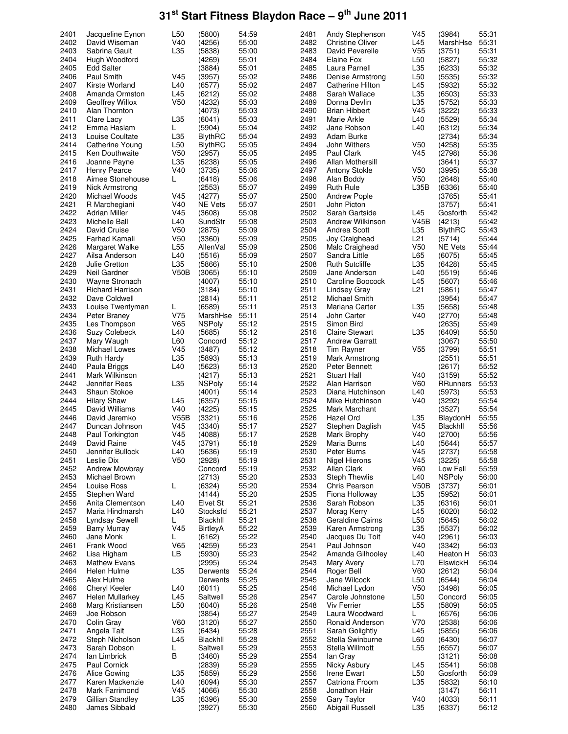# 31st Start Fitness Blaydon Race – 9th June 2011

| Pos | Name | Cat | Club/No | Time |
|---|---|---|---|---|
| 2401 | Jacqueline Eynon | L50 | (5800) | 54:59 |
| 2402 | David Wiseman | V40 | (4256) | 55:00 |
| 2403 | Sabrina Gault | L35 | (5838) | 55:00 |
| 2404 | Hugh Woodford | | (4269) | 55:01 |
| 2405 | Edd Salter | | (3884) | 55:01 |
| 2406 | Paul Smith | V45 | (3957) | 55:02 |
| 2407 | Kirste Worland | L40 | (6577) | 55:02 |
| 2408 | Amanda Ormston | L45 | (6212) | 55:02 |
| 2409 | Geoffrey Willox | V50 | (4232) | 55:03 |
| 2410 | Alan Thornton | | (4073) | 55:03 |
| 2411 | Clare Lacy | L35 | (6041) | 55:03 |
| 2412 | Emma Haslam | L | (5904) | 55:04 |
| 2413 | Louise Coultate | L35 | BlythRC | 55:04 |
| 2414 | Catherine Young | L50 | BlythRC | 55:05 |
| 2415 | Ken Douthwaite | V50 | (2957) | 55:05 |
| 2416 | Joanne Payne | L35 | (6238) | 55:05 |
| 2417 | Henry Pearce | V40 | (3735) | 55:06 |
| 2418 | Aimee Stonehouse | L | (6418) | 55:06 |
| 2419 | Nick Armstrong | | (2553) | 55:07 |
| 2420 | Michael Woods | V45 | (4277) | 55:07 |
| 2421 | R Marchegiani | V40 | NE Vets | 55:07 |
| 2422 | Adrian Miller | V45 | (3608) | 55:08 |
| 2423 | Michelle Ball | L40 | SundStr | 55:08 |
| 2424 | David Cruise | V50 | (2875) | 55:09 |
| 2425 | Farhad Kamali | V50 | (3360) | 55:09 |
| 2426 | Margaret Walke | L55 | AllenVal | 55:09 |
| 2427 | Ailsa Anderson | L40 | (5516) | 55:09 |
| 2428 | Julie Gretton | L35 | (5866) | 55:10 |
| 2429 | Neil Gardner | V50B | (3065) | 55:10 |
| 2430 | Wayne Stronach | | (4007) | 55:10 |
| 2431 | Richard Harrison | | (3184) | 55:10 |
| 2432 | Dave Coldwell | | (2814) | 55:11 |
| 2433 | Louise Twentyman | L | (6589) | 55:11 |
| 2434 | Peter Braney | V75 | MarshHse | 55:11 |
| 2435 | Les Thompson | V65 | NSPoly | 55:12 |
| 2436 | Suzy Colebeck | L40 | (5685) | 55:12 |
| 2437 | Mary Waugh | L60 | Concord | 55:12 |
| 2438 | Michael Lowes | V45 | (3487) | 55:12 |
| 2439 | Ruth Hardy | L35 | (5893) | 55:13 |
| 2440 | Paula Briggs | L40 | (5623) | 55:13 |
| 2441 | Mark Wilkinson | | (4217) | 55:13 |
| 2442 | Jennifer Rees | L35 | NSPoly | 55:14 |
| 2443 | Shaun Stokoe | | (4001) | 55:14 |
| 2444 | Hilary Shaw | L45 | (6357) | 55:15 |
| 2445 | David Williams | V40 | (4225) | 55:15 |
| 2446 | David Jaremko | V55B | (3321) | 55:16 |
| 2447 | Duncan Johnson | V45 | (3340) | 55:17 |
| 2448 | Paul Torkington | V45 | (4088) | 55:17 |
| 2449 | David Raine | V45 | (3791) | 55:18 |
| 2450 | Jennifer Bullock | L40 | (5636) | 55:19 |
| 2451 | Leslie Dix | V50 | (2928) | 55:19 |
| 2452 | Andrew Mowbray | | Concord | 55:19 |
| 2453 | Michael Brown | | (2713) | 55:20 |
| 2454 | Louise Ross | L | (6324) | 55:20 |
| 2455 | Stephen Ward | | (4144) | 55:20 |
| 2456 | Anita Clementson | L40 | Elvet St | 55:21 |
| 2457 | Maria Hindmarsh | L40 | Stocksfd | 55:21 |
| 2458 | Lyndsay Sewell | L | Blackhll | 55:21 |
| 2459 | Barry Murray | V45 | BirtleyA | 55:22 |
| 2460 | Jane Monk | L | (6162) | 55:22 |
| 2461 | Frank Wood | V65 | (4259) | 55:23 |
| 2462 | Lisa Higham | LB | (5930) | 55:23 |
| 2463 | Mathew Evans | | (2995) | 55:24 |
| 2464 | Helen Hulme | L35 | Derwents | 55:24 |
| 2465 | Alex Hulme | | Derwents | 55:25 |
| 2466 | Cheryl Keeler | L40 | (6011) | 55:25 |
| 2467 | Helen Mullarkey | L45 | Saltwell | 55:26 |
| 2468 | Marg Kristiansen | L50 | (6040) | 55:26 |
| 2469 | Joe Robson | | (3854) | 55:27 |
| 2470 | Colin Gray | V60 | (3120) | 55:27 |
| 2471 | Angela Tait | L35 | (6434) | 55:28 |
| 2472 | Steph Nicholson | L45 | Blackhll | 55:28 |
| 2473 | Sarah Dobson | L | Saltwell | 55:29 |
| 2474 | Ian Limbrick | B | (3460) | 55:29 |
| 2475 | Paul Cornick | | (2839) | 55:29 |
| 2476 | Alice Gowing | L35 | (5859) | 55:29 |
| 2477 | Karen Mackenzie | L40 | (6094) | 55:30 |
| 2478 | Mark Farrimond | V45 | (4066) | 55:30 |
| 2479 | Gillian Standley | L35 | (6396) | 55:30 |
| 2480 | James Sibbald | | (3927) | 55:30 |
| 2481 | Andy Stephenson | V45 | (3984) | 55:31 |
| 2482 | Christine Oliver | L45 | MarshHse | 55:31 |
| 2483 | David Peverelle | V55 | (3751) | 55:31 |
| 2484 | Elaine Fox | L50 | (5827) | 55:32 |
| 2485 | Laura Parnell | L35 | (6233) | 55:32 |
| 2486 | Denise Armstrong | L50 | (5535) | 55:32 |
| 2487 | Catherine Hilton | L45 | (5932) | 55:32 |
| 2488 | Sarah Wallace | L35 | (6503) | 55:33 |
| 2489 | Donna Devlin | L35 | (5752) | 55:33 |
| 2490 | Brian Hibbert | V45 | (3222) | 55:33 |
| 2491 | Marie Arkle | L40 | (5529) | 55:34 |
| 2492 | Jane Robson | L40 | (6312) | 55:34 |
| 2493 | Adam Burke | | (2734) | 55:34 |
| 2494 | John Withers | V50 | (4258) | 55:35 |
| 2495 | Paul Clark | V45 | (2798) | 55:36 |
| 2496 | Allan Mothersill | | (3641) | 55:37 |
| 2497 | Antony Stokle | V50 | (3995) | 55:38 |
| 2498 | Alan Boddy | V50 | (2648) | 55:40 |
| 2499 | Ruth Rule | L35B | (6336) | 55:40 |
| 2500 | Andrew Pople | | (3765) | 55:41 |
| 2501 | John Picton | | (3757) | 55:41 |
| 2502 | Sarah Gartside | L45 | Gosforth | 55:42 |
| 2503 | Andrew Wilkinson | V45B | (4213) | 55:42 |
| 2504 | Andrea Scott | L35 | BlythRC | 55:43 |
| 2505 | Joy Craighead | L21 | (5714) | 55:44 |
| 2506 | Malc Craighead | V50 | NE Vets | 55:44 |
| 2507 | Sandra Little | L65 | (6075) | 55:45 |
| 2508 | Ruth Sutcliffe | L35 | (6428) | 55:45 |
| 2509 | Jane Anderson | L40 | (5519) | 55:46 |
| 2510 | Caroline Boocock | L45 | (5607) | 55:46 |
| 2511 | Lindsey Gray | L21 | (5861) | 55:47 |
| 2512 | Michael Smith | | (3954) | 55:47 |
| 2513 | Mariana Carter | L35 | (5658) | 55:48 |
| 2514 | John Carter | V40 | (2770) | 55:48 |
| 2515 | Simon Bird | | (2635) | 55:49 |
| 2516 | Claire Stewart | L35 | (6409) | 55:50 |
| 2517 | Andrew Garratt | | (3067) | 55:50 |
| 2518 | Tim Rayner | V55 | (3799) | 55:51 |
| 2519 | Mark Armstrong | | (2551) | 55:51 |
| 2520 | Peter Bennett | | (2617) | 55:52 |
| 2521 | Stuart Hall | V40 | (3159) | 55:52 |
| 2522 | Alan Harrison | V60 | RRunners | 55:53 |
| 2523 | Diana Hutchinson | L40 | (5973) | 55:53 |
| 2524 | Mike Hutchinson | V40 | (3292) | 55:54 |
| 2525 | Mark Marchant | | (3527) | 55:54 |
| 2526 | Hazel Ord | L35 | BlaydonH | 55:55 |
| 2527 | Stephen Daglish | V45 | Blackhll | 55:56 |
| 2528 | Mark Brophy | V40 | (2700) | 55:56 |
| 2529 | Maria Burns | L40 | (5644) | 55:57 |
| 2530 | Peter Burns | V45 | (2737) | 55:58 |
| 2531 | Nigel Hierons | V45 | (3225) | 55:58 |
| 2532 | Allan Clark | V60 | Low Fell | 55:59 |
| 2533 | Steph Thewlis | L40 | NSPoly | 56:00 |
| 2534 | Chris Pearson | V50B | (3737) | 56:01 |
| 2535 | Fiona Holloway | L35 | (5952) | 56:01 |
| 2536 | Sarah Robson | L35 | (6316) | 56:01 |
| 2537 | Morag Kerry | L45 | (6020) | 56:02 |
| 2538 | Geraldine Cairns | L50 | (5645) | 56:02 |
| 2539 | Karen Armstrong | L35 | (5537) | 56:02 |
| 2540 | Jacques Du Toit | V40 | (2961) | 56:03 |
| 2541 | Paul Johnson | V40 | (3342) | 56:03 |
| 2542 | Amanda Gilhooley | L40 | Heaton H | 56:03 |
| 2543 | Mary Avery | L70 | ElswickH | 56:04 |
| 2544 | Roger Bell | V60 | (2612) | 56:04 |
| 2545 | Jane Wilcock | L50 | (6544) | 56:04 |
| 2546 | Michael Lydon | V50 | (3498) | 56:05 |
| 2547 | Carole Johnstone | L50 | Concord | 56:05 |
| 2548 | Viv Ferrier | L55 | (5809) | 56:05 |
| 2549 | Laura Woodward | L | (6576) | 56:06 |
| 2550 | Ronald Anderson | V70 | (2538) | 56:06 |
| 2551 | Sarah Golightly | L45 | (5855) | 56:06 |
| 2552 | Stella Swinburne | L60 | (6430) | 56:07 |
| 2553 | Stella Willmott | L55 | (6557) | 56:07 |
| 2554 | Ian Gray | | (3121) | 56:08 |
| 2555 | Nicky Asbury | L45 | (5541) | 56:08 |
| 2556 | Irene Ewart | L50 | Gosforth | 56:09 |
| 2557 | Catriona Froom | L35 | (5832) | 56:10 |
| 2558 | Jonathon Hair | | (3147) | 56:11 |
| 2559 | Gary Taylor | V40 | (4033) | 56:11 |
| 2560 | Abigail Russell | L35 | (6337) | 56:12 |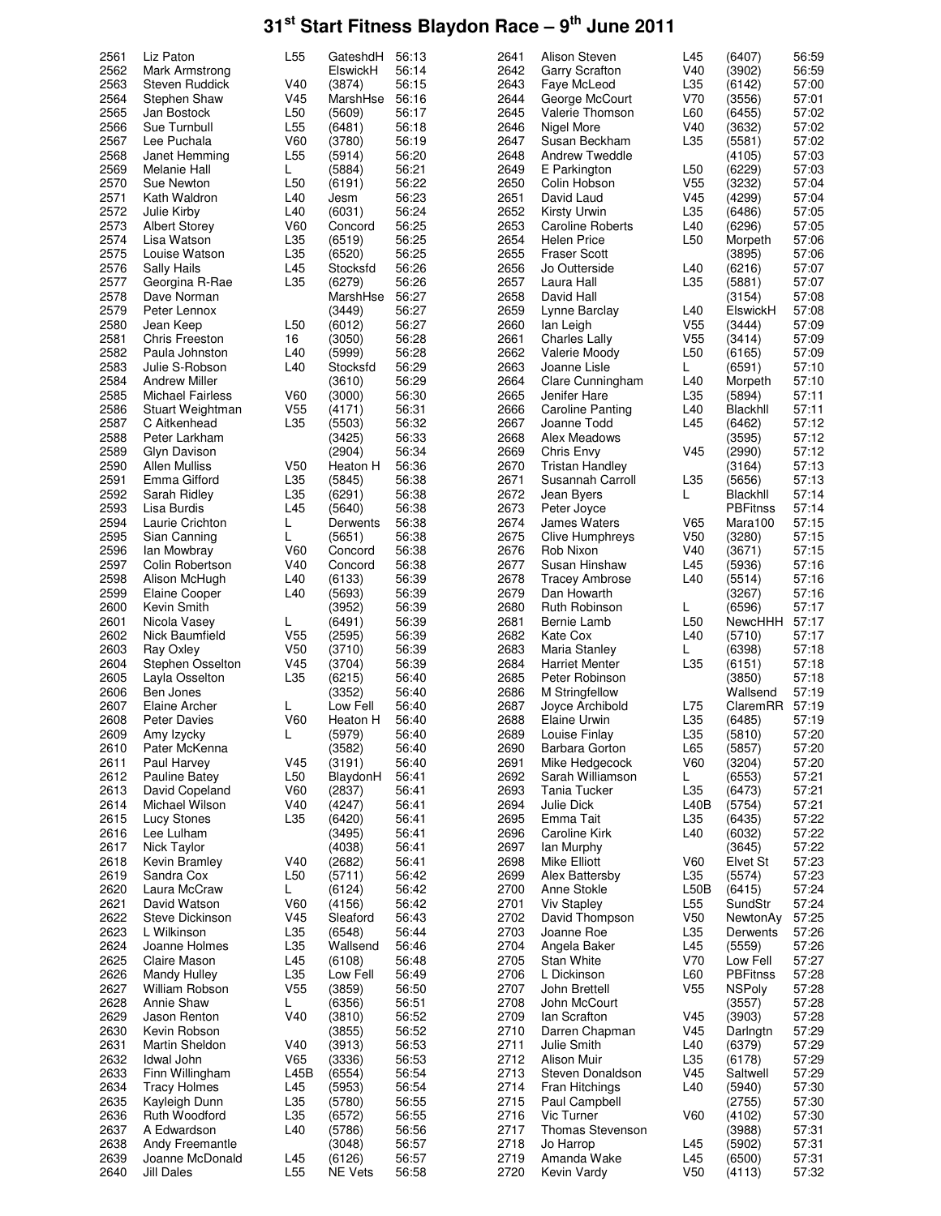# 31st Start Fitness Blaydon Race – 9th June 2011

| Pos | Name | Cat | Club | Time |
|---|---|---|---|---|
| 2561 | Liz Paton | L55 | GateshdH | 56:13 |
| 2562 | Mark Armstrong | | ElswickH | 56:14 |
| 2563 | Steven Ruddick | V40 | (3874) | 56:15 |
| 2564 | Stephen Shaw | V45 | MarshHse | 56:16 |
| 2565 | Jan Bostock | L50 | (5609) | 56:17 |
| 2566 | Sue Turnbull | L55 | (6481) | 56:18 |
| 2567 | Lee Puchala | V60 | (3780) | 56:19 |
| 2568 | Janet Hemming | L55 | (5914) | 56:20 |
| 2569 | Melanie Hall | L | (5884) | 56:21 |
| 2570 | Sue Newton | L50 | (6191) | 56:22 |
| 2571 | Kath Waldron | L40 | Jesm | 56:23 |
| 2572 | Julie Kirby | L40 | (6031) | 56:24 |
| 2573 | Albert Storey | V60 | Concord | 56:25 |
| 2574 | Lisa Watson | L35 | (6519) | 56:25 |
| 2575 | Louise Watson | L35 | (6520) | 56:25 |
| 2576 | Sally Hails | L45 | Stocksfd | 56:26 |
| 2577 | Georgina R-Rae | L35 | (6279) | 56:26 |
| 2578 | Dave Norman | | MarshHse | 56:27 |
| 2579 | Peter Lennox | | (3449) | 56:27 |
| 2580 | Jean Keep | L50 | (6012) | 56:27 |
| 2581 | Chris Freeston | 16 | (3050) | 56:28 |
| 2582 | Paula Johnston | L40 | (5999) | 56:28 |
| 2583 | Julie S-Robson | L40 | Stocksfd | 56:29 |
| 2584 | Andrew Miller | | (3610) | 56:29 |
| 2585 | Michael Fairless | V60 | (3000) | 56:30 |
| 2586 | Stuart Weightman | V55 | (4171) | 56:31 |
| 2587 | C Aitkenhead | L35 | (5503) | 56:32 |
| 2588 | Peter Larkham | | (3425) | 56:33 |
| 2589 | Glyn Davison | | (2904) | 56:34 |
| 2590 | Allen Mulliss | V50 | Heaton H | 56:36 |
| 2591 | Emma Gifford | L35 | (5845) | 56:38 |
| 2592 | Sarah Ridley | L35 | (6291) | 56:38 |
| 2593 | Lisa Burdis | L45 | (5640) | 56:38 |
| 2594 | Laurie Crichton | L | Derwents | 56:38 |
| 2595 | Sian Canning | L | (5651) | 56:38 |
| 2596 | Ian Mowbray | V60 | Concord | 56:38 |
| 2597 | Colin Robertson | V40 | Concord | 56:38 |
| 2598 | Alison McHugh | L40 | (6133) | 56:39 |
| 2599 | Elaine Cooper | L40 | (5693) | 56:39 |
| 2600 | Kevin Smith | | (3952) | 56:39 |
| 2601 | Nicola Vasey | L | (6491) | 56:39 |
| 2602 | Nick Baumfield | V55 | (2595) | 56:39 |
| 2603 | Ray Oxley | V50 | (3710) | 56:39 |
| 2604 | Stephen Osselton | V45 | (3704) | 56:39 |
| 2605 | Layla Osselton | L35 | (6215) | 56:40 |
| 2606 | Ben Jones | | (3352) | 56:40 |
| 2607 | Elaine Archer | L | Low Fell | 56:40 |
| 2608 | Peter Davies | V60 | Heaton H | 56:40 |
| 2609 | Amy Izycky | L | (5979) | 56:40 |
| 2610 | Pater McKenna | | (3582) | 56:40 |
| 2611 | Paul Harvey | V45 | (3191) | 56:40 |
| 2612 | Pauline Batey | L50 | BlaydonH | 56:41 |
| 2613 | David Copeland | V60 | (2837) | 56:41 |
| 2614 | Michael Wilson | V40 | (4247) | 56:41 |
| 2615 | Lucy Stones | L35 | (6420) | 56:41 |
| 2616 | Lee Lulham | | (3495) | 56:41 |
| 2617 | Nick Taylor | | (4038) | 56:41 |
| 2618 | Kevin Bramley | V40 | (2682) | 56:41 |
| 2619 | Sandra Cox | L50 | (5711) | 56:42 |
| 2620 | Laura McCraw | L | (6124) | 56:42 |
| 2621 | David Watson | V60 | (4156) | 56:42 |
| 2622 | Steve Dickinson | V45 | Sleaford | 56:43 |
| 2623 | L Wilkinson | L35 | (6548) | 56:44 |
| 2624 | Joanne Holmes | L35 | Wallsend | 56:46 |
| 2625 | Claire Mason | L45 | (6108) | 56:48 |
| 2626 | Mandy Hulley | L35 | Low Fell | 56:49 |
| 2627 | William Robson | V55 | (3859) | 56:50 |
| 2628 | Annie Shaw | L | (6356) | 56:51 |
| 2629 | Jason Renton | V40 | (3810) | 56:52 |
| 2630 | Kevin Robson | | (3855) | 56:52 |
| 2631 | Martin Sheldon | V40 | (3913) | 56:53 |
| 2632 | Idwal John | V65 | (3336) | 56:53 |
| 2633 | Finn Willingham | L45B | (6554) | 56:54 |
| 2634 | Tracy Holmes | L45 | (5953) | 56:54 |
| 2635 | Kayleigh Dunn | L35 | (5780) | 56:55 |
| 2636 | Ruth Woodford | L35 | (6572) | 56:55 |
| 2637 | A Edwardson | L40 | (5786) | 56:56 |
| 2638 | Andy Freemantle | | (3048) | 56:57 |
| 2639 | Joanne McDonald | L45 | (6126) | 56:57 |
| 2640 | Jill Dales | L55 | NE Vets | 56:58 |
| 2641 | Alison Steven | L45 | (6407) | 56:59 |
| 2642 | Garry Scrafton | V40 | (3902) | 56:59 |
| 2643 | Faye McLeod | L35 | (6142) | 57:00 |
| 2644 | George McCourt | V70 | (3556) | 57:01 |
| 2645 | Valerie Thomson | L60 | (6455) | 57:02 |
| 2646 | Nigel More | V40 | (3632) | 57:02 |
| 2647 | Susan Beckham | L35 | (5581) | 57:02 |
| 2648 | Andrew Tweddle | | (4105) | 57:03 |
| 2649 | E Parkington | L50 | (6229) | 57:03 |
| 2650 | Colin Hobson | V55 | (3232) | 57:04 |
| 2651 | David Laud | V45 | (4299) | 57:04 |
| 2652 | Kirsty Urwin | L35 | (6486) | 57:05 |
| 2653 | Caroline Roberts | L40 | (6296) | 57:05 |
| 2654 | Helen Price | L50 | Morpeth | 57:06 |
| 2655 | Fraser Scott | | (3895) | 57:06 |
| 2656 | Jo Outterside | L40 | (6216) | 57:07 |
| 2657 | Laura Hall | L35 | (5881) | 57:07 |
| 2658 | David Hall | | (3154) | 57:08 |
| 2659 | Lynne Barclay | L40 | ElswickH | 57:08 |
| 2660 | Ian Leigh | V55 | (3444) | 57:09 |
| 2661 | Charles Lally | V55 | (3414) | 57:09 |
| 2662 | Valerie Moody | L50 | (6165) | 57:09 |
| 2663 | Joanne Lisle | L | (6591) | 57:10 |
| 2664 | Clare Cunningham | L40 | Morpeth | 57:10 |
| 2665 | Jenifer Hare | L35 | (5894) | 57:11 |
| 2666 | Caroline Panting | L40 | Blackhll | 57:11 |
| 2667 | Joanne Todd | L45 | (6462) | 57:12 |
| 2668 | Alex Meadows | | (3595) | 57:12 |
| 2669 | Chris Envy | V45 | (2990) | 57:12 |
| 2670 | Tristan Handley | | (3164) | 57:13 |
| 2671 | Susannah Carroll | L35 | (5656) | 57:13 |
| 2672 | Jean Byers | L | Blackhll | 57:14 |
| 2673 | Peter Joyce | | PBFitnss | 57:14 |
| 2674 | James Waters | V65 | Mara100 | 57:15 |
| 2675 | Clive Humphreys | V50 | (3280) | 57:15 |
| 2676 | Rob Nixon | V40 | (3671) | 57:15 |
| 2677 | Susan Hinshaw | L45 | (5936) | 57:16 |
| 2678 | Tracey Ambrose | L40 | (5514) | 57:16 |
| 2679 | Dan Howarth | | (3267) | 57:16 |
| 2680 | Ruth Robinson | L | (6596) | 57:17 |
| 2681 | Bernie Lamb | L50 | NewcHHH | 57:17 |
| 2682 | Kate Cox | L40 | (5710) | 57:17 |
| 2683 | Maria Stanley | L | (6398) | 57:18 |
| 2684 | Harriet Menter | L35 | (6151) | 57:18 |
| 2685 | Peter Robinson | | (3850) | 57:18 |
| 2686 | M Stringfellow | | Wallsend | 57:19 |
| 2687 | Joyce Archibold | L75 | ClaremRR | 57:19 |
| 2688 | Elaine Urwin | L35 | (6485) | 57:19 |
| 2689 | Louise Finlay | L35 | (5810) | 57:20 |
| 2690 | Barbara Gorton | L65 | (5857) | 57:20 |
| 2691 | Mike Hedgecock | V60 | (3204) | 57:20 |
| 2692 | Sarah Williamson | L | (6553) | 57:21 |
| 2693 | Tania Tucker | L35 | (6473) | 57:21 |
| 2694 | Julie Dick | L40B | (5754) | 57:21 |
| 2695 | Emma Tait | L35 | (6435) | 57:22 |
| 2696 | Caroline Kirk | L40 | (6032) | 57:22 |
| 2697 | Ian Murphy | | (3645) | 57:22 |
| 2698 | Mike Elliott | V60 | Elvet St | 57:23 |
| 2699 | Alex Battersby | L35 | (5574) | 57:23 |
| 2700 | Anne Stokle | L50B | (6415) | 57:24 |
| 2701 | Viv Stapley | L55 | SundStr | 57:24 |
| 2702 | David Thompson | V50 | NewtonAy | 57:25 |
| 2703 | Joanne Roe | L35 | Derwents | 57:26 |
| 2704 | Angela Baker | L45 | (5559) | 57:26 |
| 2705 | Stan White | V70 | Low Fell | 57:27 |
| 2706 | L Dickinson | L60 | PBFitnss | 57:28 |
| 2707 | John Brettell | V55 | NSPoly | 57:28 |
| 2708 | John McCourt | | (3557) | 57:28 |
| 2709 | Ian Scrafton | V45 | (3903) | 57:28 |
| 2710 | Darren Chapman | V45 | Darlngtn | 57:29 |
| 2711 | Julie Smith | L40 | (6379) | 57:29 |
| 2712 | Alison Muir | L35 | (6178) | 57:29 |
| 2713 | Steven Donaldson | V45 | Saltwell | 57:29 |
| 2714 | Fran Hitchings | L40 | (5940) | 57:30 |
| 2715 | Paul Campbell | | (2755) | 57:30 |
| 2716 | Vic Turner | V60 | (4102) | 57:30 |
| 2717 | Thomas Stevenson | | (3988) | 57:31 |
| 2718 | Jo Harrop | L45 | (5902) | 57:31 |
| 2719 | Amanda Wake | L45 | (6500) | 57:31 |
| 2720 | Kevin Vardy | V50 | (4113) | 57:32 |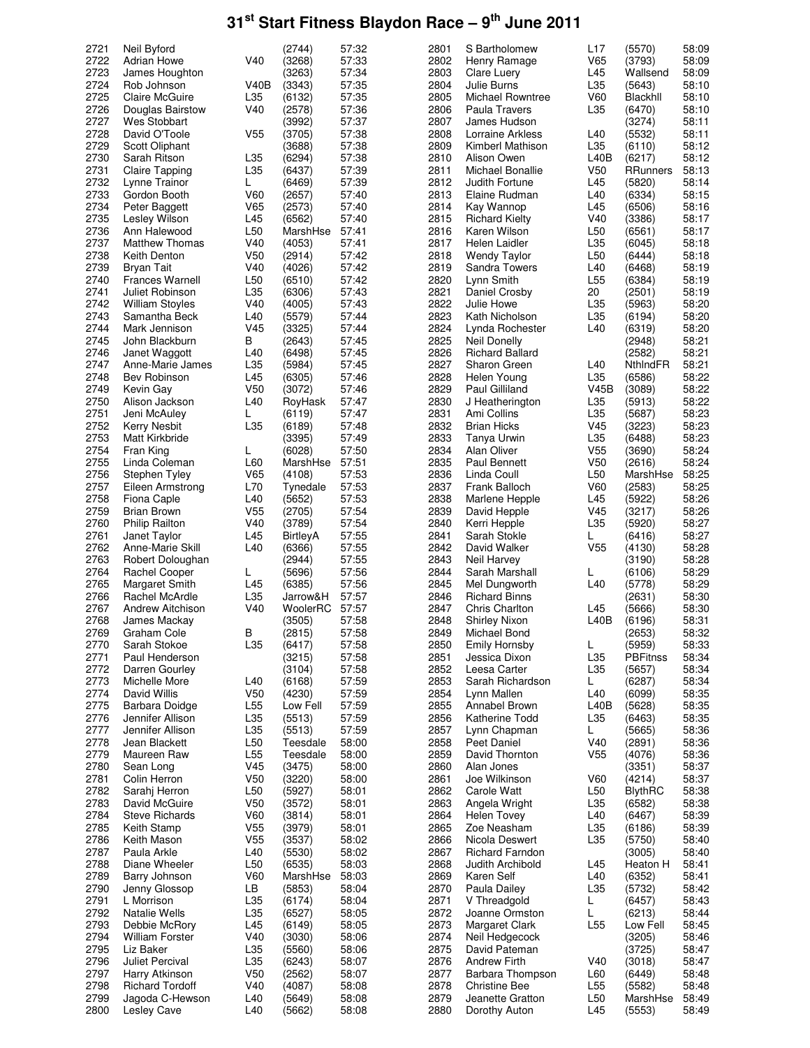# 31st Start Fitness Blaydon Race – 9th June 2011

| Pos | Name | Cat | Club/No | Time |
|---|---|---|---|---|
| 2721 | Neil Byford | | (2744) | 57:32 |
| 2722 | Adrian Howe | V40 | (3268) | 57:33 |
| 2723 | James Houghton | | (3263) | 57:34 |
| 2724 | Rob Johnson | V40B | (3343) | 57:35 |
| 2725 | Claire McGuire | L35 | (6132) | 57:35 |
| 2726 | Douglas Bairstow | V40 | (2578) | 57:36 |
| 2727 | Wes Stobbart | | (3992) | 57:37 |
| 2728 | David O'Toole | V55 | (3705) | 57:38 |
| 2729 | Scott Oliphant | | (3688) | 57:38 |
| 2730 | Sarah Ritson | L35 | (6294) | 57:38 |
| 2731 | Claire Tapping | L35 | (6437) | 57:39 |
| 2732 | Lynne Trainor | L | (6469) | 57:39 |
| 2733 | Gordon Booth | V60 | (2657) | 57:40 |
| 2734 | Peter Baggett | V65 | (2573) | 57:40 |
| 2735 | Lesley Wilson | L45 | (6562) | 57:40 |
| 2736 | Ann Halewood | L50 | MarshHse | 57:41 |
| 2737 | Matthew Thomas | V40 | (4053) | 57:41 |
| 2738 | Keith Denton | V50 | (2914) | 57:42 |
| 2739 | Bryan Tait | V40 | (4026) | 57:42 |
| 2740 | Frances Warnell | L50 | (6510) | 57:42 |
| 2741 | Juliet Robinson | L35 | (6306) | 57:43 |
| 2742 | William Stoyles | V40 | (4005) | 57:43 |
| 2743 | Samantha Beck | L40 | (5579) | 57:44 |
| 2744 | Mark Jennison | V45 | (3325) | 57:44 |
| 2745 | John Blackburn | B | (2643) | 57:45 |
| 2746 | Janet Waggott | L40 | (6498) | 57:45 |
| 2747 | Anne-Marie James | L35 | (5984) | 57:45 |
| 2748 | Bev Robinson | L45 | (6305) | 57:46 |
| 2749 | Kevin Gay | V50 | (3072) | 57:46 |
| 2750 | Alison Jackson | L40 | RoyHask | 57:47 |
| 2751 | Jeni McAuley | L | (6119) | 57:47 |
| 2752 | Kerry Nesbit | L35 | (6189) | 57:48 |
| 2753 | Matt Kirkbride | | (3395) | 57:49 |
| 2754 | Fran King | L | (6028) | 57:50 |
| 2755 | Linda Coleman | L60 | MarshHse | 57:51 |
| 2756 | Stephen Tyley | V65 | (4108) | 57:53 |
| 2757 | Eileen Armstrong | L70 | Tynedale | 57:53 |
| 2758 | Fiona Caple | L40 | (5652) | 57:53 |
| 2759 | Brian Brown | V55 | (2705) | 57:54 |
| 2760 | Philip Railton | V40 | (3789) | 57:54 |
| 2761 | Janet Taylor | L45 | BirtleyA | 57:55 |
| 2762 | Anne-Marie Skill | L40 | (6366) | 57:55 |
| 2763 | Robert Doloughan | | (2944) | 57:55 |
| 2764 | Rachel Cooper | L | (5696) | 57:56 |
| 2765 | Margaret Smith | L45 | (6385) | 57:56 |
| 2766 | Rachel McArdle | L35 | Jarrow&H | 57:57 |
| 2767 | Andrew Aitchison | V40 | WoolerRC | 57:57 |
| 2768 | James Mackay | | (3505) | 57:58 |
| 2769 | Graham Cole | B | (2815) | 57:58 |
| 2770 | Sarah Stokoe | L35 | (6417) | 57:58 |
| 2771 | Paul Henderson | | (3215) | 57:58 |
| 2772 | Darren Gourley | | (3104) | 57:58 |
| 2773 | Michelle More | L40 | (6168) | 57:59 |
| 2774 | David Willis | V50 | (4230) | 57:59 |
| 2775 | Barbara Doidge | L55 | Low Fell | 57:59 |
| 2776 | Jennifer Allison | L35 | (5513) | 57:59 |
| 2777 | Jennifer Allison | L35 | (5513) | 57:59 |
| 2778 | Jean Blackett | L50 | Teesdale | 58:00 |
| 2779 | Maureen Raw | L55 | Teesdale | 58:00 |
| 2780 | Sean Long | V45 | (3475) | 58:00 |
| 2781 | Colin Herron | V50 | (3220) | 58:00 |
| 2782 | Sarahj Herron | L50 | (5927) | 58:01 |
| 2783 | David McGuire | V50 | (3572) | 58:01 |
| 2784 | Steve Richards | V60 | (3814) | 58:01 |
| 2785 | Keith Stamp | V55 | (3979) | 58:01 |
| 2786 | Keith Mason | V55 | (3537) | 58:02 |
| 2787 | Paula Arkle | L40 | (5530) | 58:02 |
| 2788 | Diane Wheeler | L50 | (6535) | 58:03 |
| 2789 | Barry Johnson | V60 | MarshHse | 58:03 |
| 2790 | Jenny Glossop | LB | (5853) | 58:04 |
| 2791 | L Morrison | L35 | (6174) | 58:04 |
| 2792 | Natalie Wells | L35 | (6527) | 58:05 |
| 2793 | Debbie McRory | L45 | (6149) | 58:05 |
| 2794 | William Forster | V40 | (3030) | 58:06 |
| 2795 | Liz Baker | L35 | (5560) | 58:06 |
| 2796 | Juliet Percival | L35 | (6243) | 58:07 |
| 2797 | Harry Atkinson | V50 | (2562) | 58:07 |
| 2798 | Richard Tordoff | V40 | (4087) | 58:08 |
| 2799 | Jagoda C-Hewson | L40 | (5649) | 58:08 |
| 2800 | Lesley Cave | L40 | (5662) | 58:08 |
| 2801 | S Bartholomew | L17 | (5570) | 58:09 |
| 2802 | Henry Ramage | V65 | (3793) | 58:09 |
| 2803 | Clare Luery | L45 | Wallsend | 58:09 |
| 2804 | Julie Burns | L35 | (5643) | 58:10 |
| 2805 | Michael Rowntree | V60 | Blackhll | 58:10 |
| 2806 | Paula Travers | L35 | (6470) | 58:10 |
| 2807 | James Hudson | | (3274) | 58:11 |
| 2808 | Lorraine Arkless | L40 | (5532) | 58:11 |
| 2809 | Kimberl Mathison | L35 | (6110) | 58:12 |
| 2810 | Alison Owen | L40B | (6217) | 58:12 |
| 2811 | Michael Bonallie | V50 | RRunners | 58:13 |
| 2812 | Judith Fortune | L45 | (5820) | 58:14 |
| 2813 | Elaine Rudman | L40 | (6334) | 58:15 |
| 2814 | Kay Wannop | L45 | (6506) | 58:16 |
| 2815 | Richard Kielty | V40 | (3386) | 58:17 |
| 2816 | Karen Wilson | L50 | (6561) | 58:17 |
| 2817 | Helen Laidler | L35 | (6045) | 58:18 |
| 2818 | Wendy Taylor | L50 | (6444) | 58:18 |
| 2819 | Sandra Towers | L40 | (6468) | 58:19 |
| 2820 | Lynn Smith | L55 | (6384) | 58:19 |
| 2821 | Daniel Crosby | 20 | (2501) | 58:19 |
| 2822 | Julie Howe | L35 | (5963) | 58:20 |
| 2823 | Kath Nicholson | L35 | (6194) | 58:20 |
| 2824 | Lynda Rochester | L40 | (6319) | 58:20 |
| 2825 | Neil Donelly | | (2948) | 58:21 |
| 2826 | Richard Ballard | | (2582) | 58:21 |
| 2827 | Sharon Green | L40 | NthIndFR | 58:21 |
| 2828 | Helen Young | L35 | (6586) | 58:22 |
| 2829 | Paul Gilliland | V45B | (3089) | 58:22 |
| 2830 | J Heatherington | L35 | (5913) | 58:22 |
| 2831 | Ami Collins | L35 | (5687) | 58:23 |
| 2832 | Brian Hicks | V45 | (3223) | 58:23 |
| 2833 | Tanya Urwin | L35 | (6488) | 58:23 |
| 2834 | Alan Oliver | V55 | (3690) | 58:24 |
| 2835 | Paul Bennett | V50 | (2616) | 58:24 |
| 2836 | Linda Coull | L50 | MarshHse | 58:25 |
| 2837 | Frank Balloch | V60 | (2583) | 58:25 |
| 2838 | Marlene Hepple | L45 | (5922) | 58:26 |
| 2839 | David Hepple | V45 | (3217) | 58:26 |
| 2840 | Kerri Hepple | L35 | (5920) | 58:27 |
| 2841 | Sarah Stokle | L | (6416) | 58:27 |
| 2842 | David Walker | V55 | (4130) | 58:28 |
| 2843 | Neil Harvey | | (3190) | 58:28 |
| 2844 | Sarah Marshall | L | (6106) | 58:29 |
| 2845 | Mel Dungworth | L40 | (5778) | 58:29 |
| 2846 | Richard Binns | | (2631) | 58:30 |
| 2847 | Chris Charlton | L45 | (5666) | 58:30 |
| 2848 | Shirley Nixon | L40B | (6196) | 58:31 |
| 2849 | Michael Bond | | (2653) | 58:32 |
| 2850 | Emily Hornsby | L | (5959) | 58:33 |
| 2851 | Jessica Dixon | L35 | PBFitnss | 58:34 |
| 2852 | Leesa Carter | L35 | (5657) | 58:34 |
| 2853 | Sarah Richardson | L | (6287) | 58:34 |
| 2854 | Lynn Mallen | L40 | (6099) | 58:35 |
| 2855 | Annabel Brown | L40B | (5628) | 58:35 |
| 2856 | Katherine Todd | L35 | (6463) | 58:35 |
| 2857 | Lynn Chapman | L | (5665) | 58:36 |
| 2858 | Peet Daniel | V40 | (2891) | 58:36 |
| 2859 | David Thornton | V55 | (4076) | 58:36 |
| 2860 | Alan Jones | | (3351) | 58:37 |
| 2861 | Joe Wilkinson | V60 | (4214) | 58:37 |
| 2862 | Carole Watt | L50 | BlythRC | 58:38 |
| 2863 | Angela Wright | L35 | (6582) | 58:38 |
| 2864 | Helen Tovey | L40 | (6467) | 58:39 |
| 2865 | Zoe Neasham | L35 | (6186) | 58:39 |
| 2866 | Nicola Deswert | L35 | (5750) | 58:40 |
| 2867 | Richard Farndon | | (3005) | 58:40 |
| 2868 | Judith Archibold | L45 | Heaton H | 58:41 |
| 2869 | Karen Self | L40 | (6352) | 58:41 |
| 2870 | Paula Dailey | L35 | (5732) | 58:42 |
| 2871 | V Threadgold | L | (6457) | 58:43 |
| 2872 | Joanne Ormston | L | (6213) | 58:44 |
| 2873 | Margaret Clark | L55 | Low Fell | 58:45 |
| 2874 | Neil Hedgecock | | (3205) | 58:46 |
| 2875 | David Pateman | | (3725) | 58:47 |
| 2876 | Andrew Firth | V40 | (3018) | 58:47 |
| 2877 | Barbara Thompson | L60 | (6449) | 58:48 |
| 2878 | Christine Bee | L55 | (5582) | 58:48 |
| 2879 | Jeanette Gratton | L50 | MarshHse | 58:49 |
| 2880 | Dorothy Auton | L45 | (5553) | 58:49 |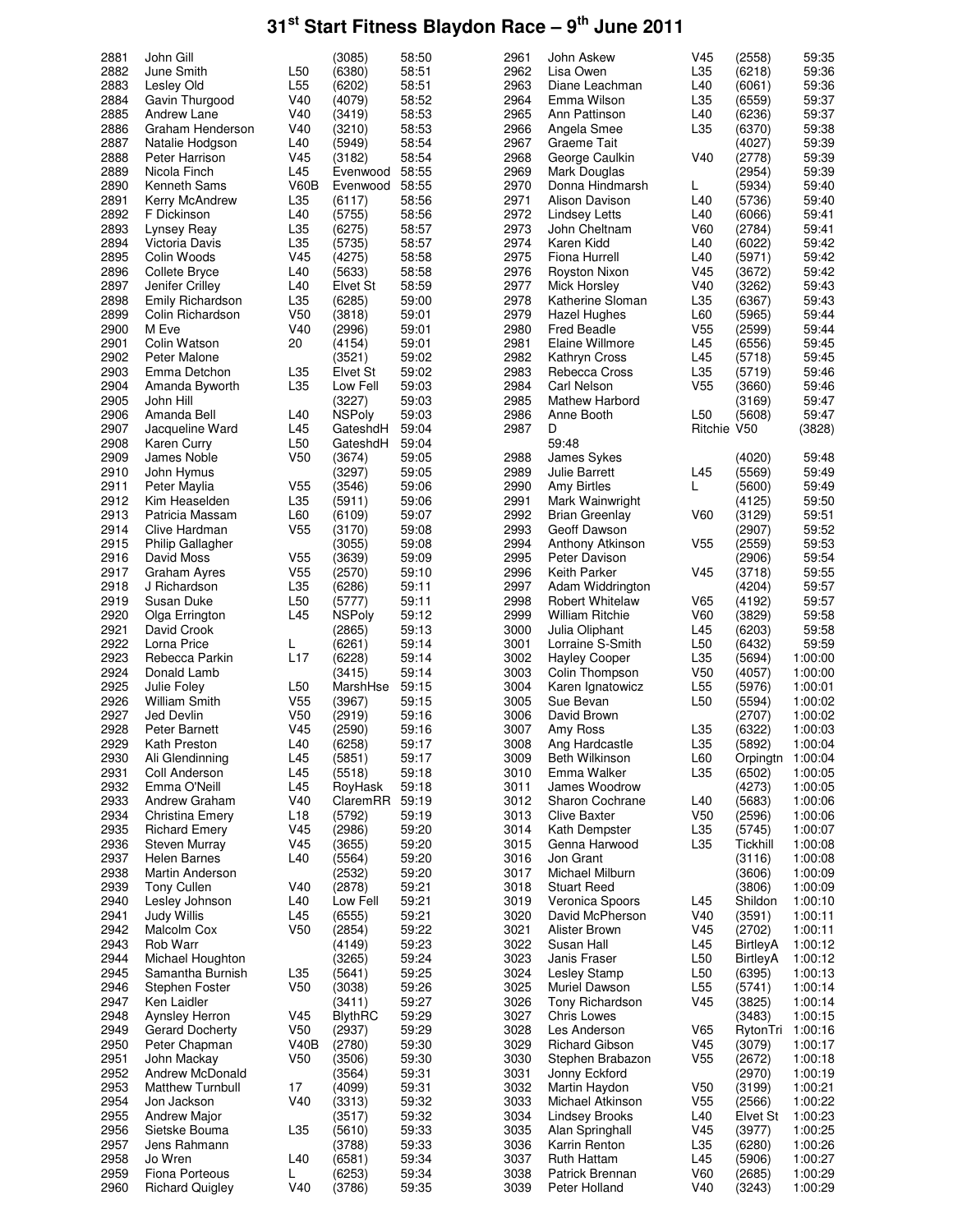# 31[st] Start Fitness Blaydon Race – 9[th] June 2011

| Pos | Name | Cat | Club/No | Time |
|---|---|---|---|---|
| 2881 | John Gill | | (3085) | 58:50 |
| 2882 | June Smith | L50 | (6380) | 58:51 |
| 2883 | Lesley Old | L55 | (6202) | 58:51 |
| 2884 | Gavin Thurgood | V40 | (4079) | 58:52 |
| 2885 | Andrew Lane | V40 | (3419) | 58:53 |
| 2886 | Graham Henderson | V40 | (3210) | 58:53 |
| 2887 | Natalie Hodgson | L40 | (5949) | 58:54 |
| 2888 | Peter Harrison | V45 | (3182) | 58:54 |
| 2889 | Nicola Finch | L45 | Evenwood | 58:55 |
| 2890 | Kenneth Sams | V60B | Evenwood | 58:55 |
| 2891 | Kerry McAndrew | L35 | (6117) | 58:56 |
| 2892 | F Dickinson | L40 | (5755) | 58:56 |
| 2893 | Lynsey Reay | L35 | (6275) | 58:57 |
| 2894 | Victoria Davis | L35 | (5735) | 58:57 |
| 2895 | Colin Woods | V45 | (4275) | 58:58 |
| 2896 | Collete Bryce | L40 | (5633) | 58:58 |
| 2897 | Jenifer Crilley | L40 | Elvet St | 58:59 |
| 2898 | Emily Richardson | L35 | (6285) | 59:00 |
| 2899 | Colin Richardson | V50 | (3818) | 59:01 |
| 2900 | M Eve | V40 | (2996) | 59:01 |
| 2901 | Colin Watson | 20 | (4154) | 59:01 |
| 2902 | Peter Malone | | (3521) | 59:02 |
| 2903 | Emma Detchon | L35 | Elvet St | 59:02 |
| 2904 | Amanda Byworth | L35 | Low Fell | 59:03 |
| 2905 | John Hill | | (3227) | 59:03 |
| 2906 | Amanda Bell | L40 | NSPoly | 59:03 |
| 2907 | Jacqueline Ward | L45 | GateshdH | 59:04 |
| 2908 | Karen Curry | L50 | GateshdH | 59:04 |
| 2909 | James Noble | V50 | (3674) | 59:05 |
| 2910 | John Hymus | | (3297) | 59:05 |
| 2911 | Peter Maylia | V55 | (3546) | 59:06 |
| 2912 | Kim Heaselden | L35 | (5911) | 59:06 |
| 2913 | Patricia Massam | L60 | (6109) | 59:07 |
| 2914 | Clive Hardman | V55 | (3170) | 59:08 |
| 2915 | Philip Gallagher | | (3055) | 59:08 |
| 2916 | David Moss | V55 | (3639) | 59:09 |
| 2917 | Graham Ayres | V55 | (2570) | 59:10 |
| 2918 | J Richardson | L35 | (6286) | 59:11 |
| 2919 | Susan Duke | L50 | (5777) | 59:11 |
| 2920 | Olga Errington | L45 | NSPoly | 59:12 |
| 2921 | David Crook | | (2865) | 59:13 |
| 2922 | Lorna Price | L | (6261) | 59:14 |
| 2923 | Rebecca Parkin | L17 | (6228) | 59:14 |
| 2924 | Donald Lamb | | (3415) | 59:14 |
| 2925 | Julie Foley | L50 | MarshHse | 59:15 |
| 2926 | William Smith | V55 | (3967) | 59:15 |
| 2927 | Jed Devlin | V50 | (2919) | 59:16 |
| 2928 | Peter Barnett | V45 | (2590) | 59:16 |
| 2929 | Kath Preston | L40 | (6258) | 59:17 |
| 2930 | Ali Glendinning | L45 | (5851) | 59:17 |
| 2931 | Coll Anderson | L45 | (5518) | 59:18 |
| 2932 | Emma O'Neill | L45 | RoyHask | 59:18 |
| 2933 | Andrew Graham | V40 | ClaremRR | 59:19 |
| 2934 | Christina Emery | L18 | (5792) | 59:19 |
| 2935 | Richard Emery | V45 | (2986) | 59:20 |
| 2936 | Steven Murray | V45 | (3655) | 59:20 |
| 2937 | Helen Barnes | L40 | (5564) | 59:20 |
| 2938 | Martin Anderson | | (2532) | 59:20 |
| 2939 | Tony Cullen | V40 | (2878) | 59:21 |
| 2940 | Lesley Johnson | L40 | Low Fell | 59:21 |
| 2941 | Judy Willis | L45 | (6555) | 59:21 |
| 2942 | Malcolm Cox | V50 | (2854) | 59:22 |
| 2943 | Rob Warr | | (4149) | 59:23 |
| 2944 | Michael Houghton | | (3265) | 59:24 |
| 2945 | Samantha Burnish | L35 | (5641) | 59:25 |
| 2946 | Stephen Foster | V50 | (3038) | 59:26 |
| 2947 | Ken Laidler | | (3411) | 59:27 |
| 2948 | Aynsley Herron | V45 | BlythRC | 59:29 |
| 2949 | Gerard Docherty | V50 | (2937) | 59:29 |
| 2950 | Peter Chapman | V40B | (2780) | 59:30 |
| 2951 | John Mackay | V50 | (3506) | 59:30 |
| 2952 | Andrew McDonald | | (3564) | 59:31 |
| 2953 | Matthew Turnbull | 17 | (4099) | 59:31 |
| 2954 | Jon Jackson | V40 | (3313) | 59:32 |
| 2955 | Andrew Major | | (3517) | 59:32 |
| 2956 | Sietske Bouma | L35 | (5610) | 59:33 |
| 2957 | Jens Rahmann | | (3788) | 59:33 |
| 2958 | Jo Wren | L40 | (6581) | 59:34 |
| 2959 | Fiona Porteous | L | (6253) | 59:34 |
| 2960 | Richard Quigley | V40 | (3786) | 59:35 |
| 2961 | John Askew | V45 | (2558) | 59:35 |
| 2962 | Lisa Owen | L35 | (6218) | 59:36 |
| 2963 | Diane Leachman | L40 | (6061) | 59:36 |
| 2964 | Emma Wilson | L35 | (6559) | 59:37 |
| 2965 | Ann Pattinson | L40 | (6236) | 59:37 |
| 2966 | Angela Smee | L35 | (6370) | 59:38 |
| 2967 | Graeme Tait | | (4027) | 59:39 |
| 2968 | George Caulkin | V40 | (2778) | 59:39 |
| 2969 | Mark Douglas | | (2954) | 59:39 |
| 2970 | Donna Hindmarsh | L | (5934) | 59:40 |
| 2971 | Alison Davison | L40 | (5736) | 59:40 |
| 2972 | Lindsey Letts | L40 | (6066) | 59:41 |
| 2973 | John Cheltnam | V60 | (2784) | 59:41 |
| 2974 | Karen Kidd | L40 | (6022) | 59:42 |
| 2975 | Fiona Hurrell | L40 | (5971) | 59:42 |
| 2976 | Royston Nixon | V45 | (3672) | 59:42 |
| 2977 | Mick Horsley | V40 | (3262) | 59:43 |
| 2978 | Katherine Sloman | L35 | (6367) | 59:43 |
| 2979 | Hazel Hughes | L60 | (5965) | 59:44 |
| 2980 | Fred Beadle | V55 | (2599) | 59:44 |
| 2981 | Elaine Willmore | L45 | (6556) | 59:45 |
| 2982 | Kathryn Cross | L45 | (5718) | 59:45 |
| 2983 | Rebecca Cross | L35 | (5719) | 59:46 |
| 2984 | Carl Nelson | V55 | (3660) | 59:46 |
| 2985 | Mathew Harbord | | (3169) | 59:47 |
| 2986 | Anne Booth | L50 | (5608) | 59:47 |
| 2987 | D Ritchie | V50 | (3828) | 59:48 |
| 2988 | James Sykes | | (4020) | 59:48 |
| 2989 | Julie Barrett | L45 | (5569) | 59:49 |
| 2990 | Amy Birtles | L | (5600) | 59:49 |
| 2991 | Mark Wainwright | | (4125) | 59:50 |
| 2992 | Brian Greenlay | V60 | (3129) | 59:51 |
| 2993 | Geoff Dawson | | (2907) | 59:52 |
| 2994 | Anthony Atkinson | V55 | (2559) | 59:53 |
| 2995 | Peter Davison | | (2906) | 59:54 |
| 2996 | Keith Parker | V45 | (3718) | 59:55 |
| 2997 | Adam Widdrington | | (4204) | 59:57 |
| 2998 | Robert Whitelaw | V65 | (4192) | 59:57 |
| 2999 | William Ritchie | V60 | (3829) | 59:58 |
| 3000 | Julia Oliphant | L45 | (6203) | 59:58 |
| 3001 | Lorraine S-Smith | L50 | (6432) | 59:59 |
| 3002 | Hayley Cooper | L35 | (5694) | 1:00:00 |
| 3003 | Colin Thompson | V50 | (4057) | 1:00:00 |
| 3004 | Karen Ignatowicz | L55 | (5976) | 1:00:01 |
| 3005 | Sue Bevan | L50 | (5594) | 1:00:02 |
| 3006 | David Brown | | (2707) | 1:00:02 |
| 3007 | Amy Ross | L35 | (6322) | 1:00:03 |
| 3008 | Ang Hardcastle | L35 | (5892) | 1:00:04 |
| 3009 | Beth Wilkinson | L60 | Orpingtn | 1:00:04 |
| 3010 | Emma Walker | L35 | (6502) | 1:00:05 |
| 3011 | James Woodrow | | (4273) | 1:00:05 |
| 3012 | Sharon Cochrane | L40 | (5683) | 1:00:06 |
| 3013 | Clive Baxter | V50 | (2596) | 1:00:06 |
| 3014 | Kath Dempster | L35 | (5745) | 1:00:07 |
| 3015 | Genna Harwood | L35 | Tickhill | 1:00:08 |
| 3016 | Jon Grant | | (3116) | 1:00:08 |
| 3017 | Michael Milburn | | (3606) | 1:00:09 |
| 3018 | Stuart Reed | | (3806) | 1:00:09 |
| 3019 | Veronica Spoors | L45 | Shildon | 1:00:10 |
| 3020 | David McPherson | V40 | (3591) | 1:00:11 |
| 3021 | Alister Brown | V45 | (2702) | 1:00:11 |
| 3022 | Susan Hall | L45 | BirtleyA | 1:00:12 |
| 3023 | Janis Fraser | L50 | BirtleyA | 1:00:12 |
| 3024 | Lesley Stamp | L50 | (6395) | 1:00:13 |
| 3025 | Muriel Dawson | L55 | (5741) | 1:00:14 |
| 3026 | Tony Richardson | V45 | (3825) | 1:00:14 |
| 3027 | Chris Lowes | | (3483) | 1:00:15 |
| 3028 | Les Anderson | V65 | RytonTri | 1:00:16 |
| 3029 | Richard Gibson | V45 | (3079) | 1:00:17 |
| 3030 | Stephen Brabazon | V55 | (2672) | 1:00:18 |
| 3031 | Jonny Eckford | | (2970) | 1:00:19 |
| 3032 | Martin Haydon | V50 | (3199) | 1:00:21 |
| 3033 | Michael Atkinson | V55 | (2566) | 1:00:22 |
| 3034 | Lindsey Brooks | L40 | Elvet St | 1:00:23 |
| 3035 | Alan Springhall | V45 | (3977) | 1:00:25 |
| 3036 | Karrin Renton | L35 | (6280) | 1:00:26 |
| 3037 | Ruth Hattam | L45 | (5906) | 1:00:27 |
| 3038 | Patrick Brennan | V60 | (2685) | 1:00:29 |
| 3039 | Peter Holland | V40 | (3243) | 1:00:29 |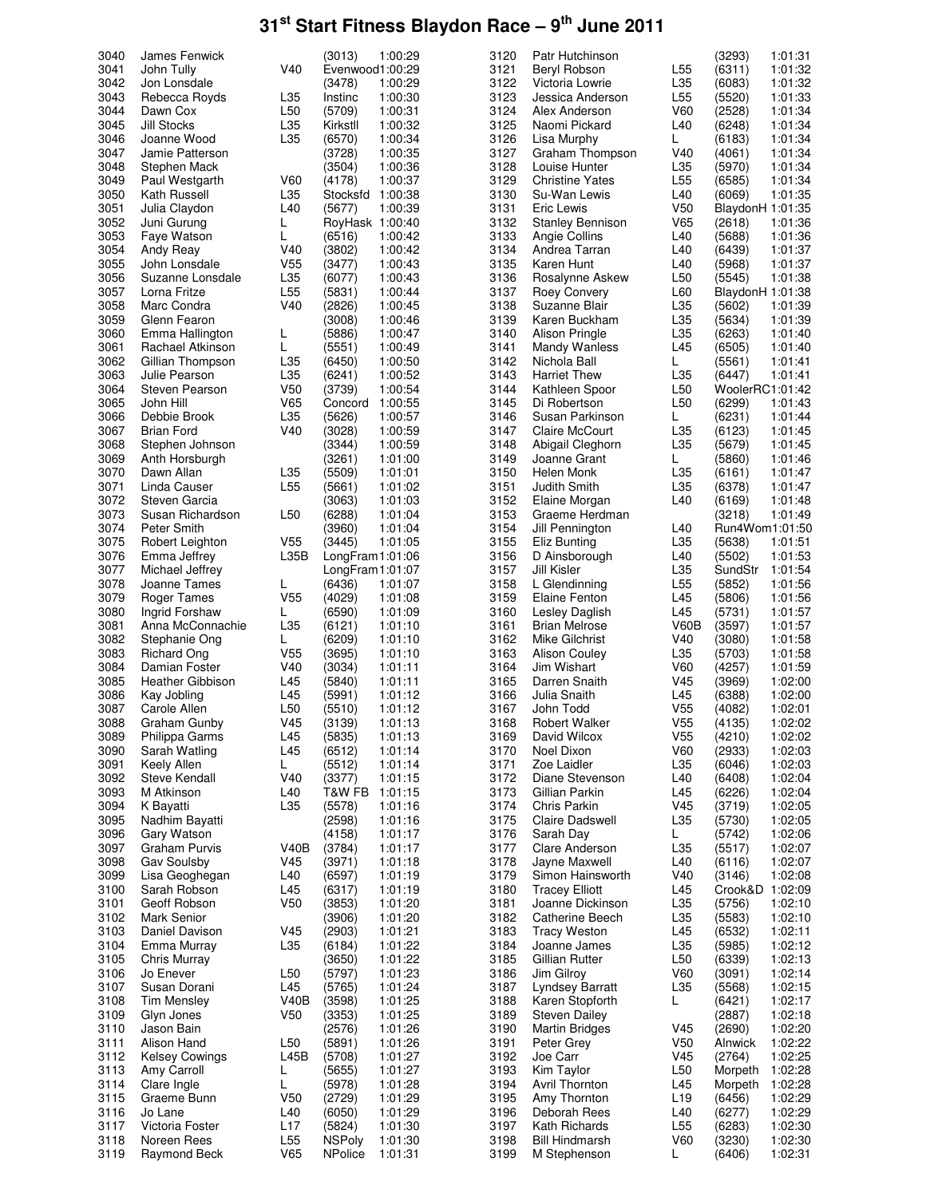# 31st Start Fitness Blaydon Race – 9th June 2011

| Pos | Name | Cat | Club/No | Time |
|---|---|---|---|---|
| 3040 | James Fenwick | | (3013) | 1:00:29 |
| 3041 | John Tully | V40 | Evenwood | 1:00:29 |
| 3042 | Jon Lonsdale | | (3478) | 1:00:29 |
| 3043 | Rebecca Royds | L35 | Instinc | 1:00:30 |
| 3044 | Dawn Cox | L50 | (5709) | 1:00:31 |
| 3045 | Jill Stocks | L35 | Kirkstll | 1:00:32 |
| 3046 | Joanne Wood | L35 | (6570) | 1:00:34 |
| 3047 | Jamie Patterson | | (3728) | 1:00:35 |
| 3048 | Stephen Mack | | (3504) | 1:00:36 |
| 3049 | Paul Westgarth | V60 | (4178) | 1:00:37 |
| 3050 | Kath Russell | L35 | Stocksfd | 1:00:38 |
| 3051 | Julia Claydon | L40 | (5677) | 1:00:39 |
| 3052 | Juni Gurung | L | RoyHask | 1:00:40 |
| 3053 | Faye Watson | L | (6516) | 1:00:42 |
| 3054 | Andy Reay | V40 | (3802) | 1:00:42 |
| 3055 | John Lonsdale | V55 | (3477) | 1:00:43 |
| 3056 | Suzanne Lonsdale | L35 | (6077) | 1:00:43 |
| 3057 | Lorna Fritze | L55 | (5831) | 1:00:44 |
| 3058 | Marc Condra | V40 | (2826) | 1:00:45 |
| 3059 | Glenn Fearon | | (3008) | 1:00:46 |
| 3060 | Emma Hallington | L | (5886) | 1:00:47 |
| 3061 | Rachael Atkinson | L | (5551) | 1:00:49 |
| 3062 | Gillian Thompson | L35 | (6450) | 1:00:50 |
| 3063 | Julie Pearson | L35 | (6241) | 1:00:52 |
| 3064 | Steven Pearson | V50 | (3739) | 1:00:54 |
| 3065 | John Hill | V65 | Concord | 1:00:55 |
| 3066 | Debbie Brook | L35 | (5626) | 1:00:57 |
| 3067 | Brian Ford | V40 | (3028) | 1:00:59 |
| 3068 | Stephen Johnson | | (3344) | 1:00:59 |
| 3069 | Anth Horsburgh | | (3261) | 1:01:00 |
| 3070 | Dawn Allan | L35 | (5509) | 1:01:01 |
| 3071 | Linda Causer | L55 | (5661) | 1:01:02 |
| 3072 | Steven Garcia | | (3063) | 1:01:03 |
| 3073 | Susan Richardson | L50 | (6288) | 1:01:04 |
| 3074 | Peter Smith | | (3960) | 1:01:04 |
| 3075 | Robert Leighton | V55 | (3445) | 1:01:05 |
| 3076 | Emma Jeffrey | L35B | LongFram | 1:01:06 |
| 3077 | Michael Jeffrey | | LongFram | 1:01:07 |
| 3078 | Joanne Tames | L | (6436) | 1:01:07 |
| 3079 | Roger Tames | V55 | (4029) | 1:01:08 |
| 3080 | Ingrid Forshaw | L | (6590) | 1:01:09 |
| 3081 | Anna McConnachie | L35 | (6121) | 1:01:10 |
| 3082 | Stephanie Ong | L | (6209) | 1:01:10 |
| 3083 | Richard Ong | V55 | (3695) | 1:01:10 |
| 3084 | Damian Foster | V40 | (3034) | 1:01:11 |
| 3085 | Heather Gibbison | L45 | (5840) | 1:01:11 |
| 3086 | Kay Jobling | L45 | (5991) | 1:01:12 |
| 3087 | Carole Allen | L50 | (5510) | 1:01:12 |
| 3088 | Graham Gunby | V45 | (3139) | 1:01:13 |
| 3089 | Philippa Garms | L45 | (5835) | 1:01:13 |
| 3090 | Sarah Watling | L45 | (6512) | 1:01:14 |
| 3091 | Keely Allen | L | (5512) | 1:01:14 |
| 3092 | Steve Kendall | V40 | (3377) | 1:01:15 |
| 3093 | M Atkinson | L40 | T&W FB | 1:01:15 |
| 3094 | K Bayatti | L35 | (5578) | 1:01:16 |
| 3095 | Nadhim Bayatti | | (2598) | 1:01:16 |
| 3096 | Gary Watson | | (4158) | 1:01:17 |
| 3097 | Graham Purvis | V40B | (3784) | 1:01:17 |
| 3098 | Gav Soulsby | V45 | (3971) | 1:01:18 |
| 3099 | Lisa Geoghegan | L40 | (6597) | 1:01:19 |
| 3100 | Sarah Robson | L45 | (6317) | 1:01:19 |
| 3101 | Geoff Robson | V50 | (3853) | 1:01:20 |
| 3102 | Mark Senior | | (3906) | 1:01:20 |
| 3103 | Daniel Davison | V45 | (2903) | 1:01:21 |
| 3104 | Emma Murray | L35 | (6184) | 1:01:22 |
| 3105 | Chris Murray | | (3650) | 1:01:22 |
| 3106 | Jo Enever | L50 | (5797) | 1:01:23 |
| 3107 | Susan Dorani | L45 | (5765) | 1:01:24 |
| 3108 | Tim Mensley | V40B | (3598) | 1:01:25 |
| 3109 | Glyn Jones | V50 | (3353) | 1:01:25 |
| 3110 | Jason Bain | | (2576) | 1:01:26 |
| 3111 | Alison Hand | L50 | (5891) | 1:01:26 |
| 3112 | Kelsey Cowings | L45B | (5708) | 1:01:27 |
| 3113 | Amy Carroll | L | (5655) | 1:01:27 |
| 3114 | Clare Ingle | L | (5978) | 1:01:28 |
| 3115 | Graeme Bunn | V50 | (2729) | 1:01:29 |
| 3116 | Jo Lane | L40 | (6050) | 1:01:29 |
| 3117 | Victoria Foster | L17 | (5824) | 1:01:30 |
| 3118 | Noreen Rees | L55 | NSPoly | 1:01:30 |
| 3119 | Raymond Beck | V65 | NPolice | 1:01:31 |
| 3120 | Patr Hutchinson | | (3293) | 1:01:31 |
| 3121 | Beryl Robson | L55 | (6311) | 1:01:32 |
| 3122 | Victoria Lowrie | L35 | (6083) | 1:01:32 |
| 3123 | Jessica Anderson | L55 | (5520) | 1:01:33 |
| 3124 | Alex Anderson | V60 | (2528) | 1:01:34 |
| 3125 | Naomi Pickard | L40 | (6248) | 1:01:34 |
| 3126 | Lisa Murphy | L | (6183) | 1:01:34 |
| 3127 | Graham Thompson | V40 | (4061) | 1:01:34 |
| 3128 | Louise Hunter | L35 | (5970) | 1:01:34 |
| 3129 | Christine Yates | L55 | (6585) | 1:01:34 |
| 3130 | Su-Wan Lewis | L40 | (6069) | 1:01:35 |
| 3131 | Eric Lewis | V50 | BlaydonH | 1:01:35 |
| 3132 | Stanley Bennison | V65 | (2618) | 1:01:36 |
| 3133 | Angie Collins | L40 | (5688) | 1:01:36 |
| 3134 | Andrea Tarran | L40 | (6439) | 1:01:37 |
| 3135 | Karen Hunt | L40 | (5968) | 1:01:37 |
| 3136 | Rosalynne Askew | L50 | (5545) | 1:01:38 |
| 3137 | Roey Convery | L60 | BlaydonH | 1:01:38 |
| 3138 | Suzanne Blair | L35 | (5602) | 1:01:39 |
| 3139 | Karen Buckham | L35 | (5634) | 1:01:39 |
| 3140 | Alison Pringle | L35 | (6263) | 1:01:40 |
| 3141 | Mandy Wanless | L45 | (6505) | 1:01:40 |
| 3142 | Nichola Ball | L | (5561) | 1:01:41 |
| 3143 | Harriet Thew | L35 | (6447) | 1:01:41 |
| 3144 | Kathleen Spoor | L50 | WoolerRC | 1:01:42 |
| 3145 | Di Robertson | L50 | (6299) | 1:01:43 |
| 3146 | Susan Parkinson | L | (6231) | 1:01:44 |
| 3147 | Claire McCourt | L35 | (6123) | 1:01:45 |
| 3148 | Abigail Cleghorn | L35 | (5679) | 1:01:45 |
| 3149 | Joanne Grant | L | (5860) | 1:01:46 |
| 3150 | Helen Monk | L35 | (6161) | 1:01:47 |
| 3151 | Judith Smith | L35 | (6378) | 1:01:47 |
| 3152 | Elaine Morgan | L40 | (6169) | 1:01:48 |
| 3153 | Graeme Herdman | | (3218) | 1:01:49 |
| 3154 | Jill Pennington | L40 | Run4Wom | 1:01:50 |
| 3155 | Eliz Bunting | L35 | (5638) | 1:01:51 |
| 3156 | D Ainsborough | L40 | (5502) | 1:01:53 |
| 3157 | Jill Kisler | L35 | SundStr | 1:01:54 |
| 3158 | L Glendinning | L55 | (5852) | 1:01:56 |
| 3159 | Elaine Fenton | L45 | (5806) | 1:01:56 |
| 3160 | Lesley Daglish | L45 | (5731) | 1:01:57 |
| 3161 | Brian Melrose | V60B | (3597) | 1:01:57 |
| 3162 | Mike Gilchrist | V40 | (3080) | 1:01:58 |
| 3163 | Alison Couley | L35 | (5703) | 1:01:58 |
| 3164 | Jim Wishart | V60 | (4257) | 1:01:59 |
| 3165 | Darren Snaith | V45 | (3969) | 1:02:00 |
| 3166 | Julia Snaith | L45 | (6388) | 1:02:00 |
| 3167 | John Todd | V55 | (4082) | 1:02:01 |
| 3168 | Robert Walker | V55 | (4135) | 1:02:02 |
| 3169 | David Wilcox | V55 | (4210) | 1:02:02 |
| 3170 | Noel Dixon | V60 | (2933) | 1:02:03 |
| 3171 | Zoe Laidler | L35 | (6046) | 1:02:03 |
| 3172 | Diane Stevenson | L40 | (6408) | 1:02:04 |
| 3173 | Gillian Parkin | L45 | (6226) | 1:02:04 |
| 3174 | Chris Parkin | V45 | (3719) | 1:02:05 |
| 3175 | Claire Dadswell | L35 | (5730) | 1:02:05 |
| 3176 | Sarah Day | L | (5742) | 1:02:06 |
| 3177 | Clare Anderson | L35 | (5517) | 1:02:07 |
| 3178 | Jayne Maxwell | L40 | (6116) | 1:02:07 |
| 3179 | Simon Hainsworth | V40 | (3146) | 1:02:08 |
| 3180 | Tracey Elliott | L45 | Crook&D | 1:02:09 |
| 3181 | Joanne Dickinson | L35 | (5756) | 1:02:10 |
| 3182 | Catherine Beech | L35 | (5583) | 1:02:10 |
| 3183 | Tracy Weston | L45 | (6532) | 1:02:11 |
| 3184 | Joanne James | L35 | (5985) | 1:02:12 |
| 3185 | Gillian Rutter | L50 | (6339) | 1:02:13 |
| 3186 | Jim Gilroy | V60 | (3091) | 1:02:14 |
| 3187 | Lyndsey Barratt | L35 | (5568) | 1:02:15 |
| 3188 | Karen Stopforth | L | (6421) | 1:02:17 |
| 3189 | Steven Dailey | | (2887) | 1:02:18 |
| 3190 | Martin Bridges | V45 | (2690) | 1:02:20 |
| 3191 | Peter Grey | V50 | Alnwick | 1:02:22 |
| 3192 | Joe Carr | V45 | (2764) | 1:02:25 |
| 3193 | Kim Taylor | L50 | Morpeth | 1:02:28 |
| 3194 | Avril Thornton | L45 | Morpeth | 1:02:28 |
| 3195 | Amy Thornton | L19 | (6456) | 1:02:29 |
| 3196 | Deborah Rees | L40 | (6277) | 1:02:29 |
| 3197 | Kath Richards | L55 | (6283) | 1:02:30 |
| 3198 | Bill Hindmarsh | V60 | (3230) | 1:02:30 |
| 3199 | M Stephenson | L | (6406) | 1:02:31 |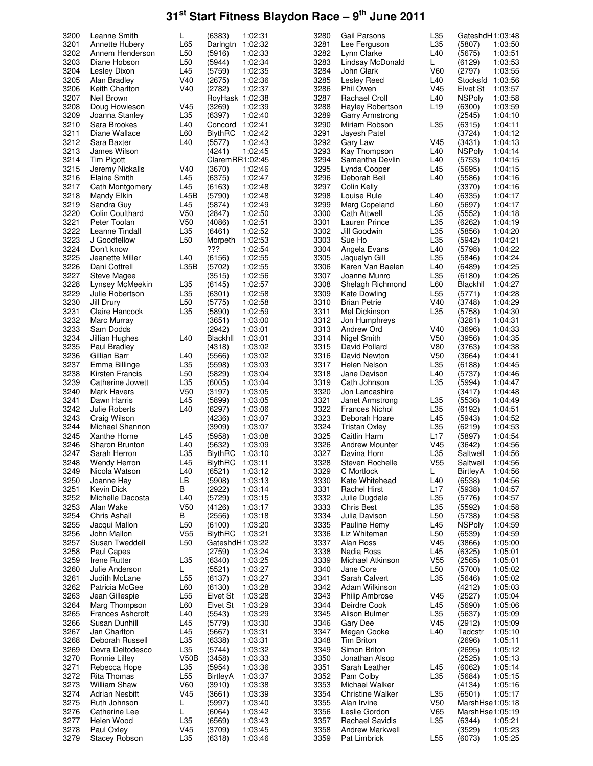# 31st Start Fitness Blaydon Race – 9th June 2011

| Pos | Name | Cat | Club/No | Time |
|---|---|---|---|---|
| 3200 | Leanne Smith | L | (6383) | 1:02:31 |
| 3201 | Annette Hubery | L65 | Darlngtn | 1:02:32 |
| 3202 | Annem Henderson | L50 | (5916) | 1:02:33 |
| 3203 | Diane Hobson | L50 | (5944) | 1:02:34 |
| 3204 | Lesley Dixon | L45 | (5759) | 1:02:35 |
| 3205 | Alan Bradley | V40 | (2675) | 1:02:36 |
| 3206 | Keith Charlton | V40 | (2782) | 1:02:37 |
| 3207 | Neil Brown | | RoyHask | 1:02:38 |
| 3208 | Doug Howieson | V45 | (3269) | 1:02:39 |
| 3209 | Joanna Stanley | L35 | (6397) | 1:02:40 |
| 3210 | Sara Brookes | L40 | Concord | 1:02:41 |
| 3211 | Diane Wallace | L60 | BlythRC | 1:02:42 |
| 3212 | Sara Baxter | L40 | (5577) | 1:02:43 |
| 3213 | James Wilson | | (4241) | 1:02:45 |
| 3214 | Tim Pigott | | ClaremRR | 1:02:45 |
| 3215 | Jeremy Nickalls | V40 | (3670) | 1:02:46 |
| 3216 | Elaine Smith | L45 | (6375) | 1:02:47 |
| 3217 | Cath Montgomery | L45 | (6163) | 1:02:48 |
| 3218 | Mandy Elkin | L45B | (5790) | 1:02:48 |
| 3219 | Sandra Guy | L45 | (5874) | 1:02:49 |
| 3220 | Colin Coulthard | V50 | (2847) | 1:02:50 |
| 3221 | Peter Toolan | V50 | (4086) | 1:02:51 |
| 3222 | Leanne Tindall | L35 | (6461) | 1:02:52 |
| 3223 | J Goodfellow | L50 | Morpeth | 1:02:53 |
| 3224 | Don't know | | ??? | 1:02:54 |
| 3225 | Jeanette Miller | L40 | (6156) | 1:02:55 |
| 3226 | Dani Cottrell | L35B | (5702) | 1:02:55 |
| 3227 | Steve Magee | | (3515) | 1:02:56 |
| 3228 | Lynsey McMeekin | L35 | (6145) | 1:02:57 |
| 3229 | Julie Robertson | L35 | (6301) | 1:02:58 |
| 3230 | Jill Drury | L50 | (5775) | 1:02:58 |
| 3231 | Claire Hancock | L35 | (5890) | 1:02:59 |
| 3232 | Marc Murray | | (3651) | 1:03:00 |
| 3233 | Sam Dodds | | (2942) | 1:03:01 |
| 3234 | Jillian Hughes | L40 | Blackhll | 1:03:01 |
| 3235 | Paul Bradley | | (4318) | 1:03:02 |
| 3236 | Gillian Barr | L40 | (5566) | 1:03:02 |
| 3237 | Emma Billinge | L35 | (5598) | 1:03:03 |
| 3238 | Kirsten Francis | L50 | (5829) | 1:03:04 |
| 3239 | Catherine Jowett | L35 | (6005) | 1:03:04 |
| 3240 | Mark Havers | V50 | (3197) | 1:03:05 |
| 3241 | Dawn Harris | L45 | (5899) | 1:03:05 |
| 3242 | Julie Roberts | L40 | (6297) | 1:03:06 |
| 3243 | Craig Wilson | | (4236) | 1:03:07 |
| 3244 | Michael Shannon | | (3909) | 1:03:07 |
| 3245 | Xanthe Horne | L45 | (5958) | 1:03:08 |
| 3246 | Sharon Brunton | L40 | (5632) | 1:03:09 |
| 3247 | Sarah Herron | L35 | BlythRC | 1:03:10 |
| 3248 | Wendy Herron | L45 | BlythRC | 1:03:11 |
| 3249 | Nicola Watson | L40 | (6521) | 1:03:12 |
| 3250 | Joanne Hay | LB | (5908) | 1:03:13 |
| 3251 | Kevin Dick | B | (2922) | 1:03:14 |
| 3252 | Michelle Dacosta | L40 | (5729) | 1:03:15 |
| 3253 | Alan Wake | V50 | (4126) | 1:03:17 |
| 3254 | Chris Ashall | B | (2556) | 1:03:18 |
| 3255 | Jacqui Mallon | L50 | (6100) | 1:03:20 |
| 3256 | John Mallon | V55 | BlythRC | 1:03:21 |
| 3257 | Susan Tweddell | L50 | GateshdH | 1:03:22 |
| 3258 | Paul Capes | | (2759) | 1:03:24 |
| 3259 | Irene Rutter | L35 | (6340) | 1:03:25 |
| 3260 | Julie Anderson | L | (5521) | 1:03:27 |
| 3261 | Judith McLane | L55 | (6137) | 1:03:27 |
| 3262 | Patricia McGee | L60 | (6130) | 1:03:28 |
| 3263 | Jean Gillespie | L55 | Elvet St | 1:03:28 |
| 3264 | Marg Thompson | L60 | Elvet St | 1:03:29 |
| 3265 | Frances Ashcroft | L40 | (5543) | 1:03:29 |
| 3266 | Susan Dunhill | L45 | (5779) | 1:03:30 |
| 3267 | Jan Charlton | L45 | (5667) | 1:03:31 |
| 3268 | Deborah Russell | L35 | (6338) | 1:03:31 |
| 3269 | Devra Deltodesco | L35 | (5744) | 1:03:32 |
| 3270 | Ronnie Lilley | V50B | (3458) | 1:03:33 |
| 3271 | Rebecca Hope | L35 | (5954) | 1:03:36 |
| 3272 | Rita Thomas | L55 | BirtleyA | 1:03:37 |
| 3273 | William Shaw | V60 | (3910) | 1:03:38 |
| 3274 | Adrian Nesbitt | V45 | (3661) | 1:03:39 |
| 3275 | Ruth Johnson | L | (5997) | 1:03:40 |
| 3276 | Catherine Lee | L | (6064) | 1:03:42 |
| 3277 | Helen Wood | L35 | (6569) | 1:03:43 |
| 3278 | Paul Oxley | V45 | (3709) | 1:03:45 |
| 3279 | Stacey Robson | L35 | (6318) | 1:03:46 |
| 3280 | Gail Parsons | L35 | GateshdH | 1:03:48 |
| 3281 | Lee Ferguson | L35 | (5807) | 1:03:50 |
| 3282 | Lynn Clarke | L40 | (5675) | 1:03:51 |
| 3283 | Lindsay McDonald | L | (6129) | 1:03:53 |
| 3284 | John Clark | V60 | (2797) | 1:03:55 |
| 3285 | Lesley Reed | L40 | Stocksfd | 1:03:56 |
| 3286 | Phil Owen | V45 | Elvet St | 1:03:57 |
| 3287 | Rachael Croll | L40 | NSPoly | 1:03:58 |
| 3288 | Hayley Robertson | L19 | (6300) | 1:03:59 |
| 3289 | Garry Armstrong | | (2545) | 1:04:10 |
| 3290 | Miriam Robson | L35 | (6315) | 1:04:11 |
| 3291 | Jayesh Patel | | (3724) | 1:04:12 |
| 3292 | Gary Law | V45 | (3431) | 1:04:13 |
| 3293 | Kay Thompson | L40 | NSPoly | 1:04:14 |
| 3294 | Samantha Devlin | L40 | (5753) | 1:04:15 |
| 3295 | Lynda Cooper | L45 | (5695) | 1:04:15 |
| 3296 | Deborah Bell | L40 | (5586) | 1:04:16 |
| 3297 | Colin Kelly | | (3370) | 1:04:16 |
| 3298 | Louise Rule | L40 | (6335) | 1:04:17 |
| 3299 | Marg Copeland | L60 | (5697) | 1:04:17 |
| 3300 | Cath Attwell | L35 | (5552) | 1:04:18 |
| 3301 | Lauren Prince | L35 | (6262) | 1:04:19 |
| 3302 | Jill Goodwin | L35 | (5856) | 1:04:20 |
| 3303 | Sue Ho | L35 | (5942) | 1:04:21 |
| 3304 | Angela Evans | L40 | (5798) | 1:04:22 |
| 3305 | Jaqualyn Gill | L35 | (5846) | 1:04:24 |
| 3306 | Karen Van Baelen | L40 | (6489) | 1:04:25 |
| 3307 | Joanne Munro | L35 | (6180) | 1:04:26 |
| 3308 | Shelagh Richmond | L60 | Blackhll | 1:04:27 |
| 3309 | Kate Dowling | L55 | (5771) | 1:04:28 |
| 3310 | Brian Petrie | V40 | (3748) | 1:04:29 |
| 3311 | Mel Dickinson | L35 | (5758) | 1:04:30 |
| 3312 | Jon Humphreys | | (3281) | 1:04:31 |
| 3313 | Andrew Ord | V40 | (3696) | 1:04:33 |
| 3314 | Nigel Smith | V50 | (3956) | 1:04:35 |
| 3315 | David Pollard | V80 | (3763) | 1:04:38 |
| 3316 | David Newton | V50 | (3664) | 1:04:41 |
| 3317 | Helen Nelson | L35 | (6188) | 1:04:45 |
| 3318 | Jane Davison | L40 | (5737) | 1:04:46 |
| 3319 | Cath Johnson | L35 | (5994) | 1:04:47 |
| 3320 | Jon Lancashire | | (3417) | 1:04:48 |
| 3321 | Janet Armstrong | L35 | (5536) | 1:04:49 |
| 3322 | Frances Nichol | L35 | (6192) | 1:04:51 |
| 3323 | Deborah Hoare | L45 | (5943) | 1:04:52 |
| 3324 | Tristan Oxley | L35 | (6219) | 1:04:53 |
| 3325 | Caitlin Harm | L17 | (5897) | 1:04:54 |
| 3326 | Andrew Mounter | V45 | (3642) | 1:04:56 |
| 3327 | Davina Horn | L35 | Saltwell | 1:04:56 |
| 3328 | Steven Rochelle | V55 | Saltwell | 1:04:56 |
| 3329 | C Mortlock | L | BirtleyA | 1:04:56 |
| 3330 | Kate Whitehead | L40 | (6538) | 1:04:56 |
| 3331 | Rachel Hirst | L17 | (5938) | 1:04:57 |
| 3332 | Julie Dugdale | L35 | (5776) | 1:04:57 |
| 3333 | Chris Best | L35 | (5592) | 1:04:58 |
| 3334 | Julia Davison | L50 | (5738) | 1:04:58 |
| 3335 | Pauline Hemy | L45 | NSPoly | 1:04:59 |
| 3336 | Liz Whiteman | L50 | (6539) | 1:04:59 |
| 3337 | Alan Ross | V45 | (3866) | 1:05:00 |
| 3338 | Nadia Ross | L45 | (6325) | 1:05:01 |
| 3339 | Michael Atkinson | V55 | (2565) | 1:05:01 |
| 3340 | Jane Core | L50 | (5700) | 1:05:02 |
| 3341 | Sarah Calvert | L35 | (5646) | 1:05:02 |
| 3342 | Adam Wilkinson | | (4212) | 1:05:03 |
| 3343 | Philip Ambrose | V45 | (2527) | 1:05:04 |
| 3344 | Deirdre Cook | L45 | (5690) | 1:05:06 |
| 3345 | Alison Bulmer | L35 | (5637) | 1:05:09 |
| 3346 | Gary Dee | V45 | (2912) | 1:05:09 |
| 3347 | Megan Cooke | L40 | Tadcstr | 1:05:10 |
| 3348 | Tim Briton | | (2696) | 1:05:11 |
| 3349 | Simon Briton | | (2695) | 1:05:12 |
| 3350 | Jonathan Alsop | | (2525) | 1:05:13 |
| 3351 | Sarah Leather | L45 | (6062) | 1:05:14 |
| 3352 | Pam Colby | L35 | (5684) | 1:05:15 |
| 3353 | Michael Walker | | (4134) | 1:05:16 |
| 3354 | Christine Walker | L35 | (6501) | 1:05:17 |
| 3355 | Alan Irvine | V50 | MarshHse | 1:05:18 |
| 3356 | Leslie Gordon | V65 | MarshHse | 1:05:19 |
| 3357 | Rachael Savidis | L35 | (6344) | 1:05:21 |
| 3358 | Andrew Markwell | | (3529) | 1:05:23 |
| 3359 | Pat Limbrick | L55 | (6073) | 1:05:25 |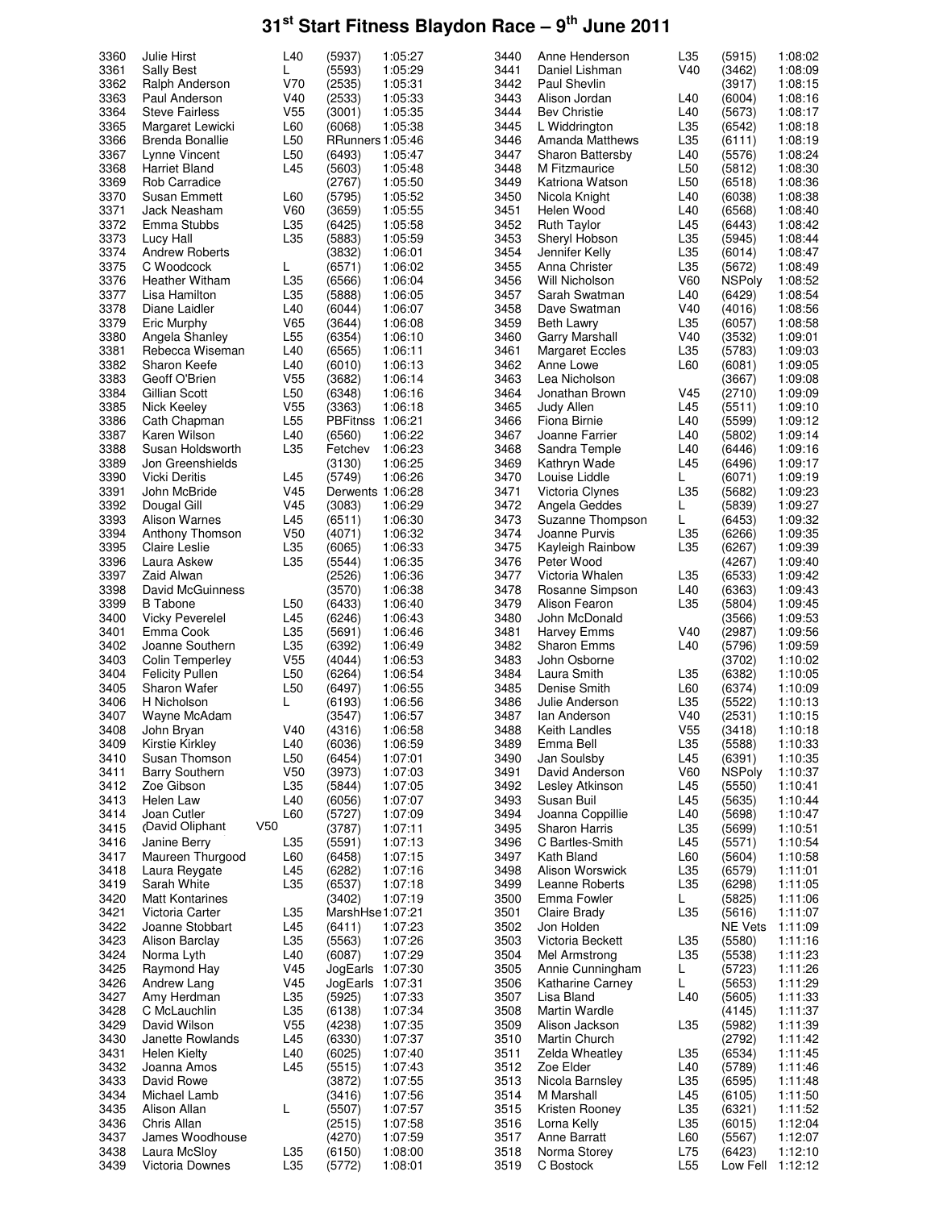# 31st Start Fitness Blaydon Race – 9th June 2011

| Pos | Name | Cat | Club/No | Time |
|---|---|---|---|---|
| 3360 | Julie Hirst | L40 | (5937) | 1:05:27 |
| 3361 | Sally Best | L | (5593) | 1:05:29 |
| 3362 | Ralph Anderson | V70 | (2535) | 1:05:31 |
| 3363 | Paul Anderson | V40 | (2533) | 1:05:33 |
| 3364 | Steve Fairless | V55 | (3001) | 1:05:35 |
| 3365 | Margaret Lewicki | L60 | (6068) | 1:05:38 |
| 3366 | Brenda Bonallie | L50 | RRunners | 1:05:46 |
| 3367 | Lynne Vincent | L50 | (6493) | 1:05:47 |
| 3368 | Harriet Bland | L45 | (5603) | 1:05:48 |
| 3369 | Rob Carradice | | (2767) | 1:05:50 |
| 3370 | Susan Emmett | L60 | (5795) | 1:05:52 |
| 3371 | Jack Neasham | V60 | (3659) | 1:05:55 |
| 3372 | Emma Stubbs | L35 | (6425) | 1:05:58 |
| 3373 | Lucy Hall | L35 | (5883) | 1:05:59 |
| 3374 | Andrew Roberts | | (3832) | 1:06:01 |
| 3375 | C Woodcock | L | (6571) | 1:06:02 |
| 3376 | Heather Witham | L35 | (6566) | 1:06:04 |
| 3377 | Lisa Hamilton | L35 | (5888) | 1:06:05 |
| 3378 | Diane Laidler | L40 | (6044) | 1:06:07 |
| 3379 | Eric Murphy | V65 | (3644) | 1:06:08 |
| 3380 | Angela Shanley | L55 | (6354) | 1:06:10 |
| 3381 | Rebecca Wiseman | L40 | (6565) | 1:06:11 |
| 3382 | Sharon Keefe | L40 | (6010) | 1:06:13 |
| 3383 | Geoff O'Brien | V55 | (3682) | 1:06:14 |
| 3384 | Gillian Scott | L50 | (6348) | 1:06:16 |
| 3385 | Nick Keeley | V55 | (3363) | 1:06:18 |
| 3386 | Cath Chapman | L55 | PBFitnss | 1:06:21 |
| 3387 | Karen Wilson | L40 | (6560) | 1:06:22 |
| 3388 | Susan Holdsworth | L35 | Fetchev | 1:06:23 |
| 3389 | Jon Greenshields | | (3130) | 1:06:25 |
| 3390 | Vicki Deritis | L45 | (5749) | 1:06:26 |
| 3391 | John McBride | V45 | Derwents | 1:06:28 |
| 3392 | Dougal Gill | V45 | (3083) | 1:06:29 |
| 3393 | Alison Warnes | L45 | (6511) | 1:06:30 |
| 3394 | Anthony Thomson | V50 | (4071) | 1:06:32 |
| 3395 | Claire Leslie | L35 | (6065) | 1:06:33 |
| 3396 | Laura Askew | L35 | (5544) | 1:06:35 |
| 3397 | Zaid Alwan | | (2526) | 1:06:36 |
| 3398 | David McGuinness | | (3570) | 1:06:38 |
| 3399 | B Tabone | L50 | (6433) | 1:06:40 |
| 3400 | Vicky Peverelel | L45 | (6246) | 1:06:43 |
| 3401 | Emma Cook | L35 | (5691) | 1:06:46 |
| 3402 | Joanne Southern | L35 | (6392) | 1:06:49 |
| 3403 | Colin Temperley | V55 | (4044) | 1:06:53 |
| 3404 | Felicity Pullen | L50 | (6264) | 1:06:54 |
| 3405 | Sharon Wafer | L50 | (6497) | 1:06:55 |
| 3406 | H Nicholson | L | (6193) | 1:06:56 |
| 3407 | Wayne McAdam | | (3547) | 1:06:57 |
| 3408 | John Bryan | V40 | (4316) | 1:06:58 |
| 3409 | Kirstie Kirkley | L40 | (6036) | 1:06:59 |
| 3410 | Susan Thomson | L50 | (6454) | 1:07:01 |
| 3411 | Barry Southern | V50 | (3973) | 1:07:03 |
| 3412 | Zoe Gibson | L35 | (5844) | 1:07:05 |
| 3413 | Helen Law | L40 | (6056) | 1:07:07 |
| 3414 | Joan Cutler | L60 | (5727) | 1:07:09 |
| 3415 | (David Oliphant | V50 | (3787) | 1:07:11 |
| 3416 | Janine Berry | L35 | (5591) | 1:07:13 |
| 3417 | Maureen Thurgood | L60 | (6458) | 1:07:15 |
| 3418 | Laura Reygate | L45 | (6282) | 1:07:16 |
| 3419 | Sarah White | L35 | (6537) | 1:07:18 |
| 3420 | Matt Kontarines | | (3402) | 1:07:19 |
| 3421 | Victoria Carter | L35 | MarshHse | 1:07:21 |
| 3422 | Joanne Stobbart | L45 | (6411) | 1:07:23 |
| 3423 | Alison Barclay | L35 | (5563) | 1:07:26 |
| 3424 | Norma Lyth | L40 | (6087) | 1:07:29 |
| 3425 | Raymond Hay | V45 | JogEarls | 1:07:30 |
| 3426 | Andrew Lang | V45 | JogEarls | 1:07:31 |
| 3427 | Amy Herdman | L35 | (5925) | 1:07:33 |
| 3428 | C McLauchlin | L35 | (6138) | 1:07:34 |
| 3429 | David Wilson | V55 | (4238) | 1:07:35 |
| 3430 | Janette Rowlands | L45 | (6330) | 1:07:37 |
| 3431 | Helen Kielty | L40 | (6025) | 1:07:40 |
| 3432 | Joanna Amos | L45 | (5515) | 1:07:43 |
| 3433 | David Rowe | | (3872) | 1:07:55 |
| 3434 | Michael Lamb | | (3416) | 1:07:56 |
| 3435 | Alison Allan | L | (5507) | 1:07:57 |
| 3436 | Chris Allan | | (2515) | 1:07:58 |
| 3437 | James Woodhouse | | (4270) | 1:07:59 |
| 3438 | Laura McSloy | L35 | (6150) | 1:08:00 |
| 3439 | Victoria Downes | L35 | (5772) | 1:08:01 |
| 3440 | Anne Henderson | L35 | (5915) | 1:08:02 |
| 3441 | Daniel Lishman | V40 | (3462) | 1:08:09 |
| 3442 | Paul Shevlin | | (3917) | 1:08:15 |
| 3443 | Alison Jordan | L40 | (6004) | 1:08:16 |
| 3444 | Bev Christie | L40 | (5673) | 1:08:17 |
| 3445 | L Widdrington | L35 | (6542) | 1:08:18 |
| 3446 | Amanda Matthews | L35 | (6111) | 1:08:19 |
| 3447 | Sharon Battersby | L40 | (5576) | 1:08:24 |
| 3448 | M Fitzmaurice | L50 | (5812) | 1:08:30 |
| 3449 | Katriona Watson | L50 | (6518) | 1:08:36 |
| 3450 | Nicola Knight | L40 | (6038) | 1:08:38 |
| 3451 | Helen Wood | L40 | (6568) | 1:08:40 |
| 3452 | Ruth Taylor | L45 | (6443) | 1:08:42 |
| 3453 | Sheryl Hobson | L35 | (5945) | 1:08:44 |
| 3454 | Jennifer Kelly | L35 | (6014) | 1:08:47 |
| 3455 | Anna Christer | L35 | (5672) | 1:08:49 |
| 3456 | Will Nicholson | V60 | NSPoly | 1:08:52 |
| 3457 | Sarah Swatman | L40 | (6429) | 1:08:54 |
| 3458 | Dave Swatman | V40 | (4016) | 1:08:56 |
| 3459 | Beth Lawry | L35 | (6057) | 1:08:58 |
| 3460 | Garry Marshall | V40 | (3532) | 1:09:01 |
| 3461 | Margaret Eccles | L35 | (5783) | 1:09:03 |
| 3462 | Anne Lowe | L60 | (6081) | 1:09:05 |
| 3463 | Lea Nicholson | | (3667) | 1:09:08 |
| 3464 | Jonathan Brown | V45 | (2710) | 1:09:09 |
| 3465 | Judy Allen | L45 | (5511) | 1:09:10 |
| 3466 | Fiona Birnie | L40 | (5599) | 1:09:12 |
| 3467 | Joanne Farrier | L40 | (5802) | 1:09:14 |
| 3468 | Sandra Temple | L40 | (6446) | 1:09:16 |
| 3469 | Kathryn Wade | L45 | (6496) | 1:09:17 |
| 3470 | Louise Liddle | L | (6071) | 1:09:19 |
| 3471 | Victoria Clynes | L35 | (5682) | 1:09:23 |
| 3472 | Angela Geddes | L | (5839) | 1:09:27 |
| 3473 | Suzanne Thompson | L | (6453) | 1:09:32 |
| 3474 | Joanne Purvis | L35 | (6266) | 1:09:35 |
| 3475 | Kayleigh Rainbow | L35 | (6267) | 1:09:39 |
| 3476 | Peter Wood | | (4267) | 1:09:40 |
| 3477 | Victoria Whalen | L35 | (6533) | 1:09:42 |
| 3478 | Rosanne Simpson | L40 | (6363) | 1:09:43 |
| 3479 | Alison Fearon | L35 | (5804) | 1:09:45 |
| 3480 | John McDonald | | (3566) | 1:09:53 |
| 3481 | Harvey Emms | V40 | (2987) | 1:09:56 |
| 3482 | Sharon Emms | L40 | (5796) | 1:09:59 |
| 3483 | John Osborne | | (3702) | 1:10:02 |
| 3484 | Laura Smith | L35 | (6382) | 1:10:05 |
| 3485 | Denise Smith | L60 | (6374) | 1:10:09 |
| 3486 | Julie Anderson | L35 | (5522) | 1:10:13 |
| 3487 | Ian Anderson | V40 | (2531) | 1:10:15 |
| 3488 | Keith Landles | V55 | (3418) | 1:10:18 |
| 3489 | Emma Bell | L35 | (5588) | 1:10:33 |
| 3490 | Jan Soulsby | L45 | (6391) | 1:10:35 |
| 3491 | David Anderson | V60 | NSPoly | 1:10:37 |
| 3492 | Lesley Atkinson | L45 | (5550) | 1:10:41 |
| 3493 | Susan Buil | L45 | (5635) | 1:10:44 |
| 3494 | Joanna Coppillie | L40 | (5698) | 1:10:47 |
| 3495 | Sharon Harris | L35 | (5699) | 1:10:51 |
| 3496 | C Bartles-Smith | L45 | (5571) | 1:10:54 |
| 3497 | Kath Bland | L60 | (5604) | 1:10:58 |
| 3498 | Alison Worswick | L35 | (6579) | 1:11:01 |
| 3499 | Leanne Roberts | L35 | (6298) | 1:11:05 |
| 3500 | Emma Fowler | L | (5825) | 1:11:06 |
| 3501 | Claire Brady | L35 | (5616) | 1:11:07 |
| 3502 | Jon Holden | | NE Vets | 1:11:09 |
| 3503 | Victoria Beckett | L35 | (5580) | 1:11:16 |
| 3504 | Mel Armstrong | L35 | (5538) | 1:11:23 |
| 3505 | Annie Cunningham | L | (5723) | 1:11:26 |
| 3506 | Katharine Carney | L | (5653) | 1:11:29 |
| 3507 | Lisa Bland | L40 | (5605) | 1:11:33 |
| 3508 | Martin Wardle | | (4145) | 1:11:37 |
| 3509 | Alison Jackson | L35 | (5982) | 1:11:39 |
| 3510 | Martin Church | | (2792) | 1:11:42 |
| 3511 | Zelda Wheatley | L35 | (6534) | 1:11:45 |
| 3512 | Zoe Elder | L40 | (5789) | 1:11:46 |
| 3513 | Nicola Barnsley | L35 | (6595) | 1:11:48 |
| 3514 | M Marshall | L45 | (6105) | 1:11:50 |
| 3515 | Kristen Rooney | L35 | (6321) | 1:11:52 |
| 3516 | Lorna Kelly | L35 | (6015) | 1:12:04 |
| 3517 | Anne Barratt | L60 | (5567) | 1:12:07 |
| 3518 | Norma Storey | L75 | (6423) | 1:12:10 |
| 3519 | C Bostock | L55 | Low Fell | 1:12:12 |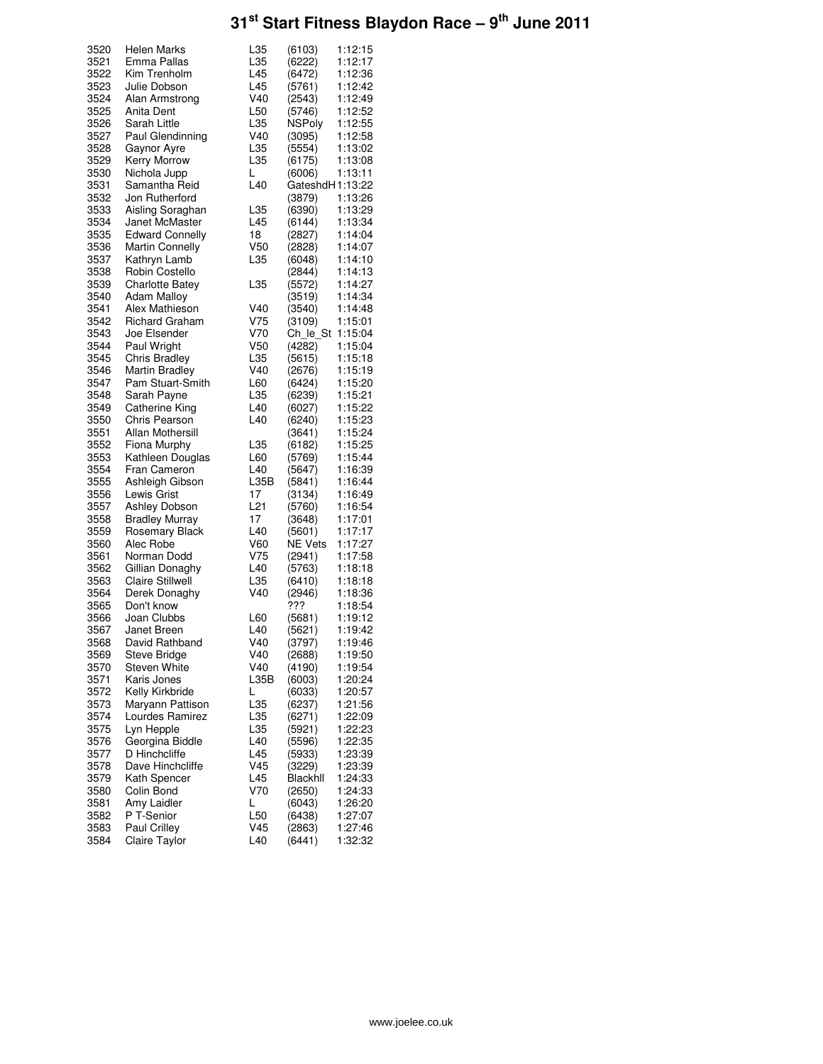# 31st Start Fitness Blaydon Race – 9th June 2011

| | | | | |
|---|---|---|---|---|
| 3520 | Helen Marks | L35 | (6103) | 1:12:15 |
| 3521 | Emma Pallas | L35 | (6222) | 1:12:17 |
| 3522 | Kim Trenholm | L45 | (6472) | 1:12:36 |
| 3523 | Julie Dobson | L45 | (5761) | 1:12:42 |
| 3524 | Alan Armstrong | V40 | (2543) | 1:12:49 |
| 3525 | Anita Dent | L50 | (5746) | 1:12:52 |
| 3526 | Sarah Little | L35 | NSPoly | 1:12:55 |
| 3527 | Paul Glendinning | V40 | (3095) | 1:12:58 |
| 3528 | Gaynor Ayre | L35 | (5554) | 1:13:02 |
| 3529 | Kerry Morrow | L35 | (6175) | 1:13:08 |
| 3530 | Nichola Jupp | L | (6006) | 1:13:11 |
| 3531 | Samantha Reid | L40 | GateshdH | 1:13:22 |
| 3532 | Jon Rutherford | | (3879) | 1:13:26 |
| 3533 | Aisling Soraghan | L35 | (6390) | 1:13:29 |
| 3534 | Janet McMaster | L45 | (6144) | 1:13:34 |
| 3535 | Edward Connelly | 18 | (2827) | 1:14:04 |
| 3536 | Martin Connelly | V50 | (2828) | 1:14:07 |
| 3537 | Kathryn Lamb | L35 | (6048) | 1:14:10 |
| 3538 | Robin Costello | | (2844) | 1:14:13 |
| 3539 | Charlotte Batey | L35 | (5572) | 1:14:27 |
| 3540 | Adam Malloy | | (3519) | 1:14:34 |
| 3541 | Alex Mathieson | V40 | (3540) | 1:14:48 |
| 3542 | Richard Graham | V75 | (3109) | 1:15:01 |
| 3543 | Joe Elsender | V70 | Ch_le_St | 1:15:04 |
| 3544 | Paul Wright | V50 | (4282) | 1:15:04 |
| 3545 | Chris Bradley | L35 | (5615) | 1:15:18 |
| 3546 | Martin Bradley | V40 | (2676) | 1:15:19 |
| 3547 | Pam Stuart-Smith | L60 | (6424) | 1:15:20 |
| 3548 | Sarah Payne | L35 | (6239) | 1:15:21 |
| 3549 | Catherine King | L40 | (6027) | 1:15:22 |
| 3550 | Chris Pearson | L40 | (6240) | 1:15:23 |
| 3551 | Allan Mothersill | | (3641) | 1:15:24 |
| 3552 | Fiona Murphy | L35 | (6182) | 1:15:25 |
| 3553 | Kathleen Douglas | L60 | (5769) | 1:15:44 |
| 3554 | Fran Cameron | L40 | (5647) | 1:16:39 |
| 3555 | Ashleigh Gibson | L35B | (5841) | 1:16:44 |
| 3556 | Lewis Grist | 17 | (3134) | 1:16:49 |
| 3557 | Ashley Dobson | L21 | (5760) | 1:16:54 |
| 3558 | Bradley Murray | 17 | (3648) | 1:17:01 |
| 3559 | Rosemary Black | L40 | (5601) | 1:17:17 |
| 3560 | Alec Robe | V60 | NE Vets | 1:17:27 |
| 3561 | Norman Dodd | V75 | (2941) | 1:17:58 |
| 3562 | Gillian Donaghy | L40 | (5763) | 1:18:18 |
| 3563 | Claire Stillwell | L35 | (6410) | 1:18:18 |
| 3564 | Derek Donaghy | V40 | (2946) | 1:18:36 |
| 3565 | Don't know | | ??? | 1:18:54 |
| 3566 | Joan Clubbs | L60 | (5681) | 1:19:12 |
| 3567 | Janet Breen | L40 | (5621) | 1:19:42 |
| 3568 | David Rathband | V40 | (3797) | 1:19:46 |
| 3569 | Steve Bridge | V40 | (2688) | 1:19:50 |
| 3570 | Steven White | V40 | (4190) | 1:19:54 |
| 3571 | Karis Jones | L35B | (6003) | 1:20:24 |
| 3572 | Kelly Kirkbride | L | (6033) | 1:20:57 |
| 3573 | Maryann Pattison | L35 | (6237) | 1:21:56 |
| 3574 | Lourdes Ramirez | L35 | (6271) | 1:22:09 |
| 3575 | Lyn Hepple | L35 | (5921) | 1:22:23 |
| 3576 | Georgina Biddle | L40 | (5596) | 1:22:35 |
| 3577 | D Hinchcliffe | L45 | (5933) | 1:23:39 |
| 3578 | Dave Hinchcliffe | V45 | (3229) | 1:23:39 |
| 3579 | Kath Spencer | L45 | Blackhll | 1:24:33 |
| 3580 | Colin Bond | V70 | (2650) | 1:24:33 |
| 3581 | Amy Laidler | L | (6043) | 1:26:20 |
| 3582 | P T-Senior | L50 | (6438) | 1:27:07 |
| 3583 | Paul Crilley | V45 | (2863) | 1:27:46 |
| 3584 | Claire Taylor | L40 | (6441) | 1:32:32 |